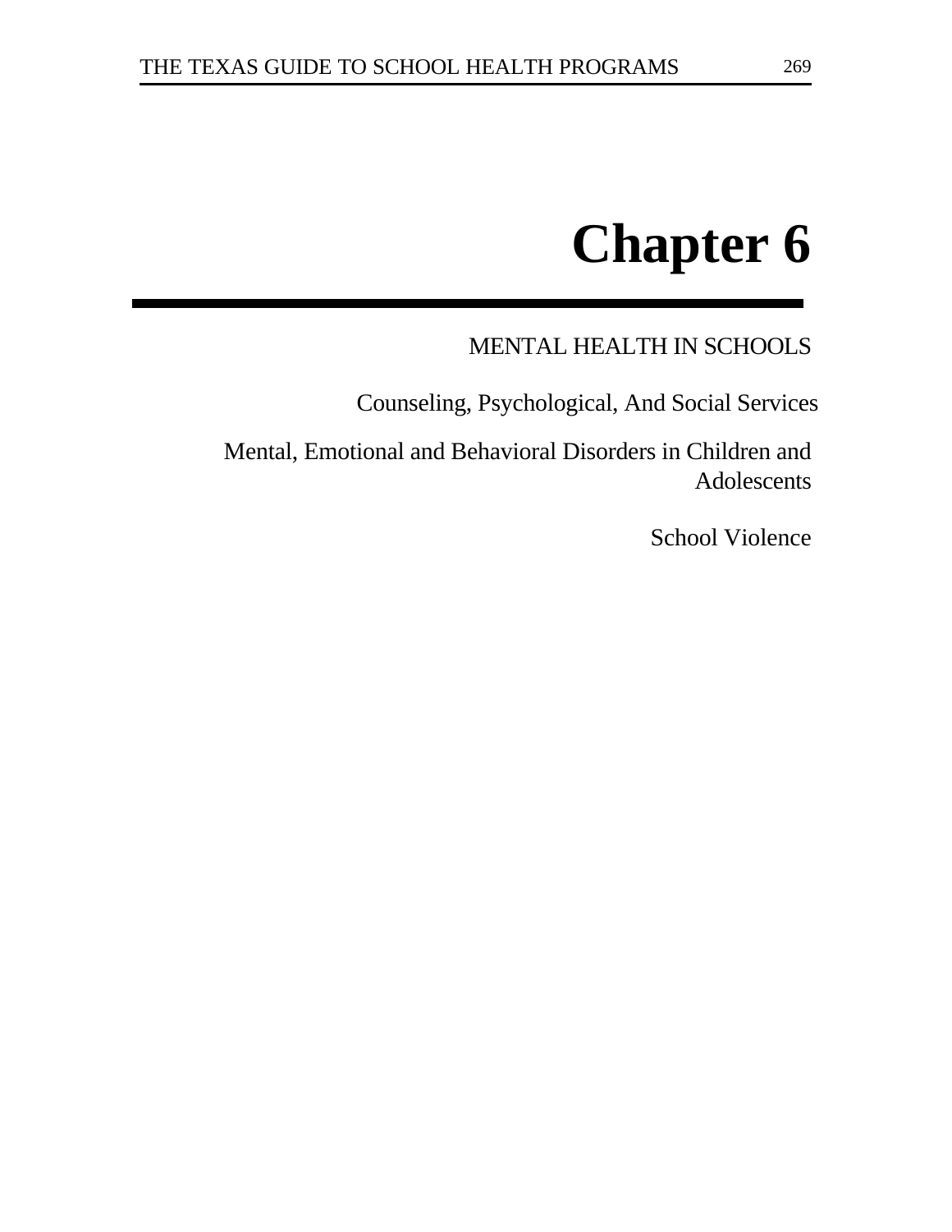# Chapter 6

## MENTAL HEALTH IN SCHOOLS

Counseling, Psychological, And Social Services

Mental, Emotional and Behavioral Disorders in Children and Adolescents

School Violence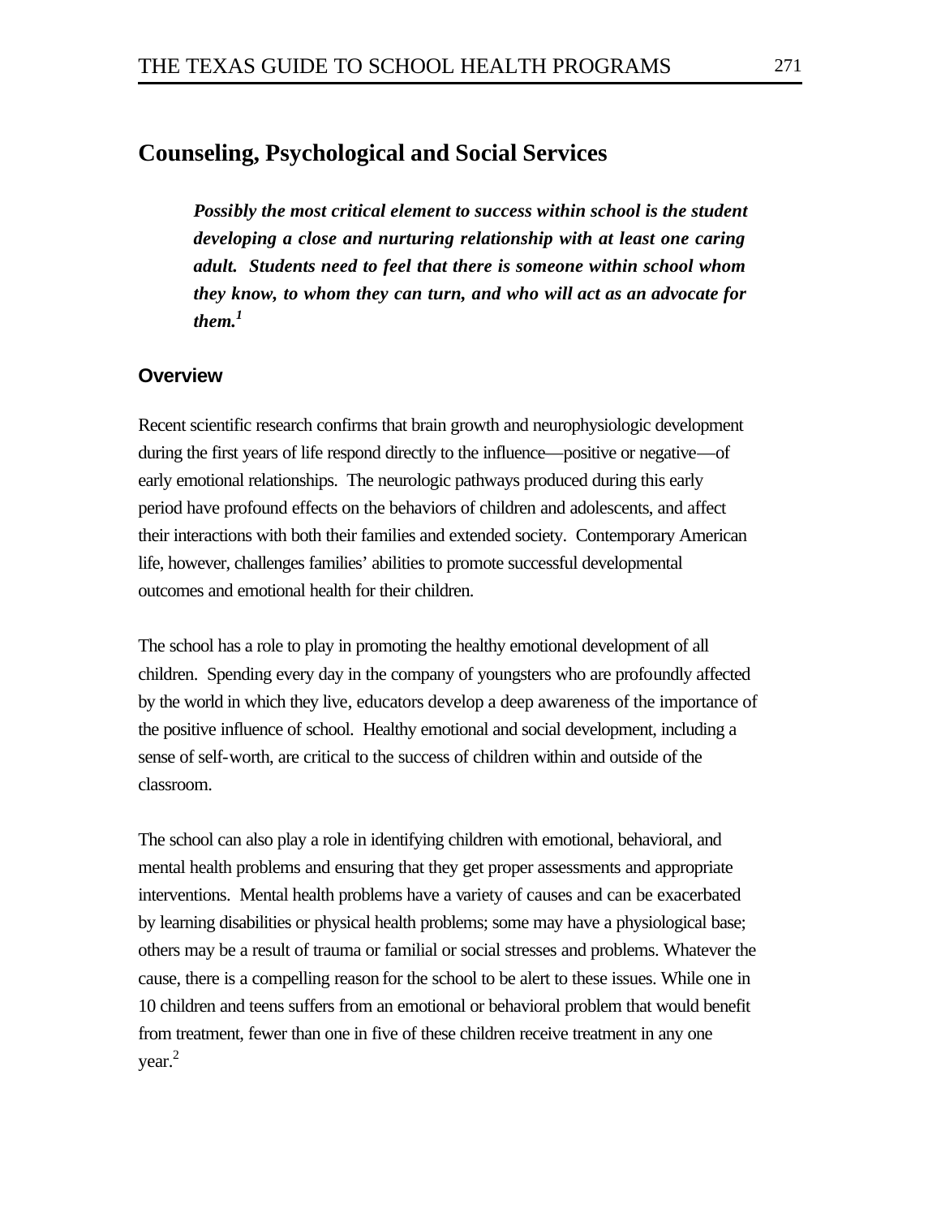# Counseling, Psychological and Social Services

***Possibly the most critical element to success within school is the student developing a close and nurturing relationship with at least one caring adult. Students need to feel that there is someone within school whom they know, to whom they can turn, and who will act as an advocate for them.***[1]

## Overview

Recent scientific research confirms that brain growth and neurophysiologic development during the first years of life respond directly to the influence—positive or negative—of early emotional relationships. The neurologic pathways produced during this early period have profound effects on the behaviors of children and adolescents, and affect their interactions with both their families and extended society. Contemporary American life, however, challenges families' abilities to promote successful developmental outcomes and emotional health for their children.

The school has a role to play in promoting the healthy emotional development of all children. Spending every day in the company of youngsters who are profoundly affected by the world in which they live, educators develop a deep awareness of the importance of the positive influence of school. Healthy emotional and social development, including a sense of self-worth, are critical to the success of children within and outside of the classroom.

The school can also play a role in identifying children with emotional, behavioral, and mental health problems and ensuring that they get proper assessments and appropriate interventions. Mental health problems have a variety of causes and can be exacerbated by learning disabilities or physical health problems; some may have a physiological base; others may be a result of trauma or familial or social stresses and problems. Whatever the cause, there is a compelling reason for the school to be alert to these issues. While one in 10 children and teens suffers from an emotional or behavioral problem that would benefit from treatment, fewer than one in five of these children receive treatment in any one year.[2]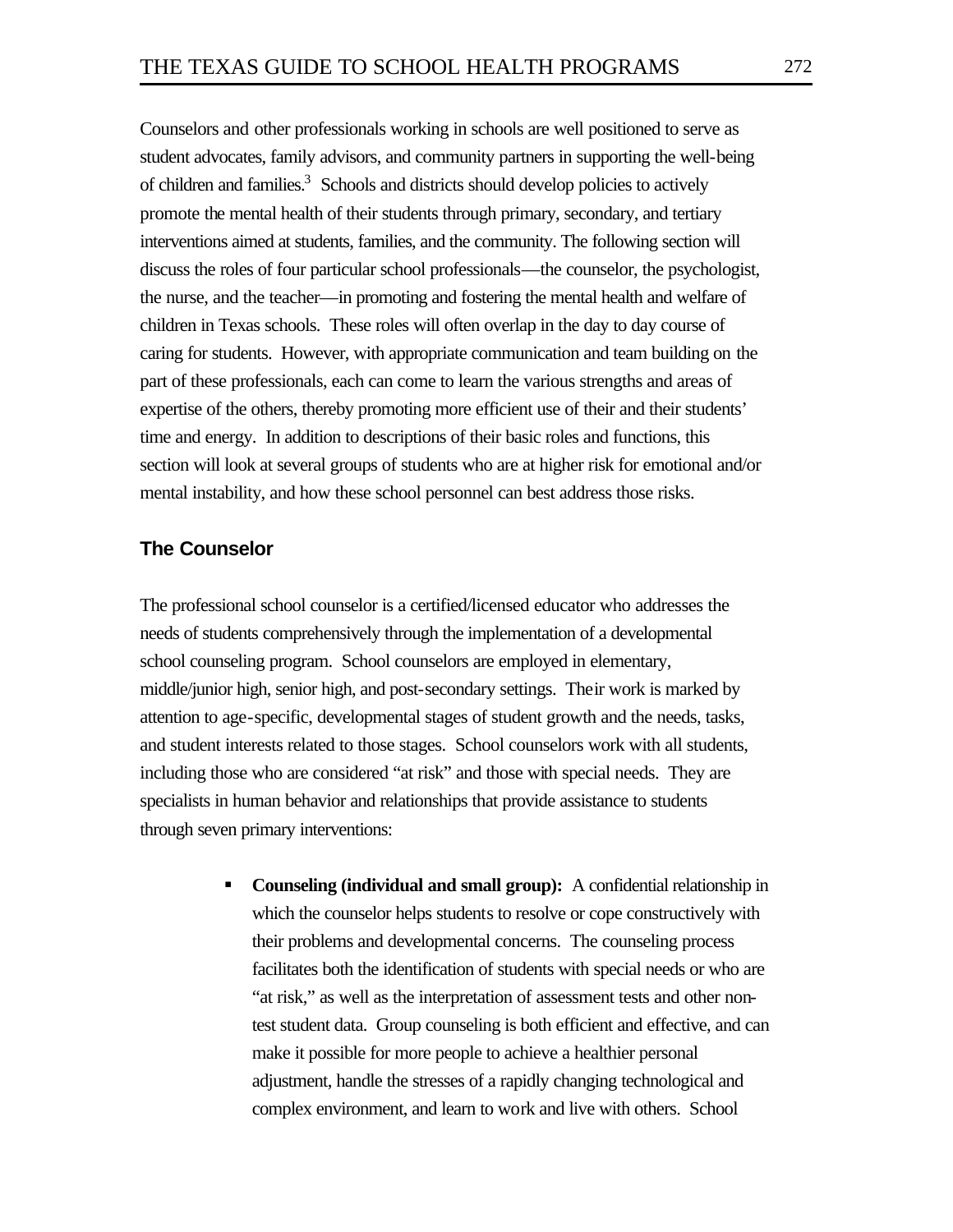Counselors and other professionals working in schools are well positioned to serve as student advocates, family advisors, and community partners in supporting the well-being of children and families.[3] Schools and districts should develop policies to actively promote the mental health of their students through primary, secondary, and tertiary interventions aimed at students, families, and the community. The following section will discuss the roles of four particular school professionals—the counselor, the psychologist, the nurse, and the teacher—in promoting and fostering the mental health and welfare of children in Texas schools. These roles will often overlap in the day to day course of caring for students. However, with appropriate communication and team building on the part of these professionals, each can come to learn the various strengths and areas of expertise of the others, thereby promoting more efficient use of their and their students' time and energy. In addition to descriptions of their basic roles and functions, this section will look at several groups of students who are at higher risk for emotional and/or mental instability, and how these school personnel can best address those risks.

### The Counselor

The professional school counselor is a certified/licensed educator who addresses the needs of students comprehensively through the implementation of a developmental school counseling program. School counselors are employed in elementary, middle/junior high, senior high, and post-secondary settings. Their work is marked by attention to age-specific, developmental stages of student growth and the needs, tasks, and student interests related to those stages. School counselors work with all students, including those who are considered "at risk" and those with special needs. They are specialists in human behavior and relationships that provide assistance to students through seven primary interventions:

- **Counseling (individual and small group):** A confidential relationship in which the counselor helps students to resolve or cope constructively with their problems and developmental concerns. The counseling process facilitates both the identification of students with special needs or who are "at risk," as well as the interpretation of assessment tests and other non-test student data. Group counseling is both efficient and effective, and can make it possible for more people to achieve a healthier personal adjustment, handle the stresses of a rapidly changing technological and complex environment, and learn to work and live with others. School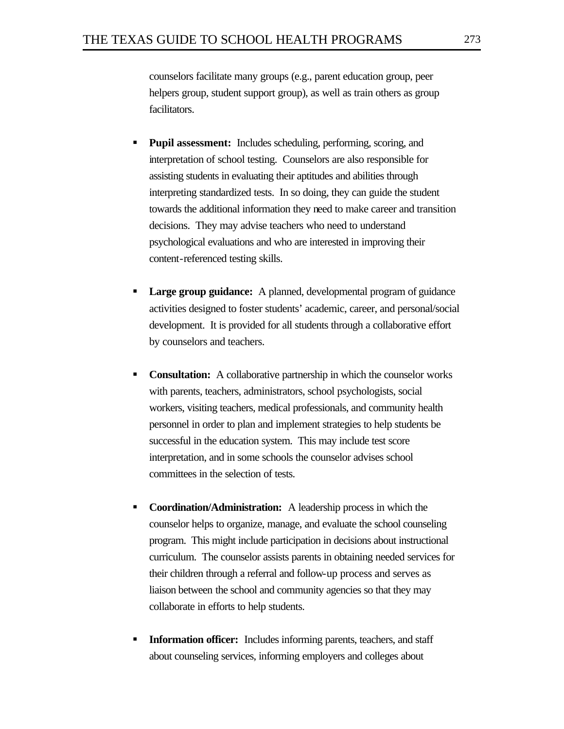counselors facilitate many groups (e.g., parent education group, peer helpers group, student support group), as well as train others as group facilitators.

- **Pupil assessment:** Includes scheduling, performing, scoring, and interpretation of school testing. Counselors are also responsible for assisting students in evaluating their aptitudes and abilities through interpreting standardized tests. In so doing, they can guide the student towards the additional information they need to make career and transition decisions. They may advise teachers who need to understand psychological evaluations and who are interested in improving their content-referenced testing skills.

- **Large group guidance:** A planned, developmental program of guidance activities designed to foster students' academic, career, and personal/social development. It is provided for all students through a collaborative effort by counselors and teachers.

- **Consultation:** A collaborative partnership in which the counselor works with parents, teachers, administrators, school psychologists, social workers, visiting teachers, medical professionals, and community health personnel in order to plan and implement strategies to help students be successful in the education system. This may include test score interpretation, and in some schools the counselor advises school committees in the selection of tests.

- **Coordination/Administration:** A leadership process in which the counselor helps to organize, manage, and evaluate the school counseling program. This might include participation in decisions about instructional curriculum. The counselor assists parents in obtaining needed services for their children through a referral and follow-up process and serves as liaison between the school and community agencies so that they may collaborate in efforts to help students.

- **Information officer:** Includes informing parents, teachers, and staff about counseling services, informing employers and colleges about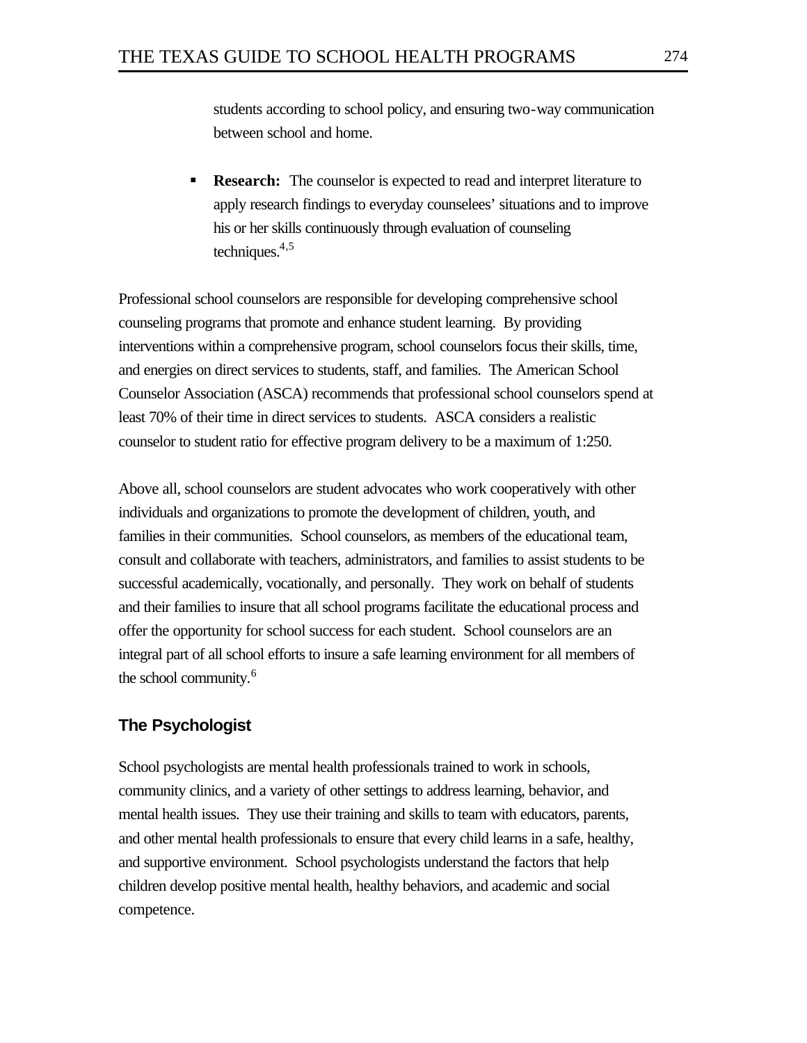students according to school policy, and ensuring two-way communication between school and home.

- **Research:** The counselor is expected to read and interpret literature to apply research findings to everyday counselees' situations and to improve his or her skills continuously through evaluation of counseling techniques.[4,5]

Professional school counselors are responsible for developing comprehensive school counseling programs that promote and enhance student learning. By providing interventions within a comprehensive program, school counselors focus their skills, time, and energies on direct services to students, staff, and families. The American School Counselor Association (ASCA) recommends that professional school counselors spend at least 70% of their time in direct services to students. ASCA considers a realistic counselor to student ratio for effective program delivery to be a maximum of 1:250.

Above all, school counselors are student advocates who work cooperatively with other individuals and organizations to promote the development of children, youth, and families in their communities. School counselors, as members of the educational team, consult and collaborate with teachers, administrators, and families to assist students to be successful academically, vocationally, and personally. They work on behalf of students and their families to insure that all school programs facilitate the educational process and offer the opportunity for school success for each student. School counselors are an integral part of all school efforts to insure a safe learning environment for all members of the school community.[6]

### The Psychologist

School psychologists are mental health professionals trained to work in schools, community clinics, and a variety of other settings to address learning, behavior, and mental health issues. They use their training and skills to team with educators, parents, and other mental health professionals to ensure that every child learns in a safe, healthy, and supportive environment. School psychologists understand the factors that help children develop positive mental health, healthy behaviors, and academic and social competence.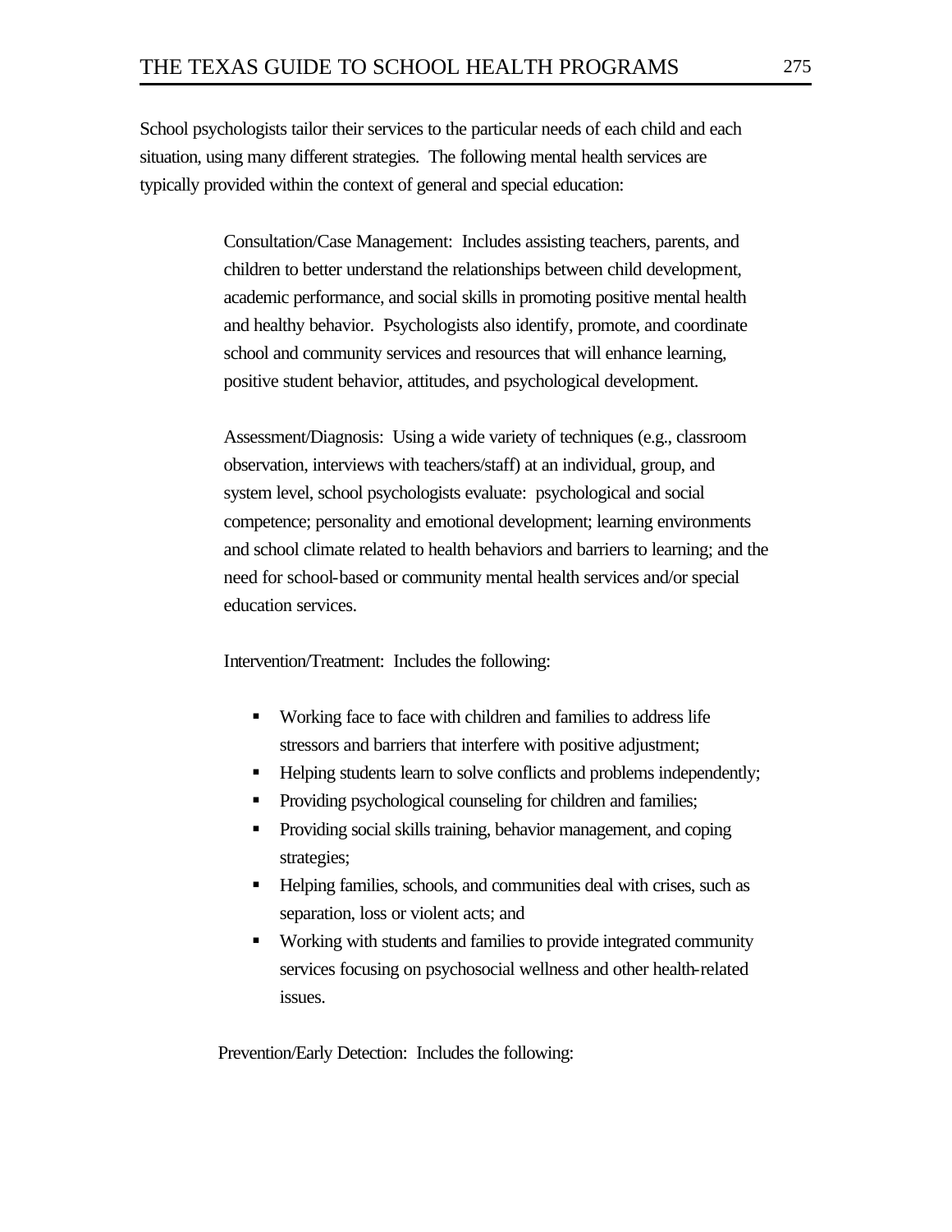School psychologists tailor their services to the particular needs of each child and each situation, using many different strategies. The following mental health services are typically provided within the context of general and special education:

Consultation/Case Management: Includes assisting teachers, parents, and children to better understand the relationships between child development, academic performance, and social skills in promoting positive mental health and healthy behavior. Psychologists also identify, promote, and coordinate school and community services and resources that will enhance learning, positive student behavior, attitudes, and psychological development.

Assessment/Diagnosis: Using a wide variety of techniques (e.g., classroom observation, interviews with teachers/staff) at an individual, group, and system level, school psychologists evaluate: psychological and social competence; personality and emotional development; learning environments and school climate related to health behaviors and barriers to learning; and the need for school-based or community mental health services and/or special education services.

Intervention/Treatment: Includes the following:

- Working face to face with children and families to address life stressors and barriers that interfere with positive adjustment;
- Helping students learn to solve conflicts and problems independently;
- Providing psychological counseling for children and families;
- Providing social skills training, behavior management, and coping strategies;
- Helping families, schools, and communities deal with crises, such as separation, loss or violent acts; and
- Working with students and families to provide integrated community services focusing on psychosocial wellness and other health-related issues.

Prevention/Early Detection: Includes the following: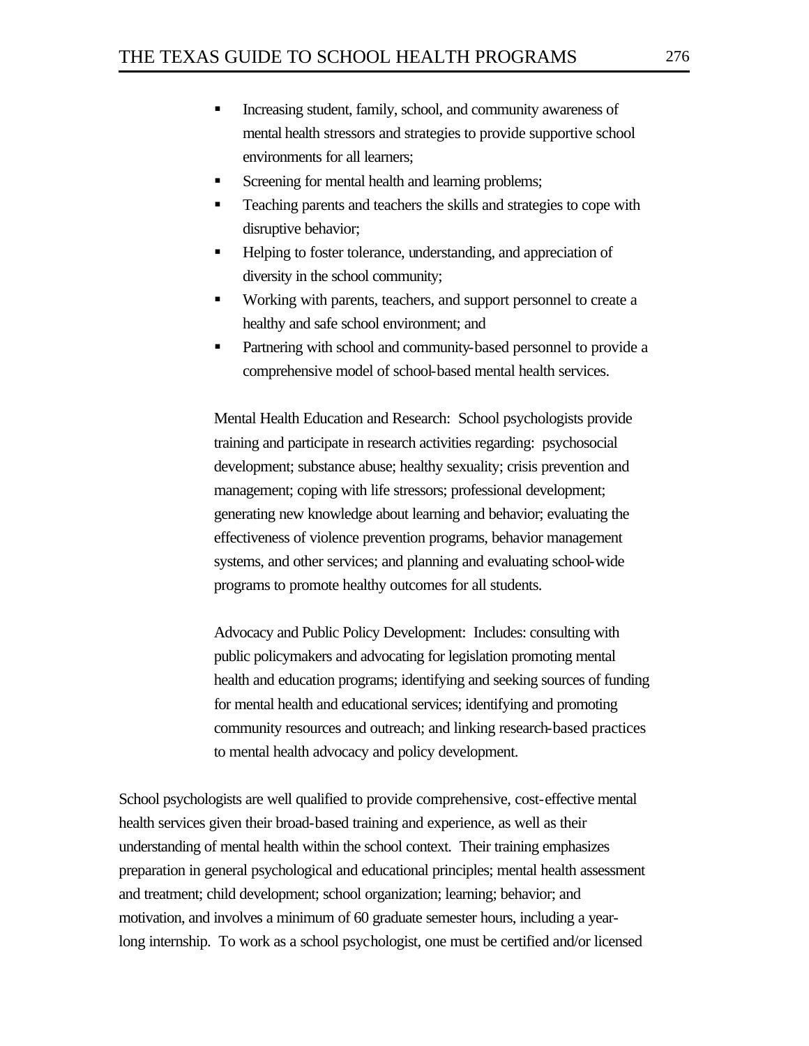- Increasing student, family, school, and community awareness of mental health stressors and strategies to provide supportive school environments for all learners;
- Screening for mental health and learning problems;
- Teaching parents and teachers the skills and strategies to cope with disruptive behavior;
- Helping to foster tolerance, understanding, and appreciation of diversity in the school community;
- Working with parents, teachers, and support personnel to create a healthy and safe school environment; and
- Partnering with school and community-based personnel to provide a comprehensive model of school-based mental health services.

Mental Health Education and Research: School psychologists provide training and participate in research activities regarding: psychosocial development; substance abuse; healthy sexuality; crisis prevention and management; coping with life stressors; professional development; generating new knowledge about learning and behavior; evaluating the effectiveness of violence prevention programs, behavior management systems, and other services; and planning and evaluating school-wide programs to promote healthy outcomes for all students.

Advocacy and Public Policy Development: Includes: consulting with public policymakers and advocating for legislation promoting mental health and education programs; identifying and seeking sources of funding for mental health and educational services; identifying and promoting community resources and outreach; and linking research-based practices to mental health advocacy and policy development.

School psychologists are well qualified to provide comprehensive, cost-effective mental health services given their broad-based training and experience, as well as their understanding of mental health within the school context. Their training emphasizes preparation in general psychological and educational principles; mental health assessment and treatment; child development; school organization; learning; behavior; and motivation, and involves a minimum of 60 graduate semester hours, including a year-long internship. To work as a school psychologist, one must be certified and/or licensed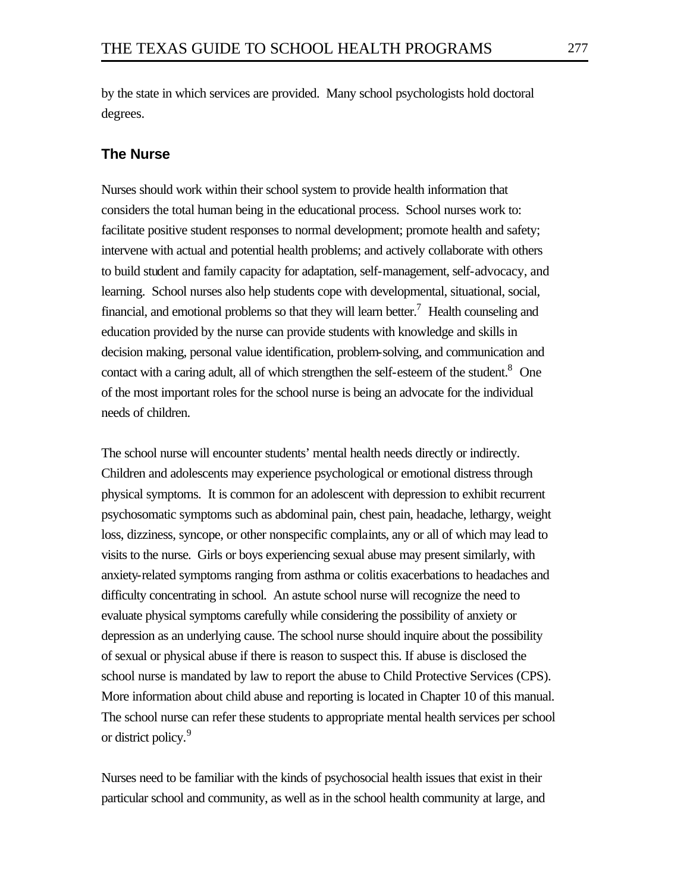by the state in which services are provided. Many school psychologists hold doctoral degrees.

### The Nurse

Nurses should work within their school system to provide health information that considers the total human being in the educational process. School nurses work to: facilitate positive student responses to normal development; promote health and safety; intervene with actual and potential health problems; and actively collaborate with others to build student and family capacity for adaptation, self-management, self-advocacy, and learning. School nurses also help students cope with developmental, situational, social, financial, and emotional problems so that they will learn better.[7] Health counseling and education provided by the nurse can provide students with knowledge and skills in decision making, personal value identification, problem-solving, and communication and contact with a caring adult, all of which strengthen the self-esteem of the student.[8] One of the most important roles for the school nurse is being an advocate for the individual needs of children.

The school nurse will encounter students' mental health needs directly or indirectly. Children and adolescents may experience psychological or emotional distress through physical symptoms. It is common for an adolescent with depression to exhibit recurrent psychosomatic symptoms such as abdominal pain, chest pain, headache, lethargy, weight loss, dizziness, syncope, or other nonspecific complaints, any or all of which may lead to visits to the nurse. Girls or boys experiencing sexual abuse may present similarly, with anxiety-related symptoms ranging from asthma or colitis exacerbations to headaches and difficulty concentrating in school. An astute school nurse will recognize the need to evaluate physical symptoms carefully while considering the possibility of anxiety or depression as an underlying cause. The school nurse should inquire about the possibility of sexual or physical abuse if there is reason to suspect this. If abuse is disclosed the school nurse is mandated by law to report the abuse to Child Protective Services (CPS). More information about child abuse and reporting is located in Chapter 10 of this manual. The school nurse can refer these students to appropriate mental health services per school or district policy.[9]

Nurses need to be familiar with the kinds of psychosocial health issues that exist in their particular school and community, as well as in the school health community at large, and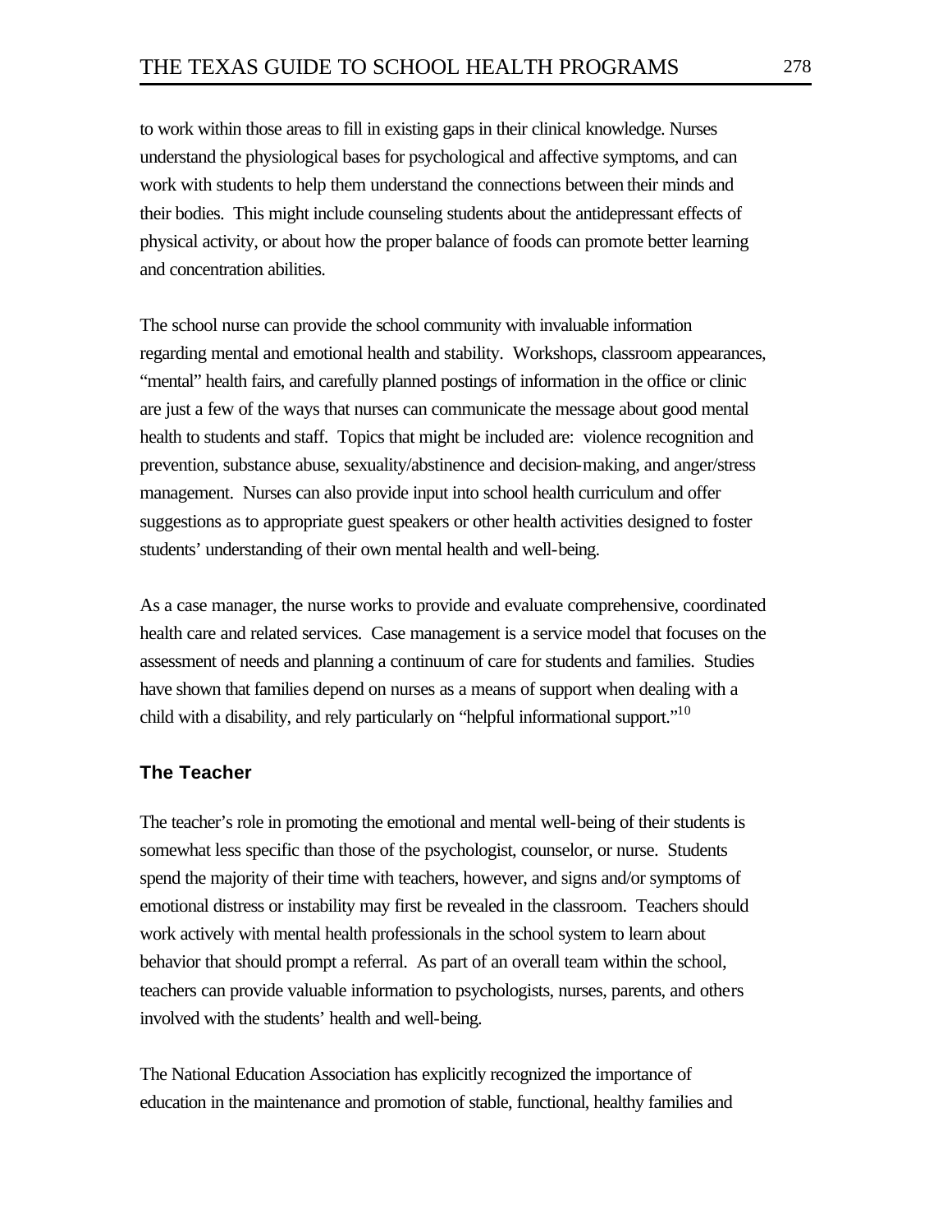to work within those areas to fill in existing gaps in their clinical knowledge. Nurses understand the physiological bases for psychological and affective symptoms, and can work with students to help them understand the connections between their minds and their bodies. This might include counseling students about the antidepressant effects of physical activity, or about how the proper balance of foods can promote better learning and concentration abilities.

The school nurse can provide the school community with invaluable information regarding mental and emotional health and stability. Workshops, classroom appearances, "mental" health fairs, and carefully planned postings of information in the office or clinic are just a few of the ways that nurses can communicate the message about good mental health to students and staff. Topics that might be included are: violence recognition and prevention, substance abuse, sexuality/abstinence and decision-making, and anger/stress management. Nurses can also provide input into school health curriculum and offer suggestions as to appropriate guest speakers or other health activities designed to foster students' understanding of their own mental health and well-being.

As a case manager, the nurse works to provide and evaluate comprehensive, coordinated health care and related services. Case management is a service model that focuses on the assessment of needs and planning a continuum of care for students and families. Studies have shown that families depend on nurses as a means of support when dealing with a child with a disability, and rely particularly on "helpful informational support."[10]

### The Teacher

The teacher's role in promoting the emotional and mental well-being of their students is somewhat less specific than those of the psychologist, counselor, or nurse. Students spend the majority of their time with teachers, however, and signs and/or symptoms of emotional distress or instability may first be revealed in the classroom. Teachers should work actively with mental health professionals in the school system to learn about behavior that should prompt a referral. As part of an overall team within the school, teachers can provide valuable information to psychologists, nurses, parents, and others involved with the students' health and well-being.

The National Education Association has explicitly recognized the importance of education in the maintenance and promotion of stable, functional, healthy families and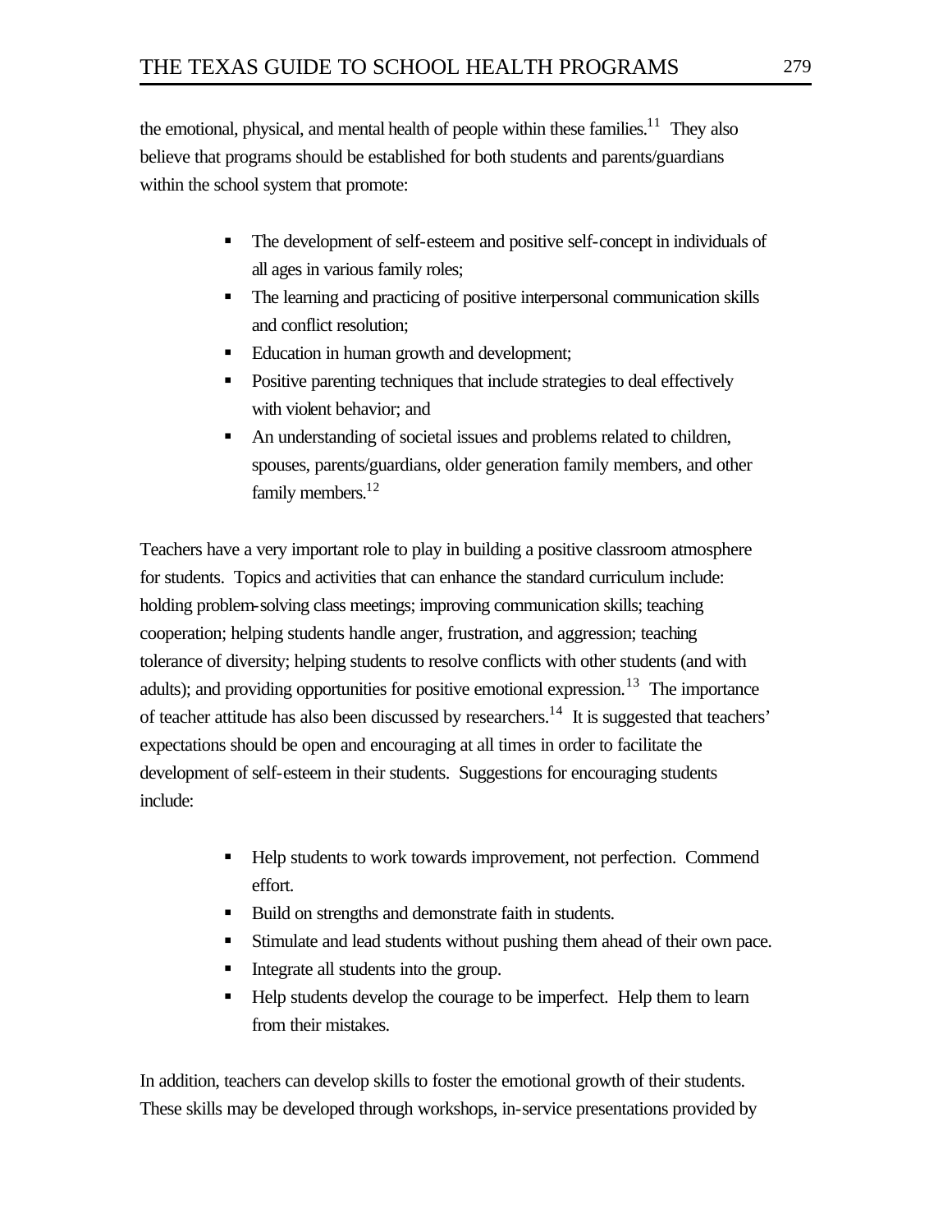the emotional, physical, and mental health of people within these families.[11] They also believe that programs should be established for both students and parents/guardians within the school system that promote:

- The development of self-esteem and positive self-concept in individuals of all ages in various family roles;
- The learning and practicing of positive interpersonal communication skills and conflict resolution;
- Education in human growth and development;
- Positive parenting techniques that include strategies to deal effectively with violent behavior; and
- An understanding of societal issues and problems related to children, spouses, parents/guardians, older generation family members, and other family members.[12]

Teachers have a very important role to play in building a positive classroom atmosphere for students. Topics and activities that can enhance the standard curriculum include: holding problem-solving class meetings; improving communication skills; teaching cooperation; helping students handle anger, frustration, and aggression; teaching tolerance of diversity; helping students to resolve conflicts with other students (and with adults); and providing opportunities for positive emotional expression.[13] The importance of teacher attitude has also been discussed by researchers.[14] It is suggested that teachers' expectations should be open and encouraging at all times in order to facilitate the development of self-esteem in their students. Suggestions for encouraging students include:

- Help students to work towards improvement, not perfection. Commend effort.
- Build on strengths and demonstrate faith in students.
- Stimulate and lead students without pushing them ahead of their own pace.
- Integrate all students into the group.
- Help students develop the courage to be imperfect. Help them to learn from their mistakes.

In addition, teachers can develop skills to foster the emotional growth of their students. These skills may be developed through workshops, in-service presentations provided by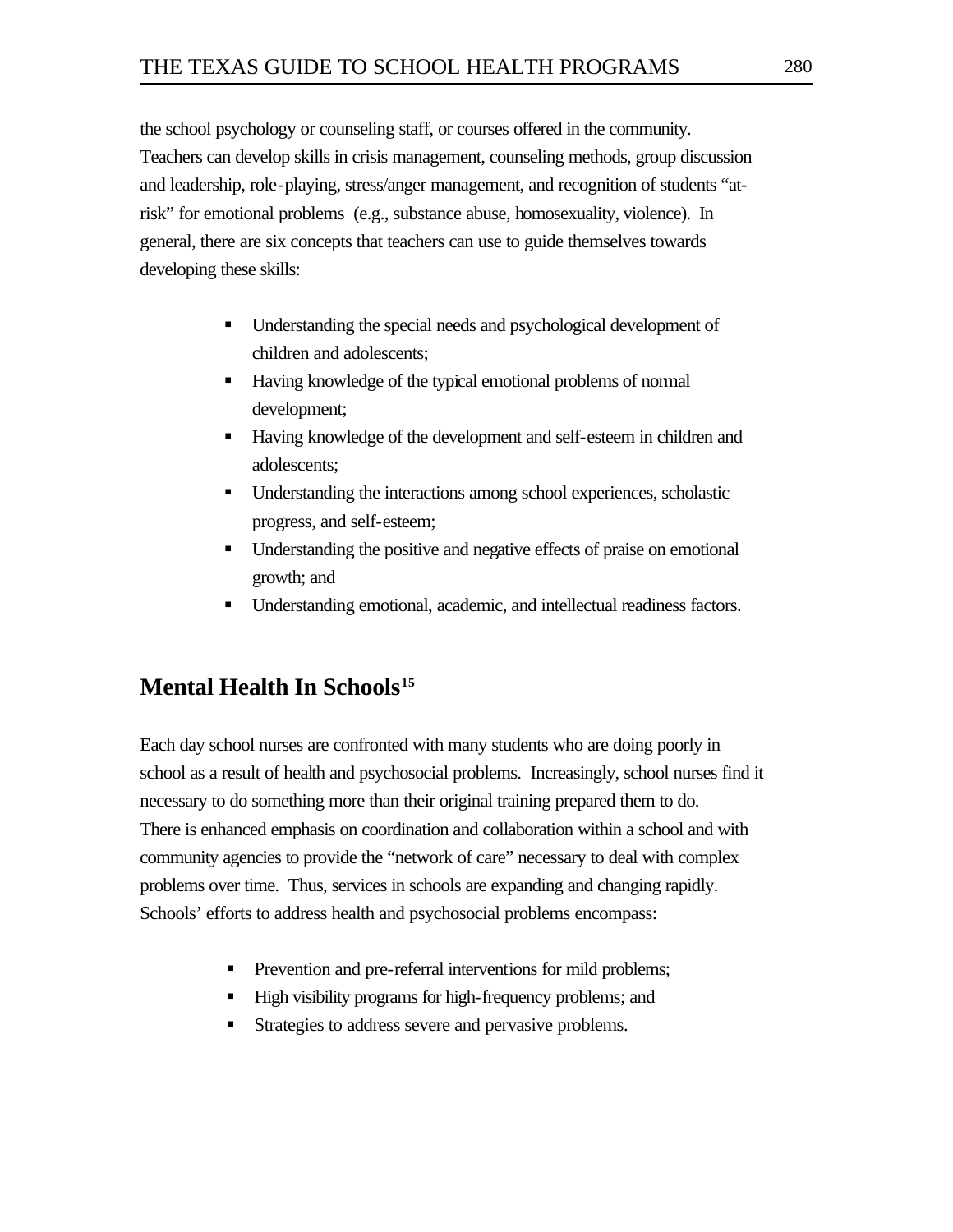the school psychology or counseling staff, or courses offered in the community. Teachers can develop skills in crisis management, counseling methods, group discussion and leadership, role-playing, stress/anger management, and recognition of students "at-risk" for emotional problems (e.g., substance abuse, homosexuality, violence). In general, there are six concepts that teachers can use to guide themselves towards developing these skills:

- Understanding the special needs and psychological development of children and adolescents;
- Having knowledge of the typical emotional problems of normal development;
- Having knowledge of the development and self-esteem in children and adolescents;
- Understanding the interactions among school experiences, scholastic progress, and self-esteem;
- Understanding the positive and negative effects of praise on emotional growth; and
- Understanding emotional, academic, and intellectual readiness factors.

## Mental Health In Schools[15]

Each day school nurses are confronted with many students who are doing poorly in school as a result of health and psychosocial problems. Increasingly, school nurses find it necessary to do something more than their original training prepared them to do. There is enhanced emphasis on coordination and collaboration within a school and with community agencies to provide the "network of care" necessary to deal with complex problems over time. Thus, services in schools are expanding and changing rapidly. Schools' efforts to address health and psychosocial problems encompass:

- Prevention and pre-referral interventions for mild problems;
- High visibility programs for high-frequency problems; and
- Strategies to address severe and pervasive problems.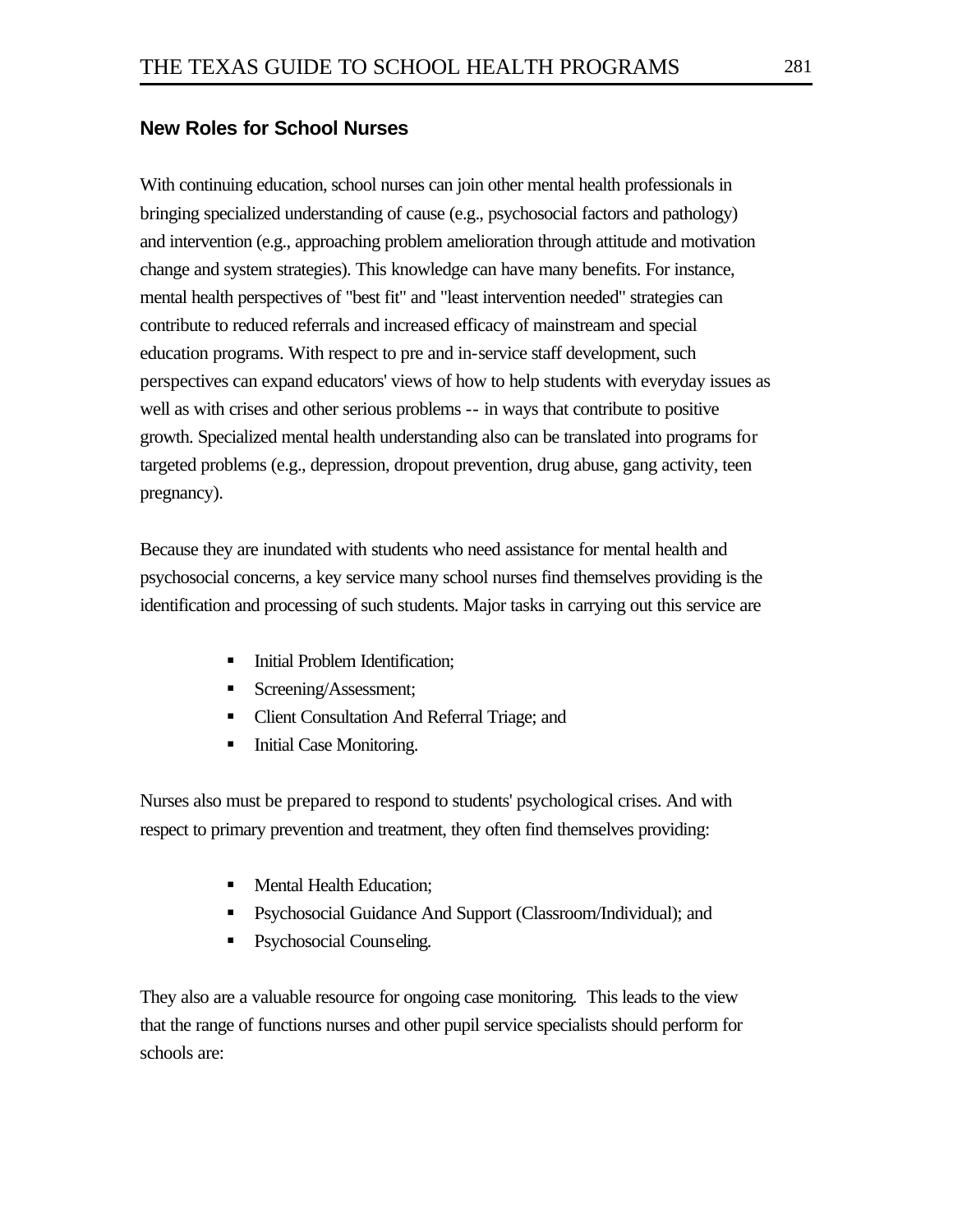## New Roles for School Nurses

With continuing education, school nurses can join other mental health professionals in bringing specialized understanding of cause (e.g., psychosocial factors and pathology) and intervention (e.g., approaching problem amelioration through attitude and motivation change and system strategies). This knowledge can have many benefits. For instance, mental health perspectives of "best fit" and "least intervention needed" strategies can contribute to reduced referrals and increased efficacy of mainstream and special education programs. With respect to pre and in-service staff development, such perspectives can expand educators' views of how to help students with everyday issues as well as with crises and other serious problems -- in ways that contribute to positive growth. Specialized mental health understanding also can be translated into programs for targeted problems (e.g., depression, dropout prevention, drug abuse, gang activity, teen pregnancy).

Because they are inundated with students who need assistance for mental health and psychosocial concerns, a key service many school nurses find themselves providing is the identification and processing of such students. Major tasks in carrying out this service are

- Initial Problem Identification;
- Screening/Assessment;
- Client Consultation And Referral Triage; and
- Initial Case Monitoring.

Nurses also must be prepared to respond to students' psychological crises. And with respect to primary prevention and treatment, they often find themselves providing:

- Mental Health Education;
- Psychosocial Guidance And Support (Classroom/Individual); and
- Psychosocial Counseling.

They also are a valuable resource for ongoing case monitoring. This leads to the view that the range of functions nurses and other pupil service specialists should perform for schools are: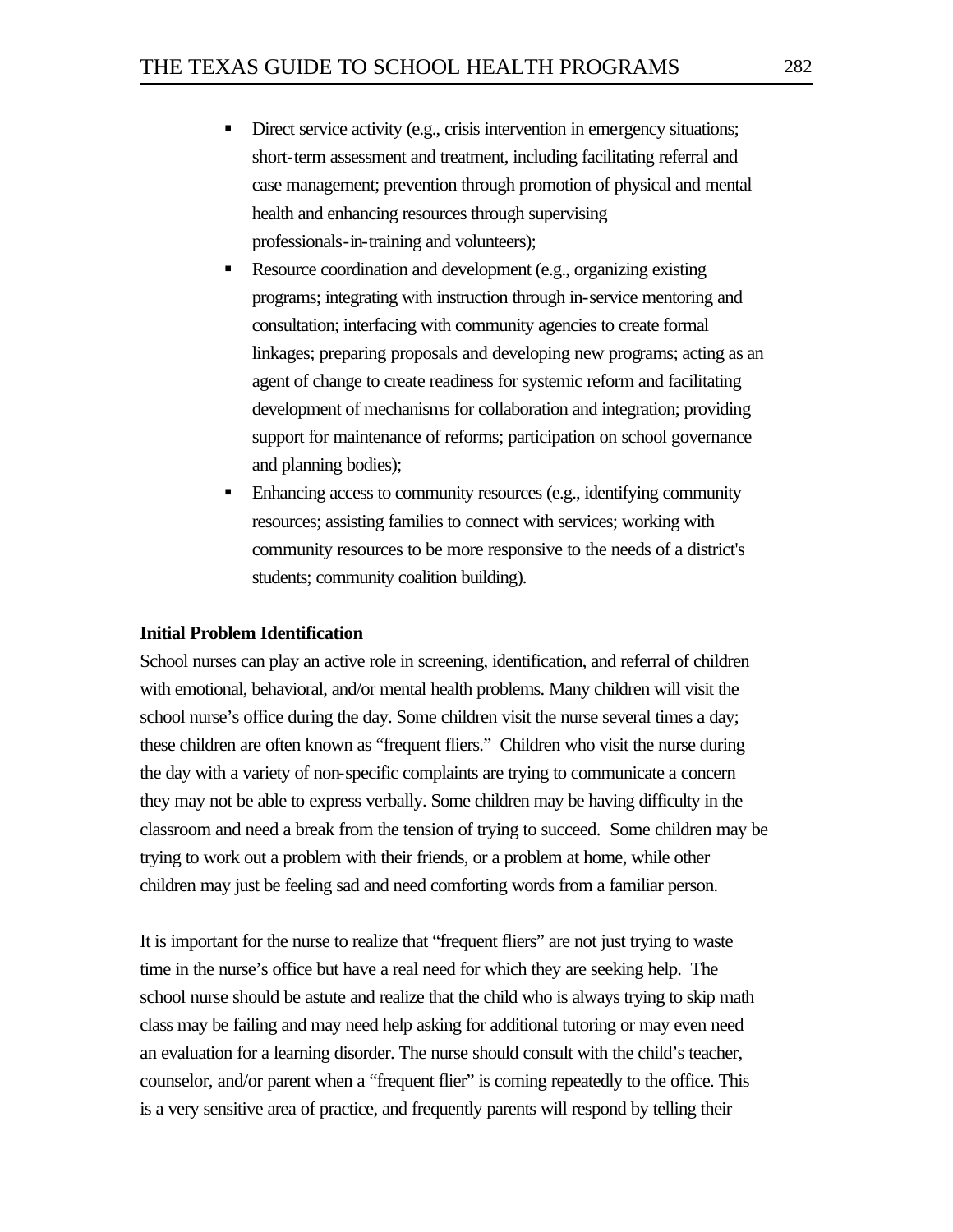- Direct service activity (e.g., crisis intervention in emergency situations; short-term assessment and treatment, including facilitating referral and case management; prevention through promotion of physical and mental health and enhancing resources through supervising professionals-in-training and volunteers);
- Resource coordination and development (e.g., organizing existing programs; integrating with instruction through in-service mentoring and consultation; interfacing with community agencies to create formal linkages; preparing proposals and developing new programs; acting as an agent of change to create readiness for systemic reform and facilitating development of mechanisms for collaboration and integration; providing support for maintenance of reforms; participation on school governance and planning bodies);
- Enhancing access to community resources (e.g., identifying community resources; assisting families to connect with services; working with community resources to be more responsive to the needs of a district's students; community coalition building).

**Initial Problem Identification**

School nurses can play an active role in screening, identification, and referral of children with emotional, behavioral, and/or mental health problems. Many children will visit the school nurse's office during the day. Some children visit the nurse several times a day; these children are often known as "frequent fliers." Children who visit the nurse during the day with a variety of non-specific complaints are trying to communicate a concern they may not be able to express verbally. Some children may be having difficulty in the classroom and need a break from the tension of trying to succeed. Some children may be trying to work out a problem with their friends, or a problem at home, while other children may just be feeling sad and need comforting words from a familiar person.

It is important for the nurse to realize that "frequent fliers" are not just trying to waste time in the nurse's office but have a real need for which they are seeking help. The school nurse should be astute and realize that the child who is always trying to skip math class may be failing and may need help asking for additional tutoring or may even need an evaluation for a learning disorder. The nurse should consult with the child's teacher, counselor, and/or parent when a "frequent flier" is coming repeatedly to the office. This is a very sensitive area of practice, and frequently parents will respond by telling their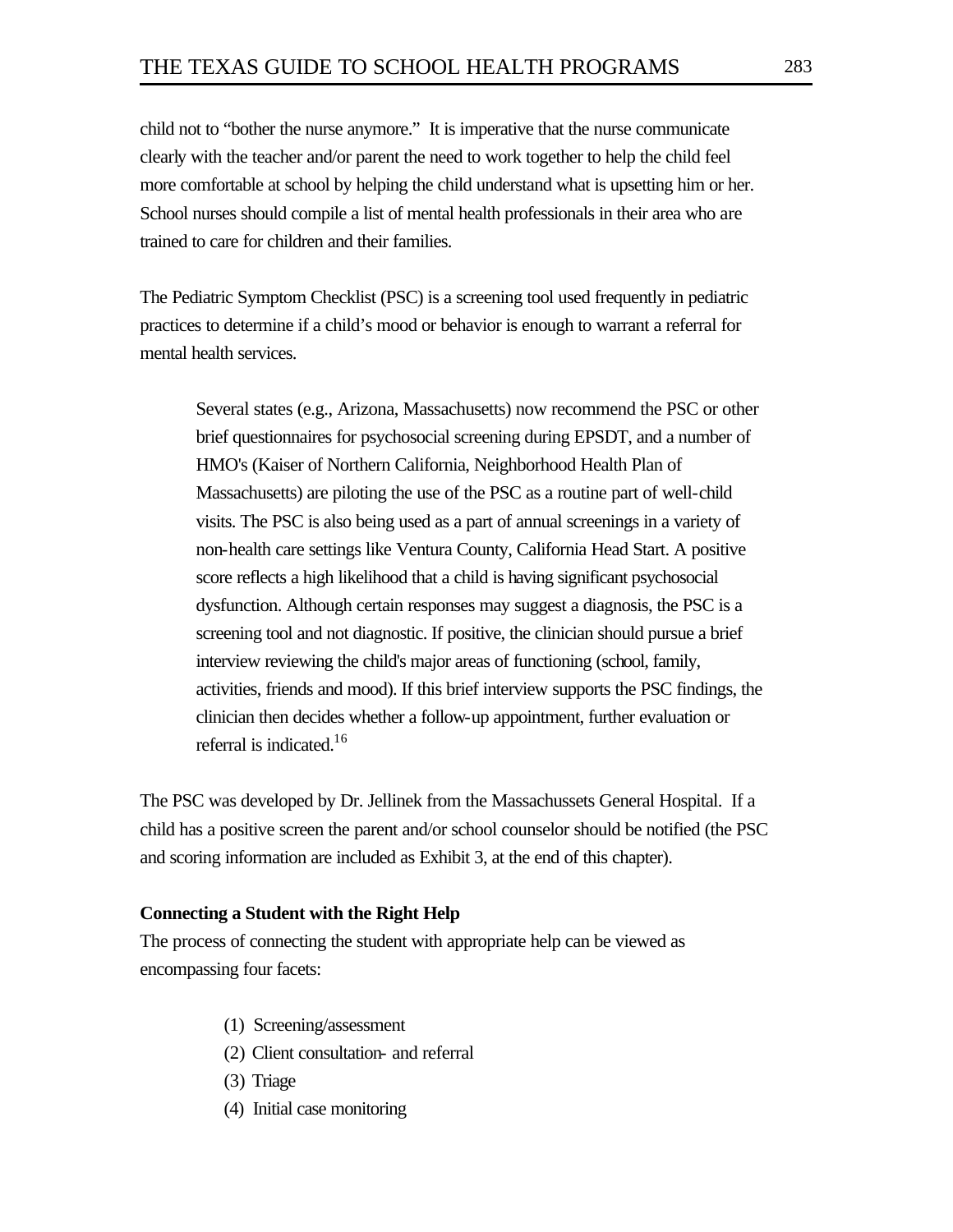child not to "bother the nurse anymore." It is imperative that the nurse communicate clearly with the teacher and/or parent the need to work together to help the child feel more comfortable at school by helping the child understand what is upsetting him or her. School nurses should compile a list of mental health professionals in their area who are trained to care for children and their families.

The Pediatric Symptom Checklist (PSC) is a screening tool used frequently in pediatric practices to determine if a child's mood or behavior is enough to warrant a referral for mental health services.

> Several states (e.g., Arizona, Massachusetts) now recommend the PSC or other brief questionnaires for psychosocial screening during EPSDT, and a number of HMO's (Kaiser of Northern California, Neighborhood Health Plan of Massachusetts) are piloting the use of the PSC as a routine part of well-child visits. The PSC is also being used as a part of annual screenings in a variety of non-health care settings like Ventura County, California Head Start. A positive score reflects a high likelihood that a child is having significant psychosocial dysfunction. Although certain responses may suggest a diagnosis, the PSC is a screening tool and not diagnostic. If positive, the clinician should pursue a brief interview reviewing the child's major areas of functioning (school, family, activities, friends and mood). If this brief interview supports the PSC findings, the clinician then decides whether a follow-up appointment, further evaluation or referral is indicated.[16]

The PSC was developed by Dr. Jellinek from the Massachussets General Hospital. If a child has a positive screen the parent and/or school counselor should be notified (the PSC and scoring information are included as Exhibit 3, at the end of this chapter).

**Connecting a Student with the Right Help**

The process of connecting the student with appropriate help can be viewed as encompassing four facets:

(1) Screening/assessment
(2) Client consultation- and referral
(3) Triage
(4) Initial case monitoring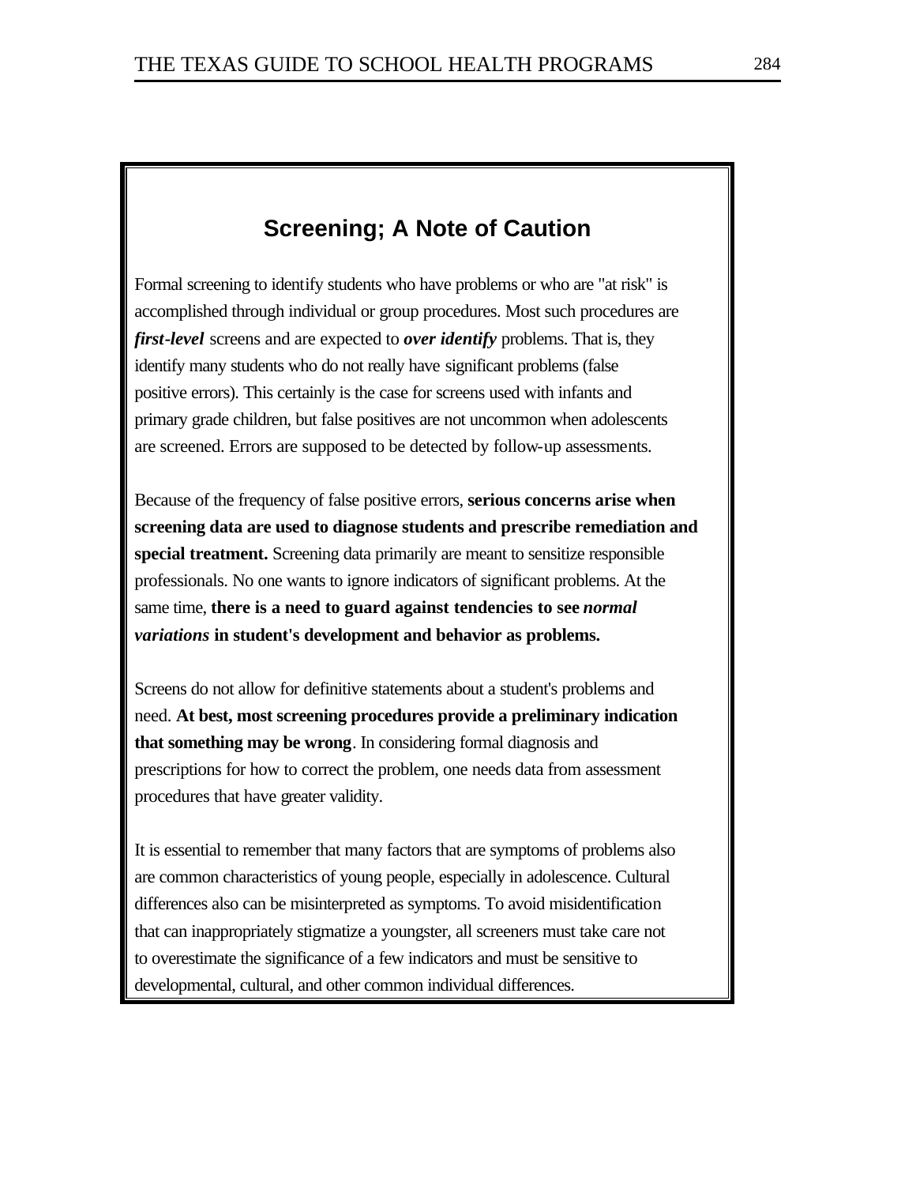## Screening; A Note of Caution

Formal screening to identify students who have problems or who are "at risk" is accomplished through individual or group procedures. Most such procedures are ***first-level*** screens and are expected to ***over identify*** problems. That is, they identify many students who do not really have significant problems (false positive errors). This certainly is the case for screens used with infants and primary grade children, but false positives are not uncommon when adolescents are screened. Errors are supposed to be detected by follow-up assessments.

Because of the frequency of false positive errors, **serious concerns arise when screening data are used to diagnose students and prescribe remediation and special treatment.** Screening data primarily are meant to sensitize responsible professionals. No one wants to ignore indicators of significant problems. At the same time, **there is a need to guard against tendencies to see *normal variations* in student's development and behavior as problems.**

Screens do not allow for definitive statements about a student's problems and need. **At best, most screening procedures provide a preliminary indication that something may be wrong**. In considering formal diagnosis and prescriptions for how to correct the problem, one needs data from assessment procedures that have greater validity.

It is essential to remember that many factors that are symptoms of problems also are common characteristics of young people, especially in adolescence. Cultural differences also can be misinterpreted as symptoms. To avoid misidentification that can inappropriately stigmatize a youngster, all screeners must take care not to overestimate the significance of a few indicators and must be sensitive to developmental, cultural, and other common individual differences.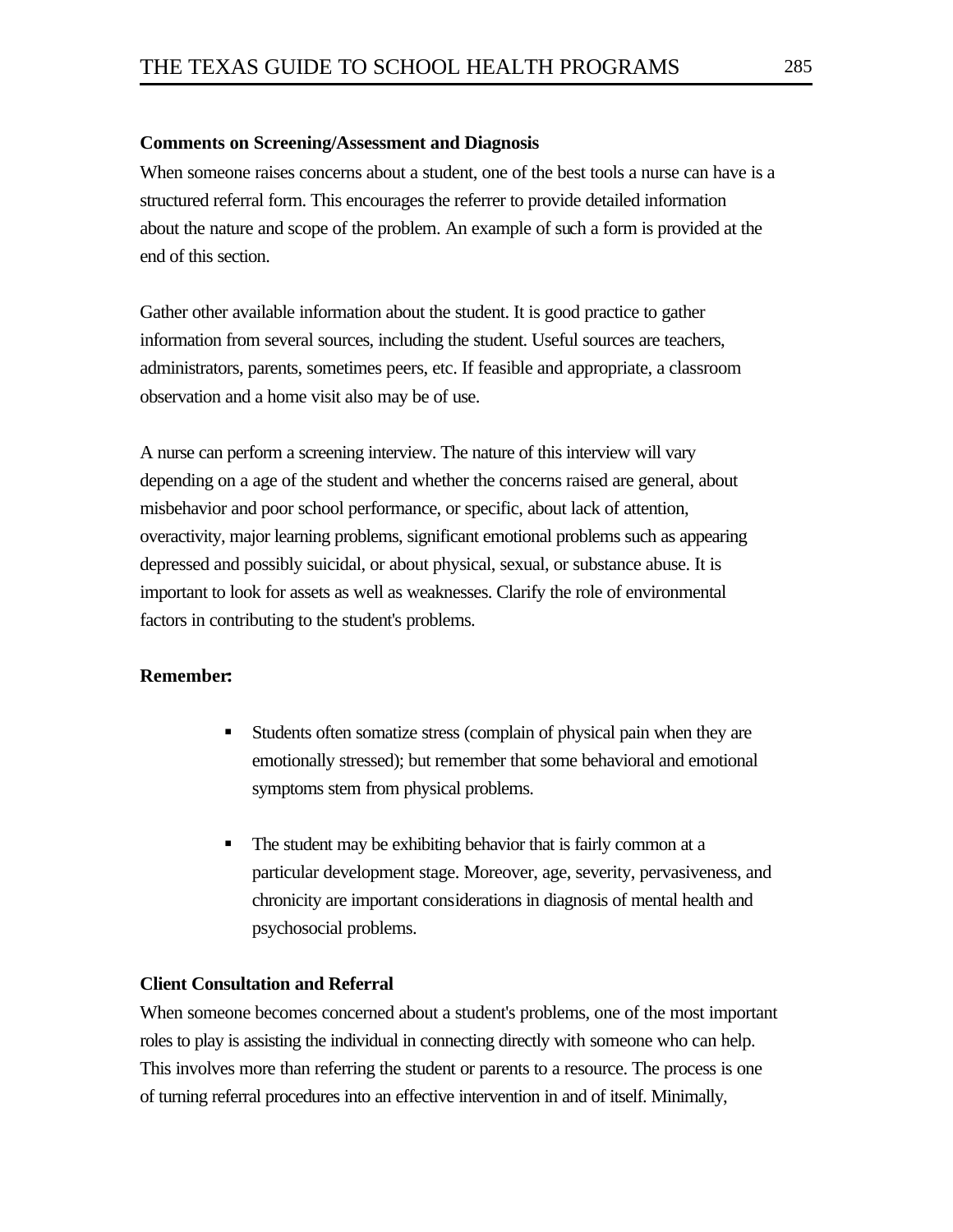**Comments on Screening/Assessment and Diagnosis**

When someone raises concerns about a student, one of the best tools a nurse can have is a structured referral form. This encourages the referrer to provide detailed information about the nature and scope of the problem. An example of such a form is provided at the end of this section.

Gather other available information about the student. It is good practice to gather information from several sources, including the student. Useful sources are teachers, administrators, parents, sometimes peers, etc. If feasible and appropriate, a classroom observation and a home visit also may be of use.

A nurse can perform a screening interview. The nature of this interview will vary depending on a age of the student and whether the concerns raised are general, about misbehavior and poor school performance, or specific, about lack of attention, overactivity, major learning problems, significant emotional problems such as appearing depressed and possibly suicidal, or about physical, sexual, or substance abuse. It is important to look for assets as well as weaknesses. Clarify the role of environmental factors in contributing to the student's problems.

**Remember:**

- Students often somatize stress (complain of physical pain when they are emotionally stressed); but remember that some behavioral and emotional symptoms stem from physical problems.

- The student may be exhibiting behavior that is fairly common at a particular development stage. Moreover, age, severity, pervasiveness, and chronicity are important considerations in diagnosis of mental health and psychosocial problems.

**Client Consultation and Referral**

When someone becomes concerned about a student's problems, one of the most important roles to play is assisting the individual in connecting directly with someone who can help. This involves more than referring the student or parents to a resource. The process is one of turning referral procedures into an effective intervention in and of itself. Minimally,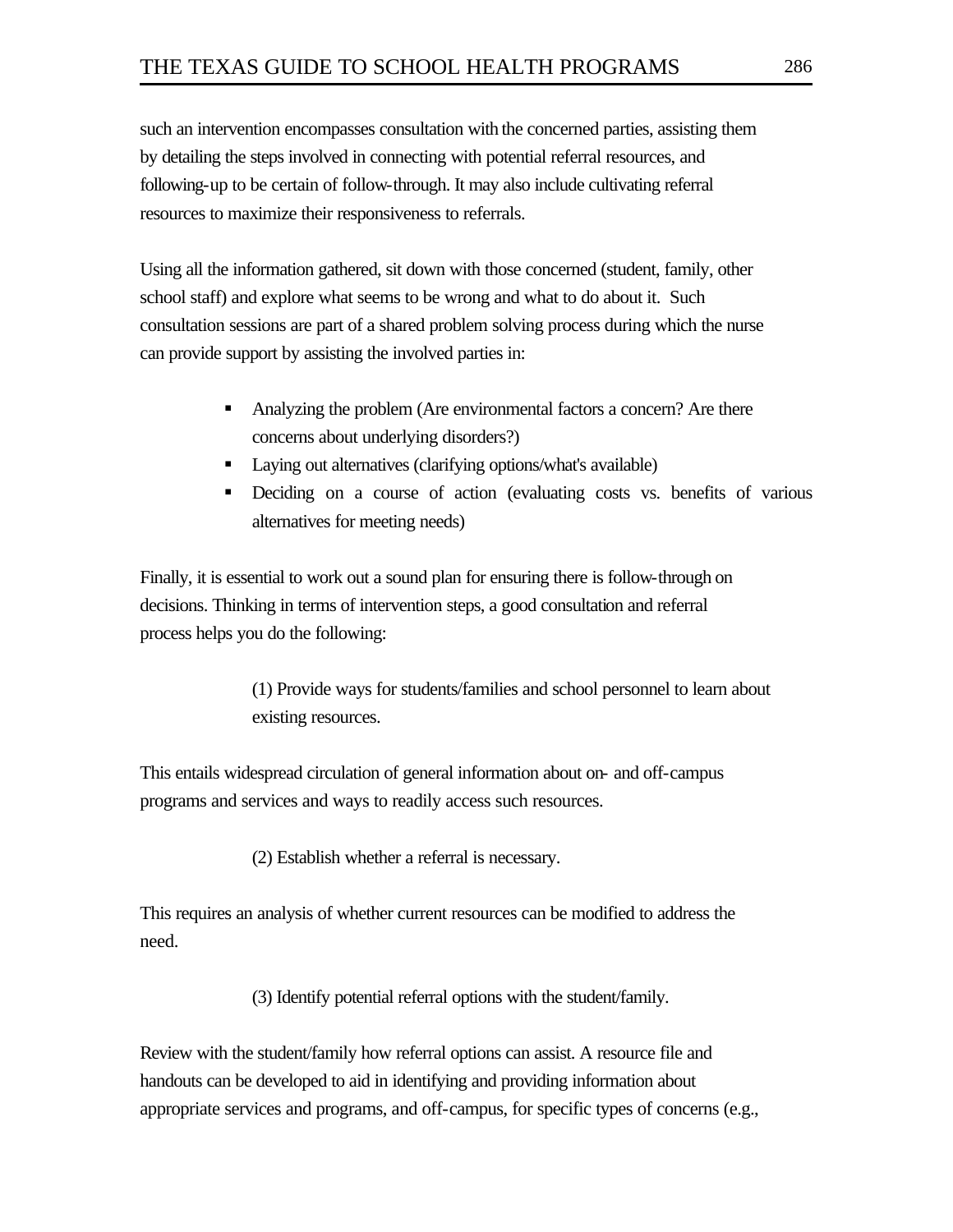such an intervention encompasses consultation with the concerned parties, assisting them by detailing the steps involved in connecting with potential referral resources, and following-up to be certain of follow-through. It may also include cultivating referral resources to maximize their responsiveness to referrals.

Using all the information gathered, sit down with those concerned (student, family, other school staff) and explore what seems to be wrong and what to do about it. Such consultation sessions are part of a shared problem solving process during which the nurse can provide support by assisting the involved parties in:

- Analyzing the problem (Are environmental factors a concern? Are there concerns about underlying disorders?)
- Laying out alternatives (clarifying options/what's available)
- Deciding on a course of action (evaluating costs vs. benefits of various alternatives for meeting needs)

Finally, it is essential to work out a sound plan for ensuring there is follow-through on decisions. Thinking in terms of intervention steps, a good consultation and referral process helps you do the following:

(1) Provide ways for students/families and school personnel to learn about existing resources.

This entails widespread circulation of general information about on- and off-campus programs and services and ways to readily access such resources.

(2) Establish whether a referral is necessary.

This requires an analysis of whether current resources can be modified to address the need.

(3) Identify potential referral options with the student/family.

Review with the student/family how referral options can assist. A resource file and handouts can be developed to aid in identifying and providing information about appropriate services and programs, and off-campus, for specific types of concerns (e.g.,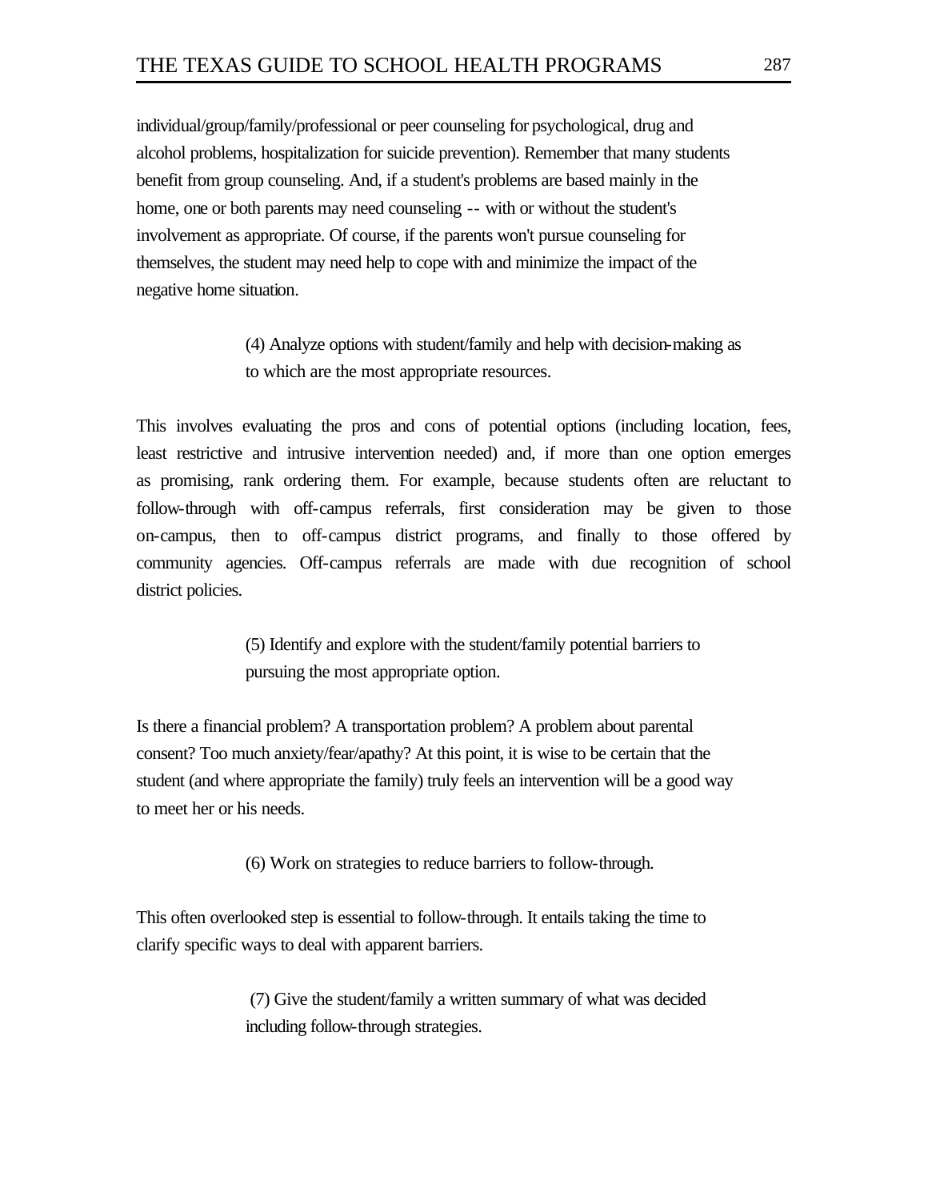individual/group/family/professional or peer counseling for psychological, drug and alcohol problems, hospitalization for suicide prevention). Remember that many students benefit from group counseling. And, if a student's problems are based mainly in the home, one or both parents may need counseling -- with or without the student's involvement as appropriate. Of course, if the parents won't pursue counseling for themselves, the student may need help to cope with and minimize the impact of the negative home situation.

> (4) Analyze options with student/family and help with decision-making as to which are the most appropriate resources.

This involves evaluating the pros and cons of potential options (including location, fees, least restrictive and intrusive intervention needed) and, if more than one option emerges as promising, rank ordering them. For example, because students often are reluctant to follow-through with off-campus referrals, first consideration may be given to those on-campus, then to off-campus district programs, and finally to those offered by community agencies. Off-campus referrals are made with due recognition of school district policies.

> (5) Identify and explore with the student/family potential barriers to pursuing the most appropriate option.

Is there a financial problem? A transportation problem? A problem about parental consent? Too much anxiety/fear/apathy? At this point, it is wise to be certain that the student (and where appropriate the family) truly feels an intervention will be a good way to meet her or his needs.

> (6) Work on strategies to reduce barriers to follow-through.

This often overlooked step is essential to follow-through. It entails taking the time to clarify specific ways to deal with apparent barriers.

> (7) Give the student/family a written summary of what was decided including follow-through strategies.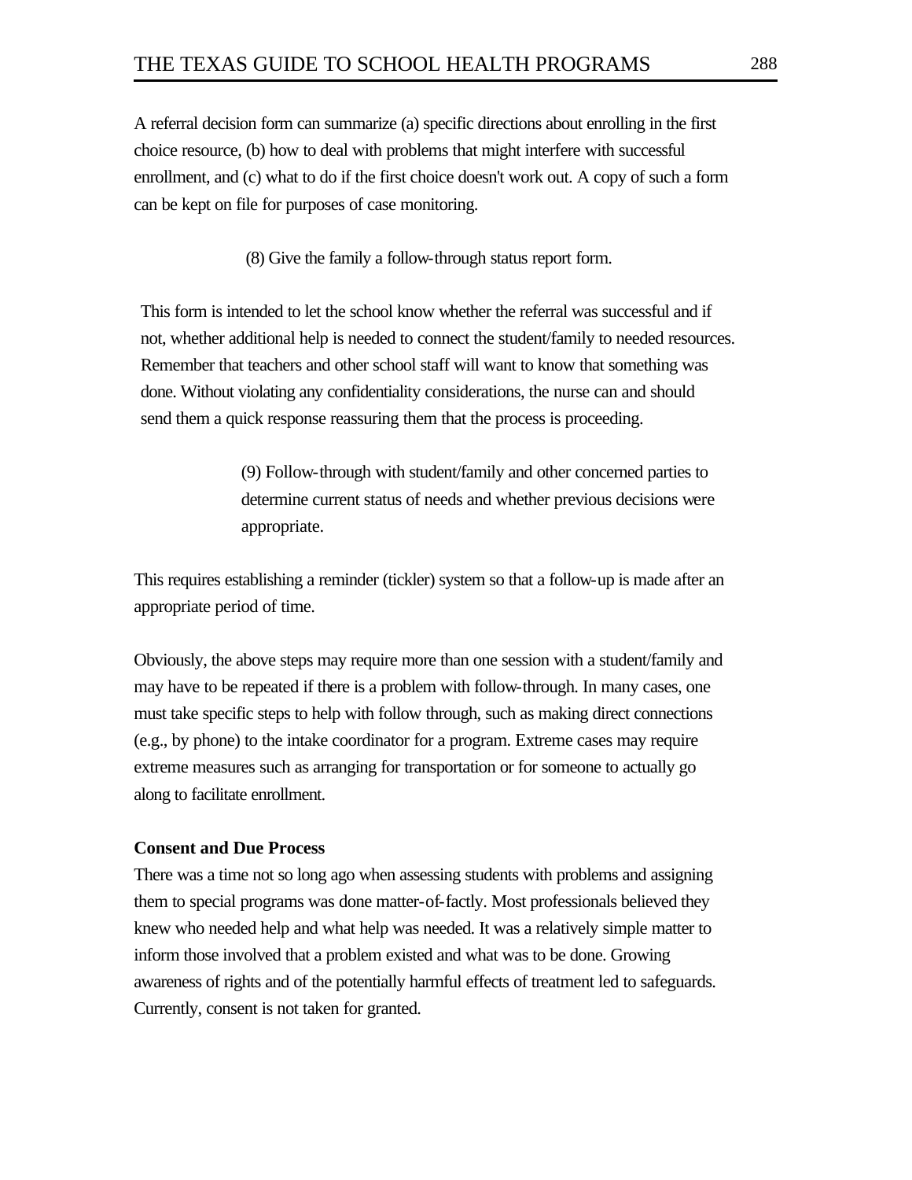A referral decision form can summarize (a) specific directions about enrolling in the first choice resource, (b) how to deal with problems that might interfere with successful enrollment, and (c) what to do if the first choice doesn't work out. A copy of such a form can be kept on file for purposes of case monitoring.

(8) Give the family a follow-through status report form.

This form is intended to let the school know whether the referral was successful and if not, whether additional help is needed to connect the student/family to needed resources. Remember that teachers and other school staff will want to know that something was done. Without violating any confidentiality considerations, the nurse can and should send them a quick response reassuring them that the process is proceeding.

(9) Follow-through with student/family and other concerned parties to determine current status of needs and whether previous decisions were appropriate.

This requires establishing a reminder (tickler) system so that a follow-up is made after an appropriate period of time.

Obviously, the above steps may require more than one session with a student/family and may have to be repeated if there is a problem with follow-through. In many cases, one must take specific steps to help with follow through, such as making direct connections (e.g., by phone) to the intake coordinator for a program. Extreme cases may require extreme measures such as arranging for transportation or for someone to actually go along to facilitate enrollment.

**Consent and Due Process**

There was a time not so long ago when assessing students with problems and assigning them to special programs was done matter-of-factly. Most professionals believed they knew who needed help and what help was needed. It was a relatively simple matter to inform those involved that a problem existed and what was to be done. Growing awareness of rights and of the potentially harmful effects of treatment led to safeguards. Currently, consent is not taken for granted.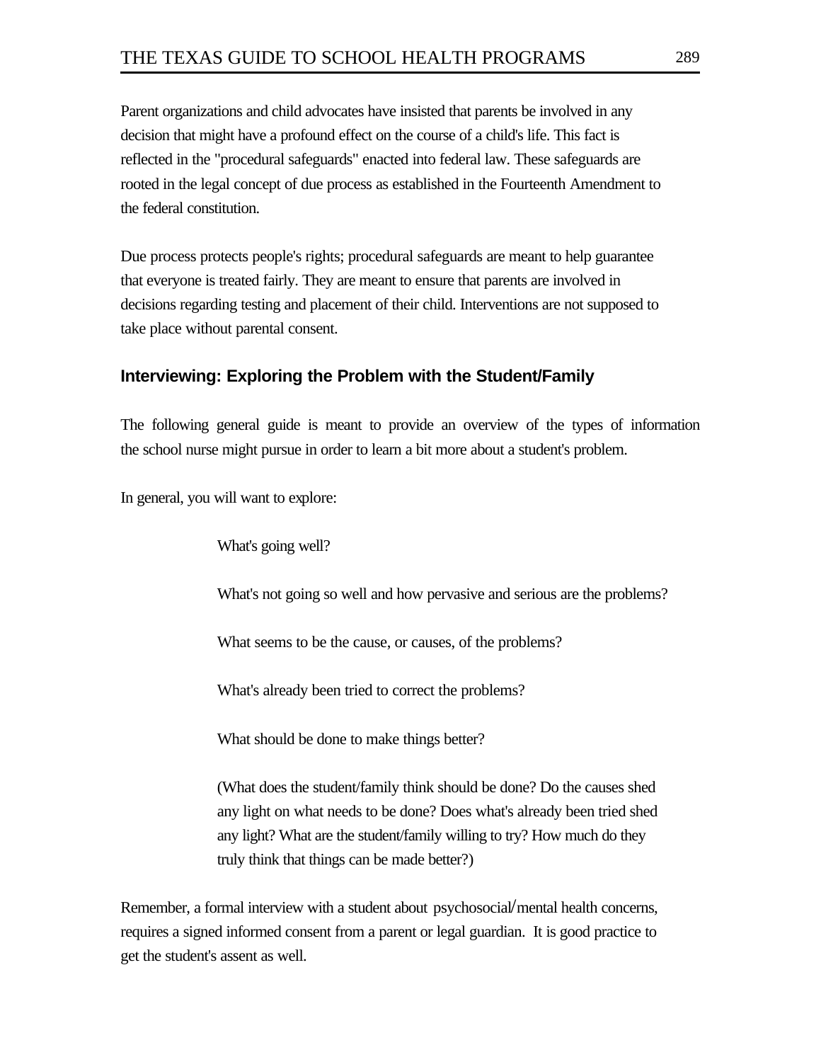Parent organizations and child advocates have insisted that parents be involved in any decision that might have a profound effect on the course of a child's life. This fact is reflected in the "procedural safeguards" enacted into federal law. These safeguards are rooted in the legal concept of due process as established in the Fourteenth Amendment to the federal constitution.

Due process protects people's rights; procedural safeguards are meant to help guarantee that everyone is treated fairly. They are meant to ensure that parents are involved in decisions regarding testing and placement of their child. Interventions are not supposed to take place without parental consent.

### Interviewing: Exploring the Problem with the Student/Family

The following general guide is meant to provide an overview of the types of information the school nurse might pursue in order to learn a bit more about a student's problem.

In general, you will want to explore:

> What's going well?
>
> What's not going so well and how pervasive and serious are the problems?
>
> What seems to be the cause, or causes, of the problems?
>
> What's already been tried to correct the problems?
>
> What should be done to make things better?
>
> (What does the student/family think should be done? Do the causes shed any light on what needs to be done? Does what's already been tried shed any light? What are the student/family willing to try? How much do they truly think that things can be made better?)

Remember, a formal interview with a student about psychosocial/mental health concerns, requires a signed informed consent from a parent or legal guardian. It is good practice to get the student's assent as well.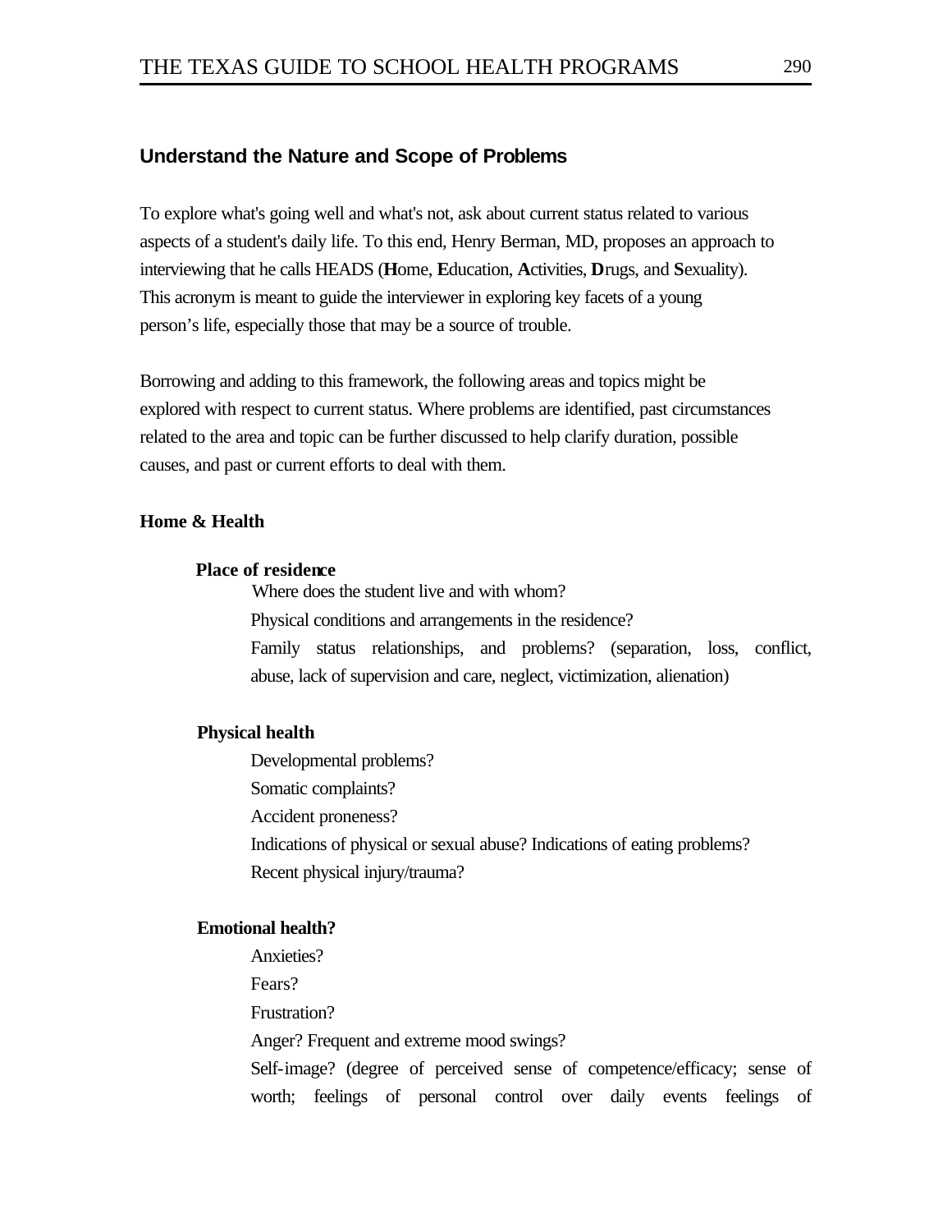## Understand the Nature and Scope of Problems

To explore what's going well and what's not, ask about current status related to various aspects of a student's daily life. To this end, Henry Berman, MD, proposes an approach to interviewing that he calls HEADS (**H**ome, **E**ducation, **A**ctivities, **D**rugs, and **S**exuality). This acronym is meant to guide the interviewer in exploring key facets of a young person's life, especially those that may be a source of trouble.

Borrowing and adding to this framework, the following areas and topics might be explored with respect to current status. Where problems are identified, past circumstances related to the area and topic can be further discussed to help clarify duration, possible causes, and past or current efforts to deal with them.

**Home & Health**

**Place of residence**

Where does the student live and with whom?

Physical conditions and arrangements in the residence?

Family status relationships, and problems? (separation, loss, conflict, abuse, lack of supervision and care, neglect, victimization, alienation)

**Physical health**

Developmental problems?

Somatic complaints?

Accident proneness?

Indications of physical or sexual abuse? Indications of eating problems?

Recent physical injury/trauma?

**Emotional health?**

Anxieties?

Fears?

Frustration?

Anger? Frequent and extreme mood swings?

Self-image? (degree of perceived sense of competence/efficacy; sense of worth; feelings of personal control over daily events feelings of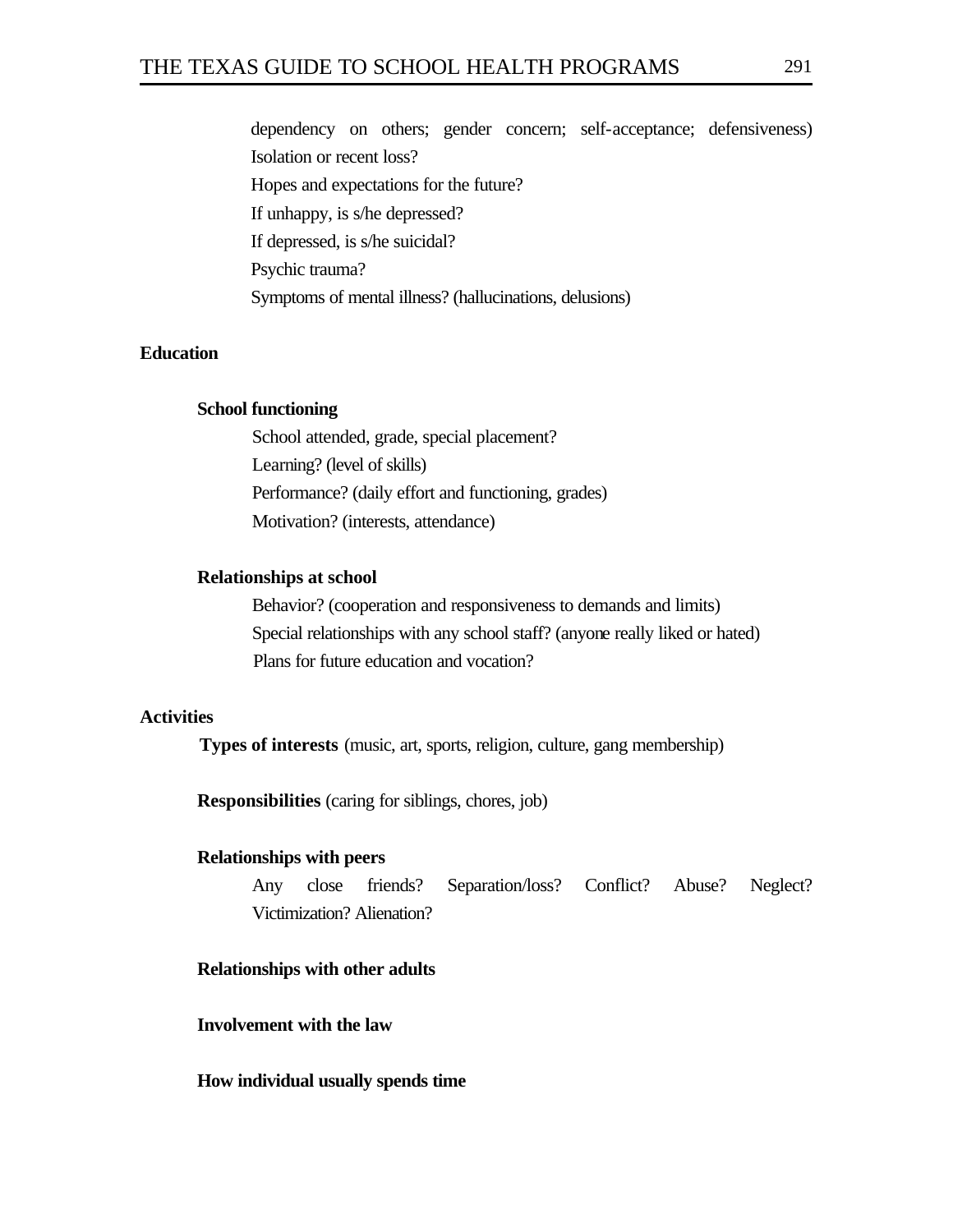dependency on others; gender concern; self-acceptance; defensiveness)

Isolation or recent loss?

Hopes and expectations for the future?

If unhappy, is s/he depressed?

If depressed, is s/he suicidal?

Psychic trauma?

Symptoms of mental illness? (hallucinations, delusions)

**Education**

**School functioning**

School attended, grade, special placement?

Learning? (level of skills)

Performance? (daily effort and functioning, grades)

Motivation? (interests, attendance)

**Relationships at school**

Behavior? (cooperation and responsiveness to demands and limits)

Special relationships with any school staff? (anyone really liked or hated)

Plans for future education and vocation?

**Activities**

**Types of interests** (music, art, sports, religion, culture, gang membership)

**Responsibilities** (caring for siblings, chores, job)

**Relationships with peers**

Any close friends? Separation/loss? Conflict? Abuse? Neglect? Victimization? Alienation?

**Relationships with other adults**

**Involvement with the law**

**How individual usually spends time**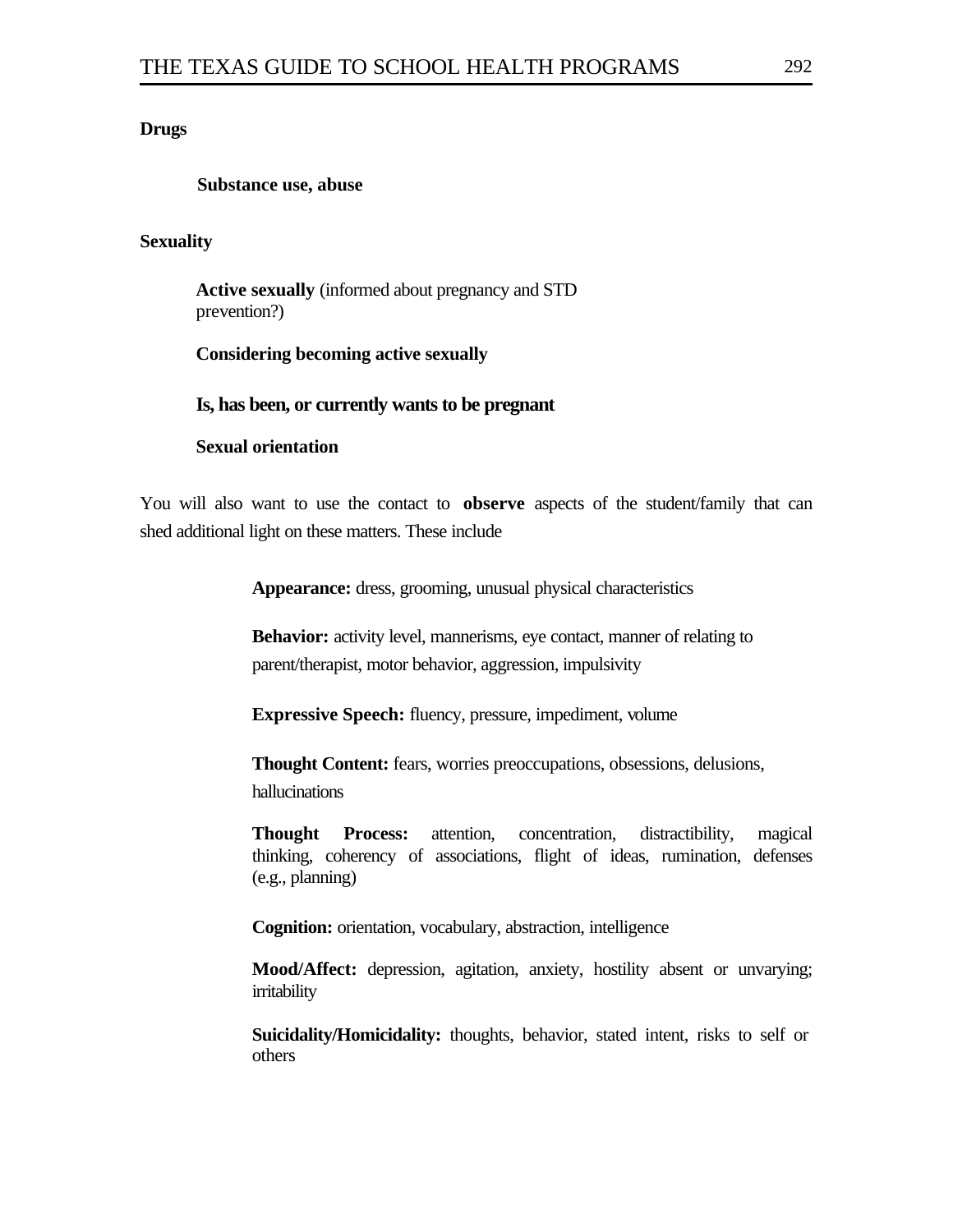**Drugs**

**Substance use, abuse**

**Sexuality**

**Active sexually** (informed about pregnancy and STD prevention?)

**Considering becoming active sexually**

**Is, has been, or currently wants to be pregnant**

**Sexual orientation**

You will also want to use the contact to **observe** aspects of the student/family that can shed additional light on these matters. These include

**Appearance:** dress, grooming, unusual physical characteristics

**Behavior:** activity level, mannerisms, eye contact, manner of relating to parent/therapist, motor behavior, aggression, impulsivity

**Expressive Speech:** fluency, pressure, impediment, volume

**Thought Content:** fears, worries preoccupations, obsessions, delusions, hallucinations

**Thought Process:** attention, concentration, distractibility, magical thinking, coherency of associations, flight of ideas, rumination, defenses (e.g., planning)

**Cognition:** orientation, vocabulary, abstraction, intelligence

**Mood/Affect:** depression, agitation, anxiety, hostility absent or unvarying; irritability

**Suicidality/Homicidality:** thoughts, behavior, stated intent, risks to self or others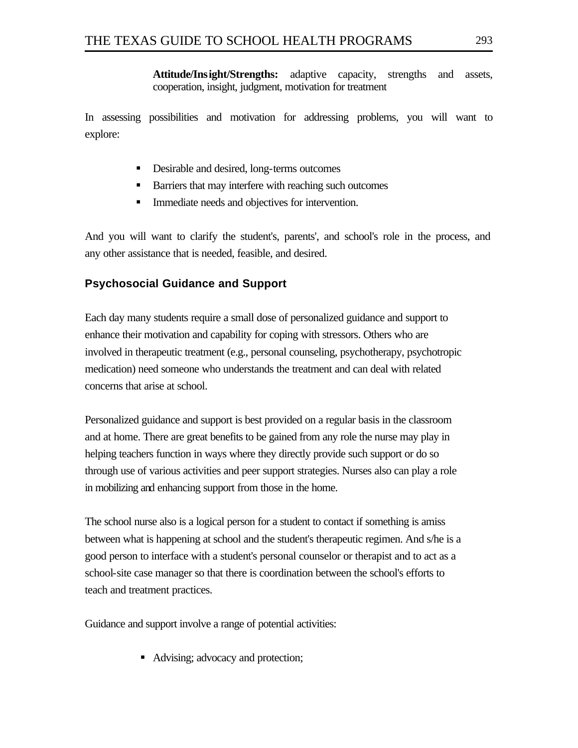**Attitude/Insight/Strengths:** adaptive capacity, strengths and assets, cooperation, insight, judgment, motivation for treatment

In assessing possibilities and motivation for addressing problems, you will want to explore:

- Desirable and desired, long-terms outcomes
- Barriers that may interfere with reaching such outcomes
- Immediate needs and objectives for intervention.

And you will want to clarify the student's, parents', and school's role in the process, and any other assistance that is needed, feasible, and desired.

### Psychosocial Guidance and Support

Each day many students require a small dose of personalized guidance and support to enhance their motivation and capability for coping with stressors. Others who are involved in therapeutic treatment (e.g., personal counseling, psychotherapy, psychotropic medication) need someone who understands the treatment and can deal with related concerns that arise at school.

Personalized guidance and support is best provided on a regular basis in the classroom and at home. There are great benefits to be gained from any role the nurse may play in helping teachers function in ways where they directly provide such support or do so through use of various activities and peer support strategies. Nurses also can play a role in mobilizing and enhancing support from those in the home.

The school nurse also is a logical person for a student to contact if something is amiss between what is happening at school and the student's therapeutic regimen. And s/he is a good person to interface with a student's personal counselor or therapist and to act as a school-site case manager so that there is coordination between the school's efforts to teach and treatment practices.

Guidance and support involve a range of potential activities:

- Advising; advocacy and protection;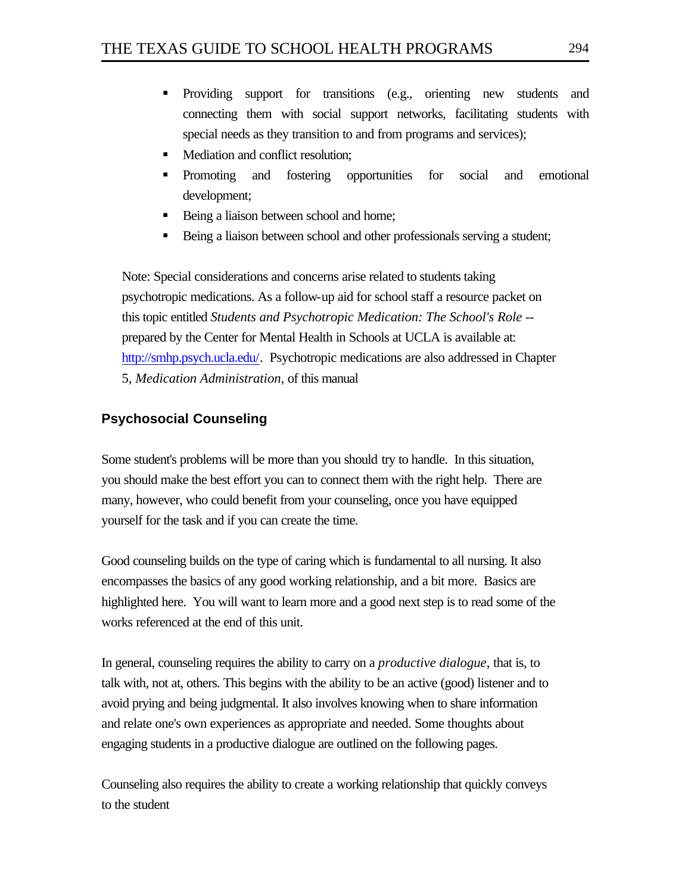- Providing support for transitions (e.g., orienting new students and connecting them with social support networks, facilitating students with special needs as they transition to and from programs and services);
- Mediation and conflict resolution;
- Promoting and fostering opportunities for social and emotional development;
- Being a liaison between school and home;
- Being a liaison between school and other professionals serving a student;

Note: Special considerations and concerns arise related to students taking psychotropic medications. As a follow-up aid for school staff a resource packet on this topic entitled *Students and Psychotropic Medication: The School's Role* -- prepared by the Center for Mental Health in Schools at UCLA is available at: http://smhp.psych.ucla.edu/. Psychotropic medications are also addressed in Chapter 5, *Medication Administration,* of this manual

## Psychosocial Counseling

Some student's problems will be more than you should try to handle. In this situation, you should make the best effort you can to connect them with the right help. There are many, however, who could benefit from your counseling, once you have equipped yourself for the task and if you can create the time.

Good counseling builds on the type of caring which is fundamental to all nursing. It also encompasses the basics of any good working relationship, and a bit more. Basics are highlighted here. You will want to learn more and a good next step is to read some of the works referenced at the end of this unit.

In general, counseling requires the ability to carry on a *productive dialogue*, that is, to talk with, not at, others. This begins with the ability to be an active (good) listener and to avoid prying and being judgmental. It also involves knowing when to share information and relate one's own experiences as appropriate and needed. Some thoughts about engaging students in a productive dialogue are outlined on the following pages.

Counseling also requires the ability to create a working relationship that quickly conveys to the student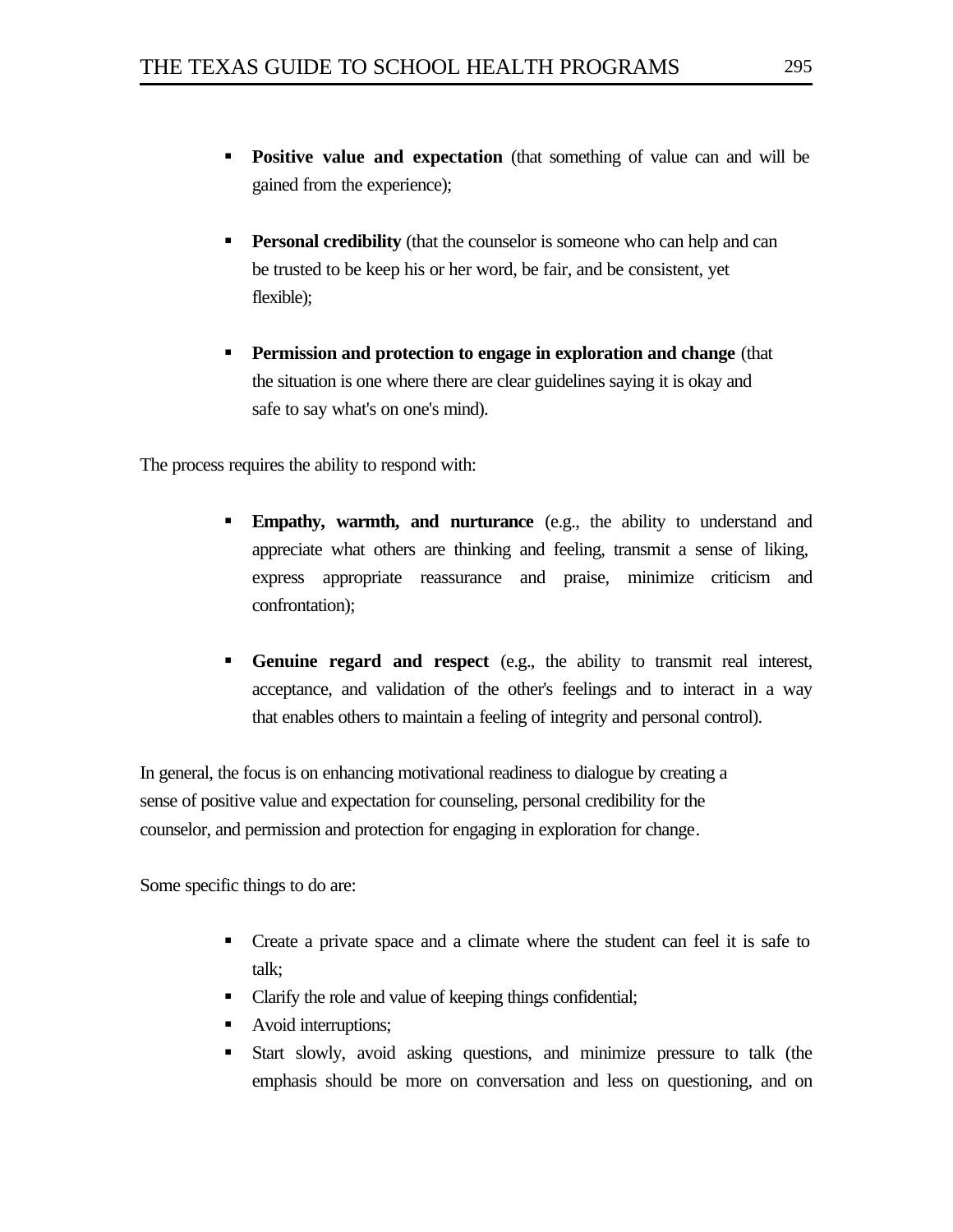- **Positive value and expectation** (that something of value can and will be gained from the experience);

- **Personal credibility** (that the counselor is someone who can help and can be trusted to be keep his or her word, be fair, and be consistent, yet flexible);

- **Permission and protection to engage in exploration and change** (that the situation is one where there are clear guidelines saying it is okay and safe to say what's on one's mind).

The process requires the ability to respond with:

- **Empathy, warmth, and nurturance** (e.g., the ability to understand and appreciate what others are thinking and feeling, transmit a sense of liking, express appropriate reassurance and praise, minimize criticism and confrontation);

- **Genuine regard and respect** (e.g., the ability to transmit real interest, acceptance, and validation of the other's feelings and to interact in a way that enables others to maintain a feeling of integrity and personal control).

In general, the focus is on enhancing motivational readiness to dialogue by creating a sense of positive value and expectation for counseling, personal credibility for the counselor, and permission and protection for engaging in exploration for change.

Some specific things to do are:

- Create a private space and a climate where the student can feel it is safe to talk;
- Clarify the role and value of keeping things confidential;
- Avoid interruptions;
- Start slowly, avoid asking questions, and minimize pressure to talk (the emphasis should be more on conversation and less on questioning, and on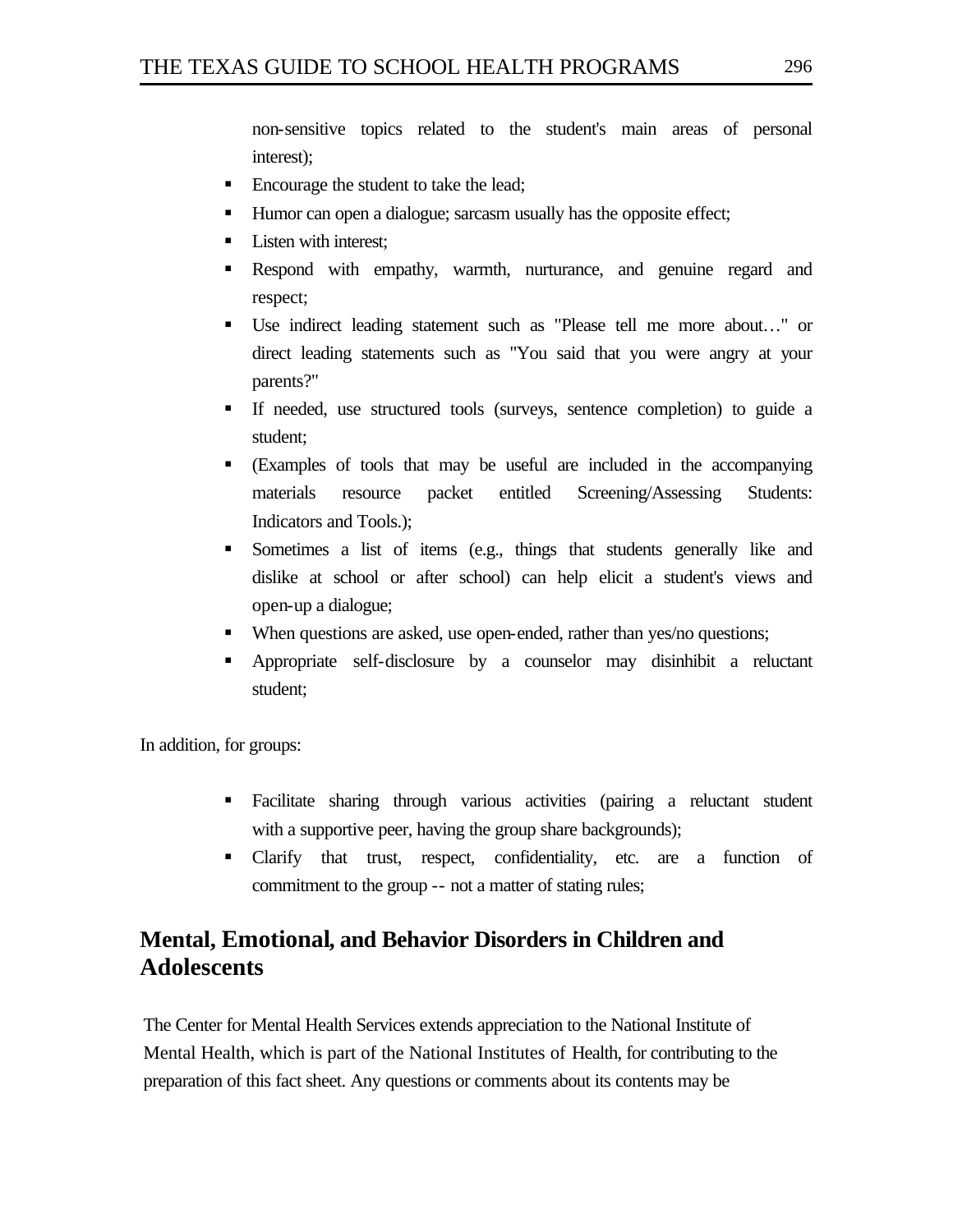non-sensitive topics related to the student's main areas of personal interest);

- Encourage the student to take the lead;
- Humor can open a dialogue; sarcasm usually has the opposite effect;
- Listen with interest;
- Respond with empathy, warmth, nurturance, and genuine regard and respect;
- Use indirect leading statement such as "Please tell me more about…" or direct leading statements such as "You said that you were angry at your parents?"
- If needed, use structured tools (surveys, sentence completion) to guide a student;
- (Examples of tools that may be useful are included in the accompanying materials resource packet entitled Screening/Assessing Students: Indicators and Tools.);
- Sometimes a list of items (e.g., things that students generally like and dislike at school or after school) can help elicit a student's views and open-up a dialogue;
- When questions are asked, use open-ended, rather than yes/no questions;
- Appropriate self-disclosure by a counselor may disinhibit a reluctant student;

In addition, for groups:

- Facilitate sharing through various activities (pairing a reluctant student with a supportive peer, having the group share backgrounds);
- Clarify that trust, respect, confidentiality, etc. are a function of commitment to the group -- not a matter of stating rules;

## Mental, Emotional, and Behavior Disorders in Children and Adolescents

The Center for Mental Health Services extends appreciation to the National Institute of Mental Health, which is part of the National Institutes of Health, for contributing to the preparation of this fact sheet. Any questions or comments about its contents may be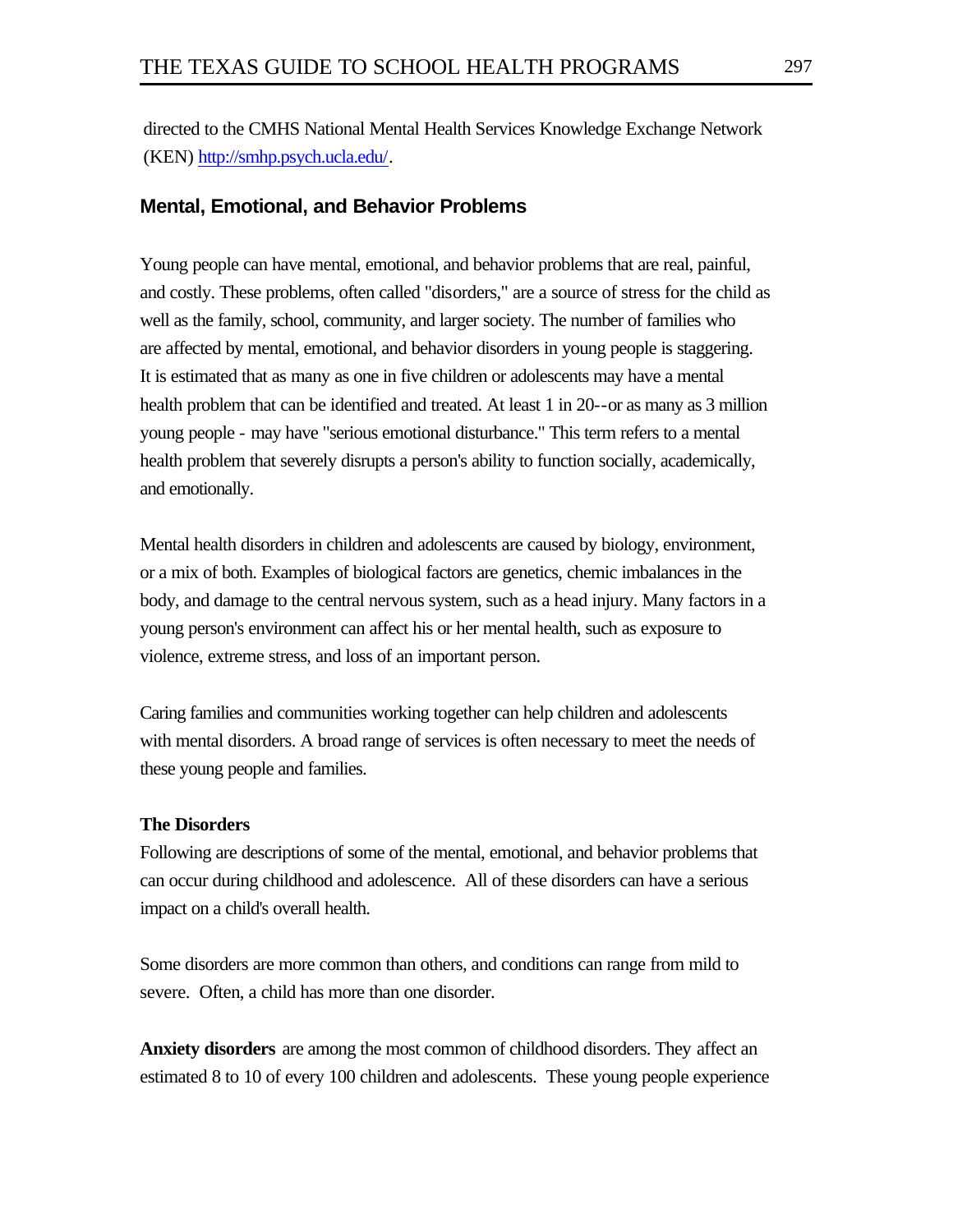directed to the CMHS National Mental Health Services Knowledge Exchange Network (KEN) http://smhp.psych.ucla.edu/.

## Mental, Emotional, and Behavior Problems

Young people can have mental, emotional, and behavior problems that are real, painful, and costly. These problems, often called "disorders," are a source of stress for the child as well as the family, school, community, and larger society. The number of families who are affected by mental, emotional, and behavior disorders in young people is staggering. It is estimated that as many as one in five children or adolescents may have a mental health problem that can be identified and treated. At least 1 in 20--or as many as 3 million young people - may have "serious emotional disturbance." This term refers to a mental health problem that severely disrupts a person's ability to function socially, academically, and emotionally.

Mental health disorders in children and adolescents are caused by biology, environment, or a mix of both. Examples of biological factors are genetics, chemic imbalances in the body, and damage to the central nervous system, such as a head injury. Many factors in a young person's environment can affect his or her mental health, such as exposure to violence, extreme stress, and loss of an important person.

Caring families and communities working together can help children and adolescents with mental disorders. A broad range of services is often necessary to meet the needs of these young people and families.

### The Disorders

Following are descriptions of some of the mental, emotional, and behavior problems that can occur during childhood and adolescence. All of these disorders can have a serious impact on a child's overall health.

Some disorders are more common than others, and conditions can range from mild to severe. Often, a child has more than one disorder.

**Anxiety disorders** are among the most common of childhood disorders. They affect an estimated 8 to 10 of every 100 children and adolescents. These young people experience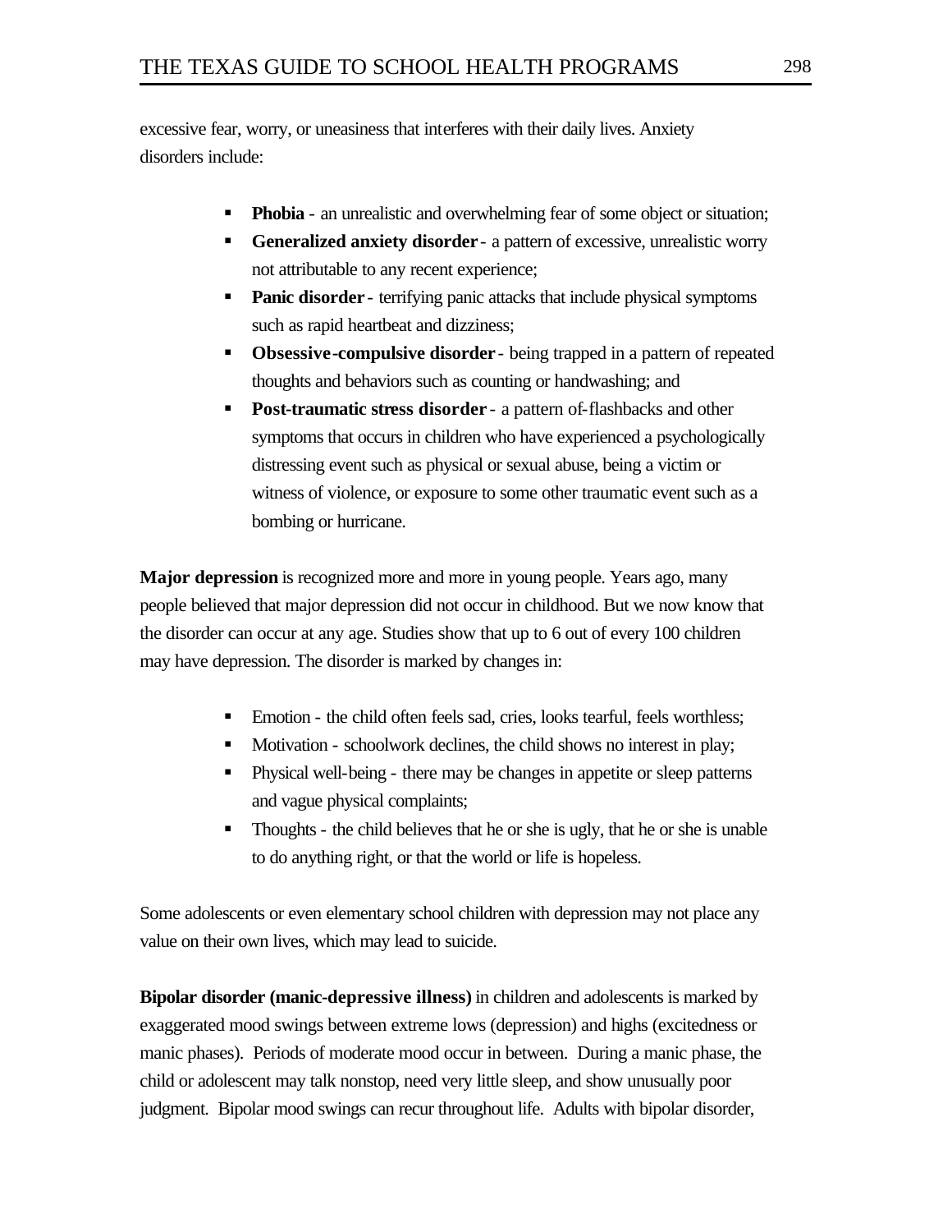excessive fear, worry, or uneasiness that interferes with their daily lives. Anxiety disorders include:

- **Phobia** - an unrealistic and overwhelming fear of some object or situation;
- **Generalized anxiety disorder** - a pattern of excessive, unrealistic worry not attributable to any recent experience;
- **Panic disorder** - terrifying panic attacks that include physical symptoms such as rapid heartbeat and dizziness;
- **Obsessive-compulsive disorder** - being trapped in a pattern of repeated thoughts and behaviors such as counting or handwashing; and
- **Post-traumatic stress disorder** - a pattern of-flashbacks and other symptoms that occurs in children who have experienced a psychologically distressing event such as physical or sexual abuse, being a victim or witness of violence, or exposure to some other traumatic event such as a bombing or hurricane.

**Major depression** is recognized more and more in young people. Years ago, many people believed that major depression did not occur in childhood. But we now know that the disorder can occur at any age. Studies show that up to 6 out of every 100 children may have depression. The disorder is marked by changes in:

- Emotion - the child often feels sad, cries, looks tearful, feels worthless;
- Motivation - schoolwork declines, the child shows no interest in play;
- Physical well-being - there may be changes in appetite or sleep patterns and vague physical complaints;
- Thoughts - the child believes that he or she is ugly, that he or she is unable to do anything right, or that the world or life is hopeless.

Some adolescents or even elementary school children with depression may not place any value on their own lives, which may lead to suicide.

**Bipolar disorder (manic-depressive illness)** in children and adolescents is marked by exaggerated mood swings between extreme lows (depression) and highs (excitedness or manic phases). Periods of moderate mood occur in between. During a manic phase, the child or adolescent may talk nonstop, need very little sleep, and show unusually poor judgment. Bipolar mood swings can recur throughout life. Adults with bipolar disorder,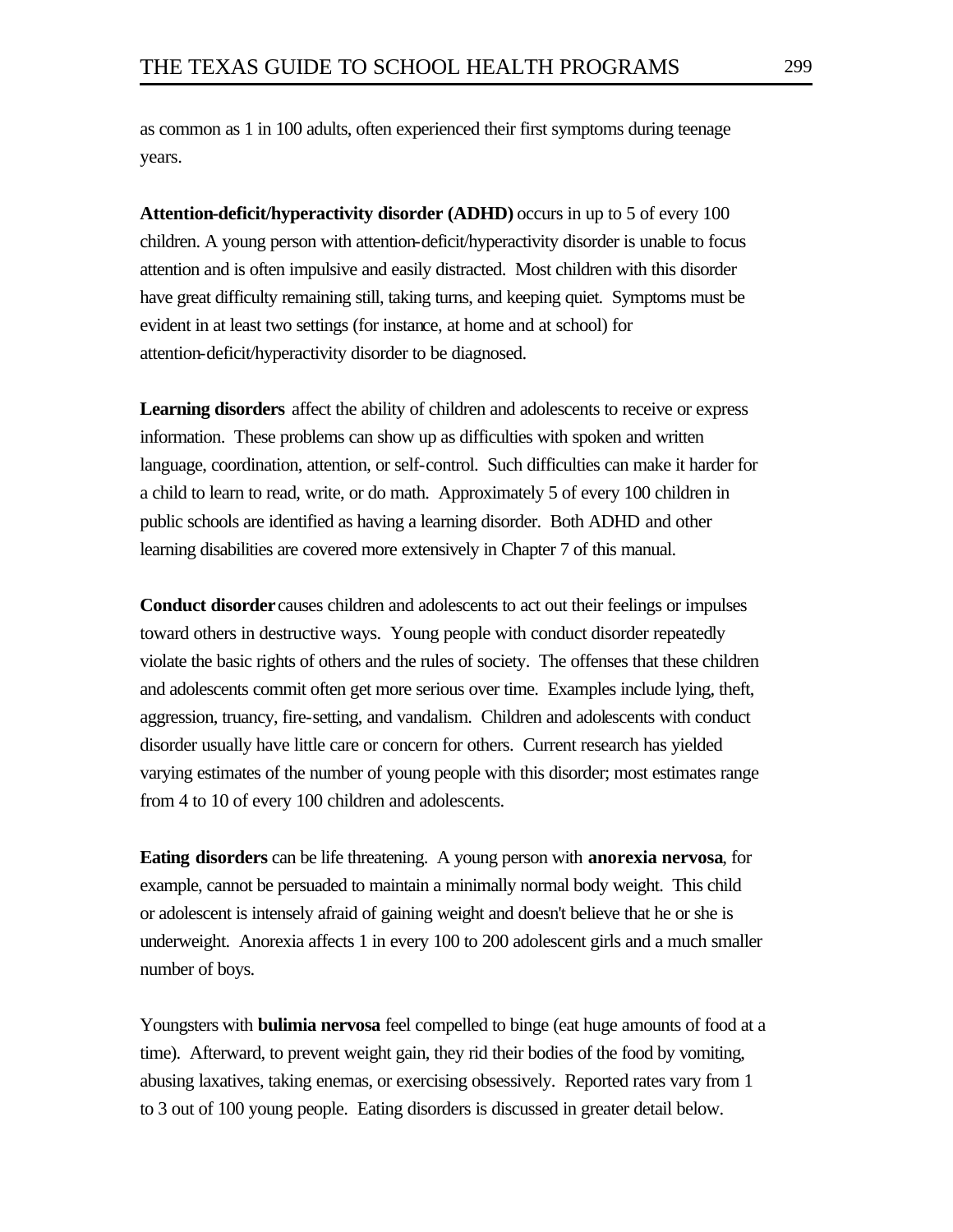as common as 1 in 100 adults, often experienced their first symptoms during teenage years.

**Attention-deficit/hyperactivity disorder (ADHD)** occurs in up to 5 of every 100 children. A young person with attention-deficit/hyperactivity disorder is unable to focus attention and is often impulsive and easily distracted. Most children with this disorder have great difficulty remaining still, taking turns, and keeping quiet. Symptoms must be evident in at least two settings (for instance, at home and at school) for attention-deficit/hyperactivity disorder to be diagnosed.

**Learning disorders** affect the ability of children and adolescents to receive or express information. These problems can show up as difficulties with spoken and written language, coordination, attention, or self-control. Such difficulties can make it harder for a child to learn to read, write, or do math. Approximately 5 of every 100 children in public schools are identified as having a learning disorder. Both ADHD and other learning disabilities are covered more extensively in Chapter 7 of this manual.

**Conduct disorder** causes children and adolescents to act out their feelings or impulses toward others in destructive ways. Young people with conduct disorder repeatedly violate the basic rights of others and the rules of society. The offenses that these children and adolescents commit often get more serious over time. Examples include lying, theft, aggression, truancy, fire-setting, and vandalism. Children and adolescents with conduct disorder usually have little care or concern for others. Current research has yielded varying estimates of the number of young people with this disorder; most estimates range from 4 to 10 of every 100 children and adolescents.

**Eating disorders** can be life threatening. A young person with **anorexia nervosa**, for example, cannot be persuaded to maintain a minimally normal body weight. This child or adolescent is intensely afraid of gaining weight and doesn't believe that he or she is underweight. Anorexia affects 1 in every 100 to 200 adolescent girls and a much smaller number of boys.

Youngsters with **bulimia nervosa** feel compelled to binge (eat huge amounts of food at a time). Afterward, to prevent weight gain, they rid their bodies of the food by vomiting, abusing laxatives, taking enemas, or exercising obsessively. Reported rates vary from 1 to 3 out of 100 young people. Eating disorders is discussed in greater detail below.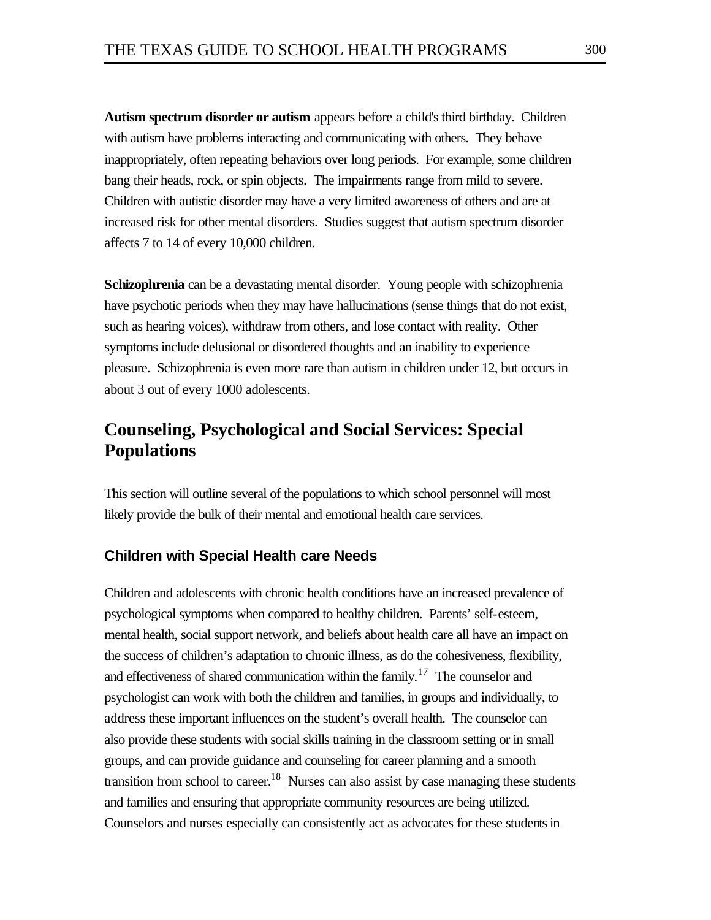**Autism spectrum disorder or autism** appears before a child's third birthday. Children with autism have problems interacting and communicating with others. They behave inappropriately, often repeating behaviors over long periods. For example, some children bang their heads, rock, or spin objects. The impairments range from mild to severe. Children with autistic disorder may have a very limited awareness of others and are at increased risk for other mental disorders. Studies suggest that autism spectrum disorder affects 7 to 14 of every 10,000 children.

**Schizophrenia** can be a devastating mental disorder. Young people with schizophrenia have psychotic periods when they may have hallucinations (sense things that do not exist, such as hearing voices), withdraw from others, and lose contact with reality. Other symptoms include delusional or disordered thoughts and an inability to experience pleasure. Schizophrenia is even more rare than autism in children under 12, but occurs in about 3 out of every 1000 adolescents.

## Counseling, Psychological and Social Services: Special Populations

This section will outline several of the populations to which school personnel will most likely provide the bulk of their mental and emotional health care services.

### Children with Special Health care Needs

Children and adolescents with chronic health conditions have an increased prevalence of psychological symptoms when compared to healthy children. Parents' self-esteem, mental health, social support network, and beliefs about health care all have an impact on the success of children's adaptation to chronic illness, as do the cohesiveness, flexibility, and effectiveness of shared communication within the family.[17] The counselor and psychologist can work with both the children and families, in groups and individually, to address these important influences on the student's overall health. The counselor can also provide these students with social skills training in the classroom setting or in small groups, and can provide guidance and counseling for career planning and a smooth transition from school to career.[18] Nurses can also assist by case managing these students and families and ensuring that appropriate community resources are being utilized. Counselors and nurses especially can consistently act as advocates for these students in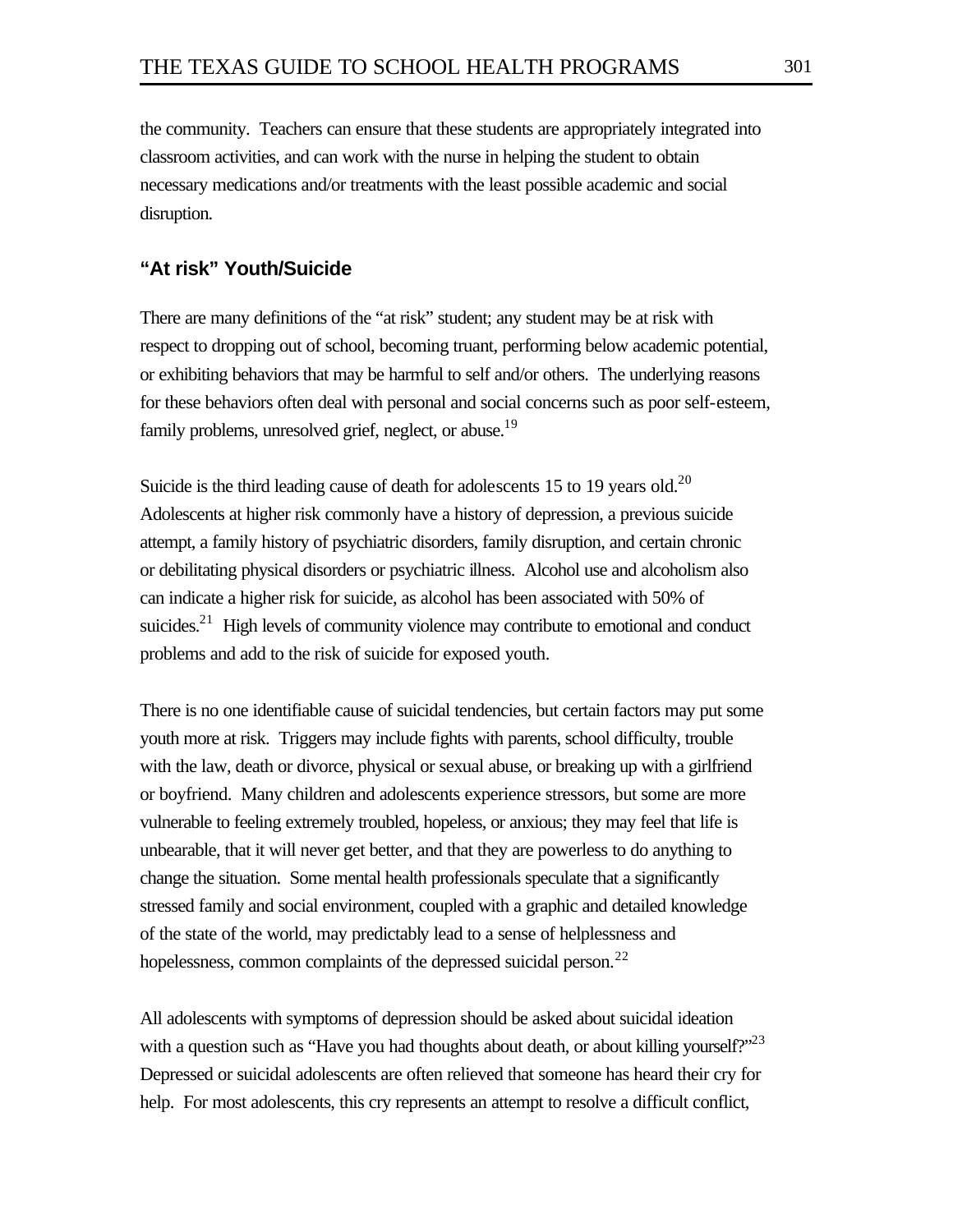the community. Teachers can ensure that these students are appropriately integrated into classroom activities, and can work with the nurse in helping the student to obtain necessary medications and/or treatments with the least possible academic and social disruption.

### "At risk" Youth/Suicide

There are many definitions of the "at risk" student; any student may be at risk with respect to dropping out of school, becoming truant, performing below academic potential, or exhibiting behaviors that may be harmful to self and/or others. The underlying reasons for these behaviors often deal with personal and social concerns such as poor self-esteem, family problems, unresolved grief, neglect, or abuse.[19]

Suicide is the third leading cause of death for adolescents 15 to 19 years old.[20] Adolescents at higher risk commonly have a history of depression, a previous suicide attempt, a family history of psychiatric disorders, family disruption, and certain chronic or debilitating physical disorders or psychiatric illness. Alcohol use and alcoholism also can indicate a higher risk for suicide, as alcohol has been associated with 50% of suicides.[21] High levels of community violence may contribute to emotional and conduct problems and add to the risk of suicide for exposed youth.

There is no one identifiable cause of suicidal tendencies, but certain factors may put some youth more at risk. Triggers may include fights with parents, school difficulty, trouble with the law, death or divorce, physical or sexual abuse, or breaking up with a girlfriend or boyfriend. Many children and adolescents experience stressors, but some are more vulnerable to feeling extremely troubled, hopeless, or anxious; they may feel that life is unbearable, that it will never get better, and that they are powerless to do anything to change the situation. Some mental health professionals speculate that a significantly stressed family and social environment, coupled with a graphic and detailed knowledge of the state of the world, may predictably lead to a sense of helplessness and hopelessness, common complaints of the depressed suicidal person.[22]

All adolescents with symptoms of depression should be asked about suicidal ideation with a question such as "Have you had thoughts about death, or about killing yourself?"[23] Depressed or suicidal adolescents are often relieved that someone has heard their cry for help. For most adolescents, this cry represents an attempt to resolve a difficult conflict,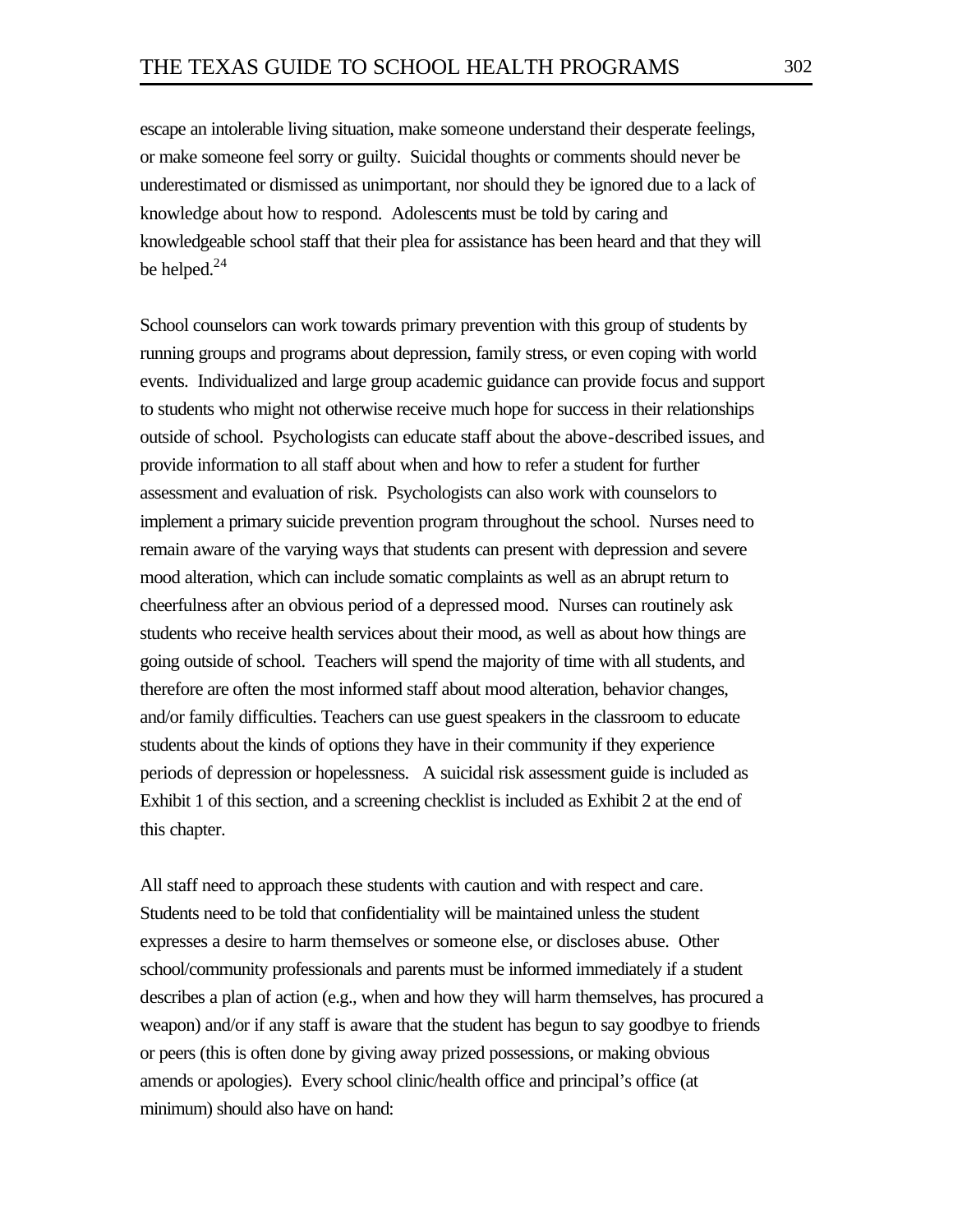escape an intolerable living situation, make someone understand their desperate feelings, or make someone feel sorry or guilty. Suicidal thoughts or comments should never be underestimated or dismissed as unimportant, nor should they be ignored due to a lack of knowledge about how to respond. Adolescents must be told by caring and knowledgeable school staff that their plea for assistance has been heard and that they will be helped.[24]

School counselors can work towards primary prevention with this group of students by running groups and programs about depression, family stress, or even coping with world events. Individualized and large group academic guidance can provide focus and support to students who might not otherwise receive much hope for success in their relationships outside of school. Psychologists can educate staff about the above-described issues, and provide information to all staff about when and how to refer a student for further assessment and evaluation of risk. Psychologists can also work with counselors to implement a primary suicide prevention program throughout the school. Nurses need to remain aware of the varying ways that students can present with depression and severe mood alteration, which can include somatic complaints as well as an abrupt return to cheerfulness after an obvious period of a depressed mood. Nurses can routinely ask students who receive health services about their mood, as well as about how things are going outside of school. Teachers will spend the majority of time with all students, and therefore are often the most informed staff about mood alteration, behavior changes, and/or family difficulties. Teachers can use guest speakers in the classroom to educate students about the kinds of options they have in their community if they experience periods of depression or hopelessness. A suicidal risk assessment guide is included as Exhibit 1 of this section, and a screening checklist is included as Exhibit 2 at the end of this chapter.

All staff need to approach these students with caution and with respect and care. Students need to be told that confidentiality will be maintained unless the student expresses a desire to harm themselves or someone else, or discloses abuse. Other school/community professionals and parents must be informed immediately if a student describes a plan of action (e.g., when and how they will harm themselves, has procured a weapon) and/or if any staff is aware that the student has begun to say goodbye to friends or peers (this is often done by giving away prized possessions, or making obvious amends or apologies). Every school clinic/health office and principal's office (at minimum) should also have on hand: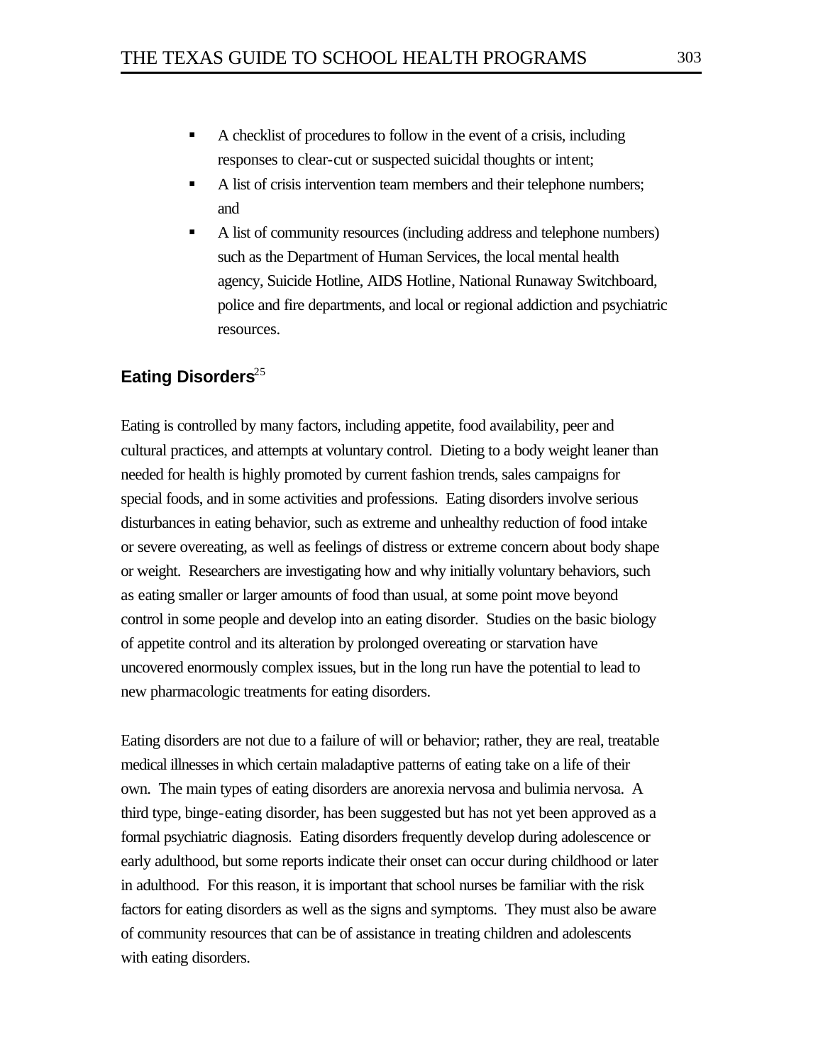- A checklist of procedures to follow in the event of a crisis, including responses to clear-cut or suspected suicidal thoughts or intent;
- A list of crisis intervention team members and their telephone numbers; and
- A list of community resources (including address and telephone numbers) such as the Department of Human Services, the local mental health agency, Suicide Hotline, AIDS Hotline, National Runaway Switchboard, police and fire departments, and local or regional addiction and psychiatric resources.

## Eating Disorders[25]

Eating is controlled by many factors, including appetite, food availability, peer and cultural practices, and attempts at voluntary control. Dieting to a body weight leaner than needed for health is highly promoted by current fashion trends, sales campaigns for special foods, and in some activities and professions. Eating disorders involve serious disturbances in eating behavior, such as extreme and unhealthy reduction of food intake or severe overeating, as well as feelings of distress or extreme concern about body shape or weight. Researchers are investigating how and why initially voluntary behaviors, such as eating smaller or larger amounts of food than usual, at some point move beyond control in some people and develop into an eating disorder. Studies on the basic biology of appetite control and its alteration by prolonged overeating or starvation have uncovered enormously complex issues, but in the long run have the potential to lead to new pharmacologic treatments for eating disorders.

Eating disorders are not due to a failure of will or behavior; rather, they are real, treatable medical illnesses in which certain maladaptive patterns of eating take on a life of their own. The main types of eating disorders are anorexia nervosa and bulimia nervosa. A third type, binge-eating disorder, has been suggested but has not yet been approved as a formal psychiatric diagnosis. Eating disorders frequently develop during adolescence or early adulthood, but some reports indicate their onset can occur during childhood or later in adulthood. For this reason, it is important that school nurses be familiar with the risk factors for eating disorders as well as the signs and symptoms. They must also be aware of community resources that can be of assistance in treating children and adolescents with eating disorders.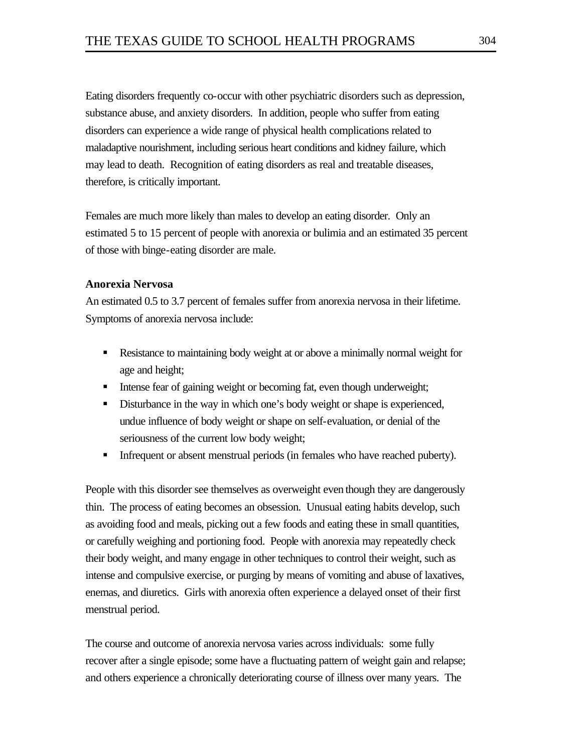Eating disorders frequently co-occur with other psychiatric disorders such as depression, substance abuse, and anxiety disorders. In addition, people who suffer from eating disorders can experience a wide range of physical health complications related to maladaptive nourishment, including serious heart conditions and kidney failure, which may lead to death. Recognition of eating disorders as real and treatable diseases, therefore, is critically important.

Females are much more likely than males to develop an eating disorder. Only an estimated 5 to 15 percent of people with anorexia or bulimia and an estimated 35 percent of those with binge-eating disorder are male.

**Anorexia Nervosa**

An estimated 0.5 to 3.7 percent of females suffer from anorexia nervosa in their lifetime. Symptoms of anorexia nervosa include:

- Resistance to maintaining body weight at or above a minimally normal weight for age and height;
- Intense fear of gaining weight or becoming fat, even though underweight;
- Disturbance in the way in which one's body weight or shape is experienced, undue influence of body weight or shape on self-evaluation, or denial of the seriousness of the current low body weight;
- Infrequent or absent menstrual periods (in females who have reached puberty).

People with this disorder see themselves as overweight even though they are dangerously thin. The process of eating becomes an obsession. Unusual eating habits develop, such as avoiding food and meals, picking out a few foods and eating these in small quantities, or carefully weighing and portioning food. People with anorexia may repeatedly check their body weight, and many engage in other techniques to control their weight, such as intense and compulsive exercise, or purging by means of vomiting and abuse of laxatives, enemas, and diuretics. Girls with anorexia often experience a delayed onset of their first menstrual period.

The course and outcome of anorexia nervosa varies across individuals: some fully recover after a single episode; some have a fluctuating pattern of weight gain and relapse; and others experience a chronically deteriorating course of illness over many years. The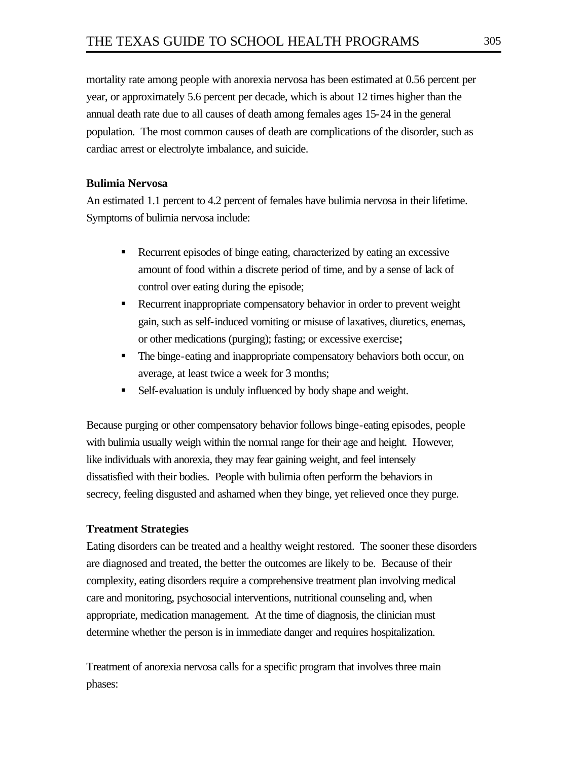mortality rate among people with anorexia nervosa has been estimated at 0.56 percent per year, or approximately 5.6 percent per decade, which is about 12 times higher than the annual death rate due to all causes of death among females ages 15-24 in the general population. The most common causes of death are complications of the disorder, such as cardiac arrest or electrolyte imbalance, and suicide.

**Bulimia Nervosa**

An estimated 1.1 percent to 4.2 percent of females have bulimia nervosa in their lifetime. Symptoms of bulimia nervosa include:

- Recurrent episodes of binge eating, characterized by eating an excessive amount of food within a discrete period of time, and by a sense of lack of control over eating during the episode;
- Recurrent inappropriate compensatory behavior in order to prevent weight gain, such as self-induced vomiting or misuse of laxatives, diuretics, enemas, or other medications (purging); fasting; or excessive exercise**;**
- The binge-eating and inappropriate compensatory behaviors both occur, on average, at least twice a week for 3 months;
- Self-evaluation is unduly influenced by body shape and weight.

Because purging or other compensatory behavior follows binge-eating episodes, people with bulimia usually weigh within the normal range for their age and height. However, like individuals with anorexia, they may fear gaining weight, and feel intensely dissatisfied with their bodies. People with bulimia often perform the behaviors in secrecy, feeling disgusted and ashamed when they binge, yet relieved once they purge.

**Treatment Strategies**

Eating disorders can be treated and a healthy weight restored. The sooner these disorders are diagnosed and treated, the better the outcomes are likely to be. Because of their complexity, eating disorders require a comprehensive treatment plan involving medical care and monitoring, psychosocial interventions, nutritional counseling and, when appropriate, medication management. At the time of diagnosis, the clinician must determine whether the person is in immediate danger and requires hospitalization.

Treatment of anorexia nervosa calls for a specific program that involves three main phases: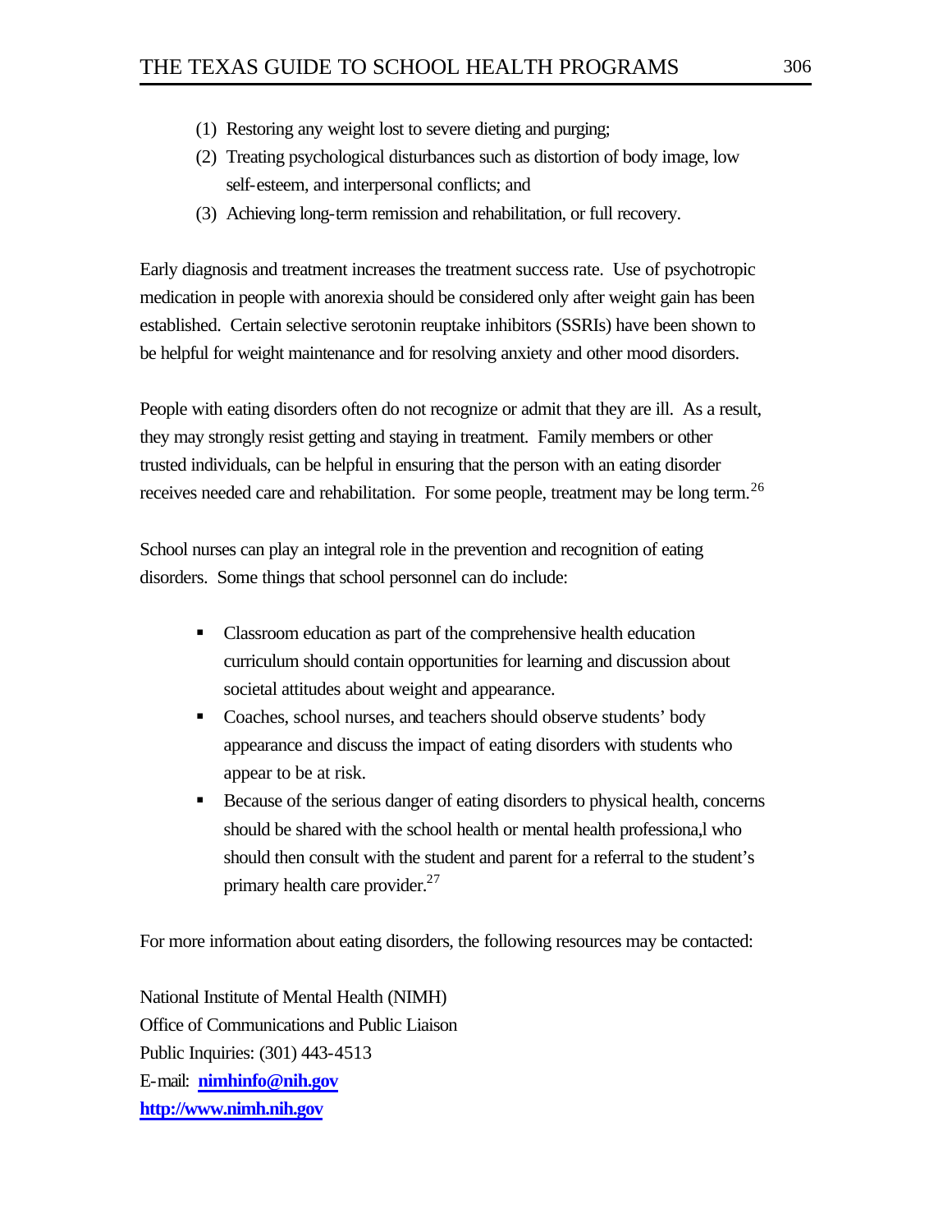(1) Restoring any weight lost to severe dieting and purging;
(2) Treating psychological disturbances such as distortion of body image, low self-esteem, and interpersonal conflicts; and
(3) Achieving long-term remission and rehabilitation, or full recovery.

Early diagnosis and treatment increases the treatment success rate. Use of psychotropic medication in people with anorexia should be considered only after weight gain has been established. Certain selective serotonin reuptake inhibitors (SSRIs) have been shown to be helpful for weight maintenance and for resolving anxiety and other mood disorders.

People with eating disorders often do not recognize or admit that they are ill. As a result, they may strongly resist getting and staying in treatment. Family members or other trusted individuals, can be helpful in ensuring that the person with an eating disorder receives needed care and rehabilitation. For some people, treatment may be long term.[26]

School nurses can play an integral role in the prevention and recognition of eating disorders. Some things that school personnel can do include:

- Classroom education as part of the comprehensive health education curriculum should contain opportunities for learning and discussion about societal attitudes about weight and appearance.
- Coaches, school nurses, and teachers should observe students' body appearance and discuss the impact of eating disorders with students who appear to be at risk.
- Because of the serious danger of eating disorders to physical health, concerns should be shared with the school health or mental health professiona,l who should then consult with the student and parent for a referral to the student's primary health care provider.[27]

For more information about eating disorders, the following resources may be contacted:

National Institute of Mental Health (NIMH)
Office of Communications and Public Liaison
Public Inquiries: (301) 443-4513
E-mail: **nimhinfo@nih.gov**
**http://www.nimh.nih.gov**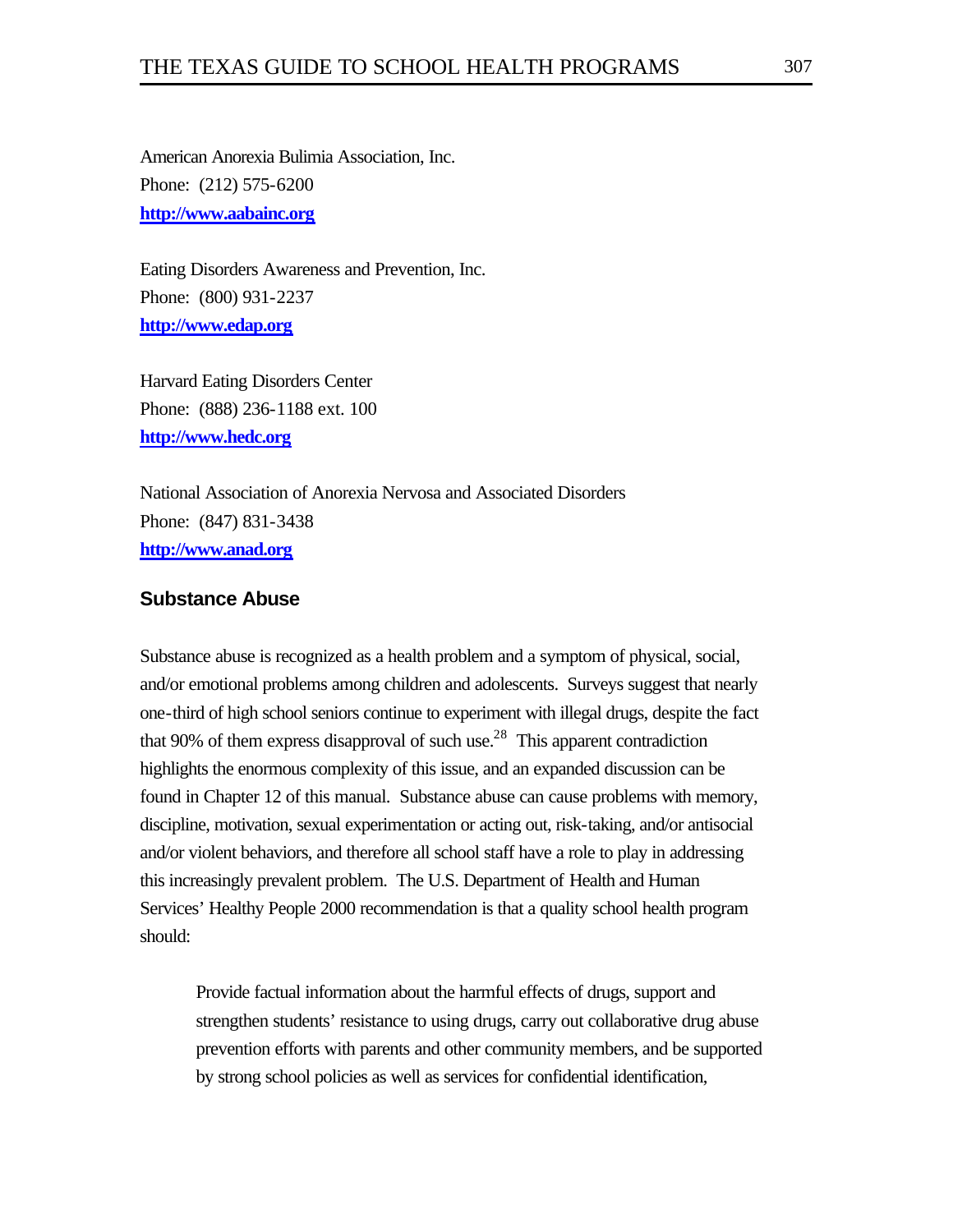American Anorexia Bulimia Association, Inc.
Phone: (212) 575-6200
**http://www.aabainc.org**

Eating Disorders Awareness and Prevention, Inc.
Phone: (800) 931-2237
**http://www.edap.org**

Harvard Eating Disorders Center
Phone: (888) 236-1188 ext. 100
**http://www.hedc.org**

National Association of Anorexia Nervosa and Associated Disorders
Phone: (847) 831-3438
**http://www.anad.org**

### Substance Abuse

Substance abuse is recognized as a health problem and a symptom of physical, social, and/or emotional problems among children and adolescents. Surveys suggest that nearly one-third of high school seniors continue to experiment with illegal drugs, despite the fact that 90% of them express disapproval of such use.[28] This apparent contradiction highlights the enormous complexity of this issue, and an expanded discussion can be found in Chapter 12 of this manual. Substance abuse can cause problems with memory, discipline, motivation, sexual experimentation or acting out, risk-taking, and/or antisocial and/or violent behaviors, and therefore all school staff have a role to play in addressing this increasingly prevalent problem. The U.S. Department of Health and Human Services' Healthy People 2000 recommendation is that a quality school health program should:

> Provide factual information about the harmful effects of drugs, support and strengthen students' resistance to using drugs, carry out collaborative drug abuse prevention efforts with parents and other community members, and be supported by strong school policies as well as services for confidential identification,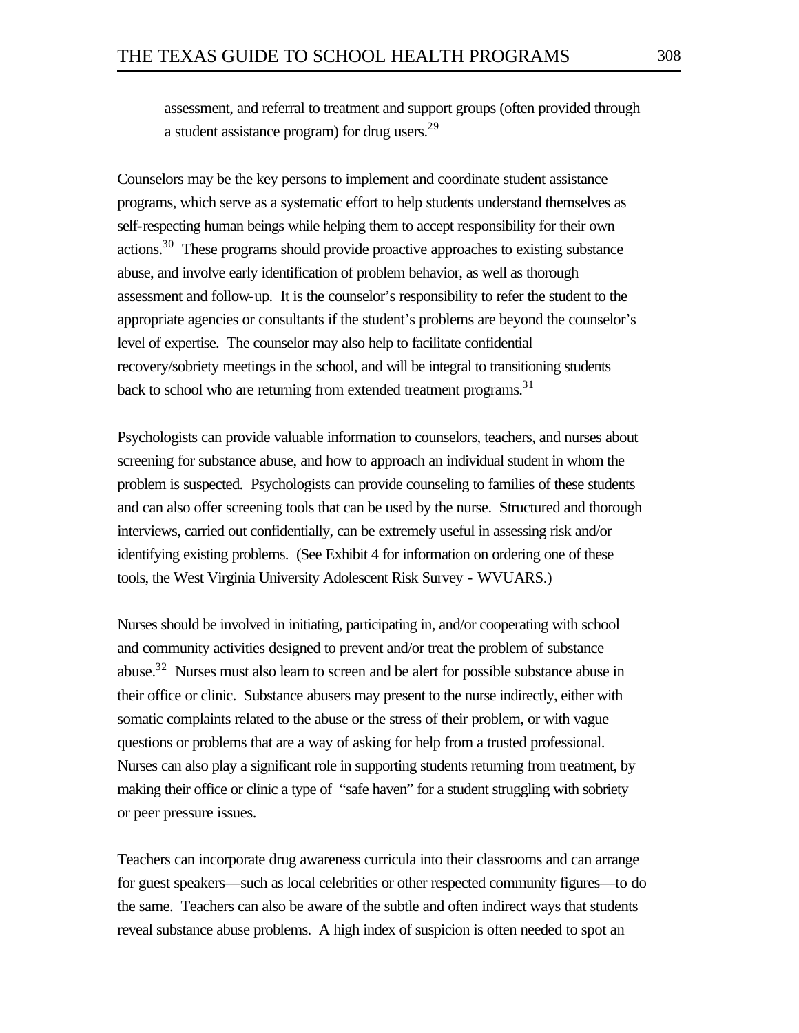assessment, and referral to treatment and support groups (often provided through a student assistance program) for drug users.[29]

Counselors may be the key persons to implement and coordinate student assistance programs, which serve as a systematic effort to help students understand themselves as self-respecting human beings while helping them to accept responsibility for their own actions.[30] These programs should provide proactive approaches to existing substance abuse, and involve early identification of problem behavior, as well as thorough assessment and follow-up. It is the counselor's responsibility to refer the student to the appropriate agencies or consultants if the student's problems are beyond the counselor's level of expertise. The counselor may also help to facilitate confidential recovery/sobriety meetings in the school, and will be integral to transitioning students back to school who are returning from extended treatment programs.[31]

Psychologists can provide valuable information to counselors, teachers, and nurses about screening for substance abuse, and how to approach an individual student in whom the problem is suspected. Psychologists can provide counseling to families of these students and can also offer screening tools that can be used by the nurse. Structured and thorough interviews, carried out confidentially, can be extremely useful in assessing risk and/or identifying existing problems. (See Exhibit 4 for information on ordering one of these tools, the West Virginia University Adolescent Risk Survey - WVUARS.)

Nurses should be involved in initiating, participating in, and/or cooperating with school and community activities designed to prevent and/or treat the problem of substance abuse.[32] Nurses must also learn to screen and be alert for possible substance abuse in their office or clinic. Substance abusers may present to the nurse indirectly, either with somatic complaints related to the abuse or the stress of their problem, or with vague questions or problems that are a way of asking for help from a trusted professional. Nurses can also play a significant role in supporting students returning from treatment, by making their office or clinic a type of "safe haven" for a student struggling with sobriety or peer pressure issues.

Teachers can incorporate drug awareness curricula into their classrooms and can arrange for guest speakers—such as local celebrities or other respected community figures—to do the same. Teachers can also be aware of the subtle and often indirect ways that students reveal substance abuse problems. A high index of suspicion is often needed to spot an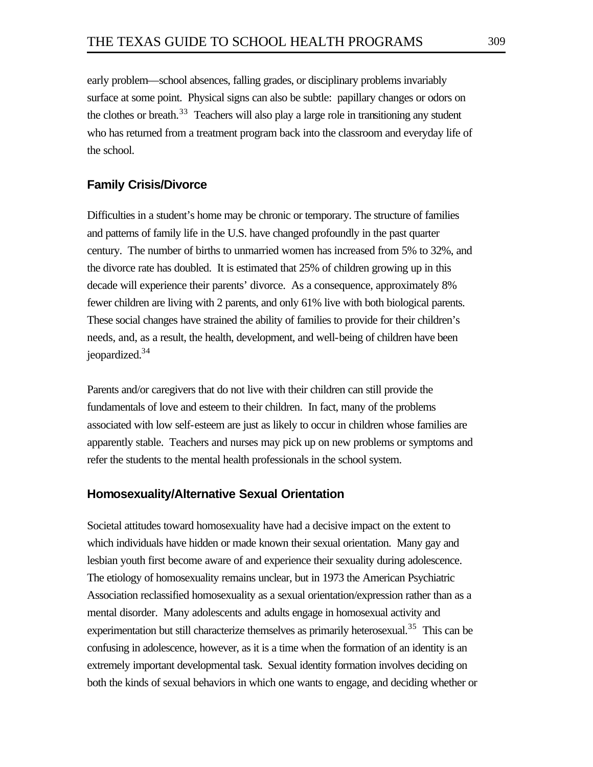early problem—school absences, falling grades, or disciplinary problems invariably surface at some point. Physical signs can also be subtle: papillary changes or odors on the clothes or breath.[33] Teachers will also play a large role in transitioning any student who has returned from a treatment program back into the classroom and everyday life of the school.

### Family Crisis/Divorce

Difficulties in a student's home may be chronic or temporary. The structure of families and patterns of family life in the U.S. have changed profoundly in the past quarter century. The number of births to unmarried women has increased from 5% to 32%, and the divorce rate has doubled. It is estimated that 25% of children growing up in this decade will experience their parents' divorce. As a consequence, approximately 8% fewer children are living with 2 parents, and only 61% live with both biological parents. These social changes have strained the ability of families to provide for their children's needs, and, as a result, the health, development, and well-being of children have been jeopardized.[34]

Parents and/or caregivers that do not live with their children can still provide the fundamentals of love and esteem to their children. In fact, many of the problems associated with low self-esteem are just as likely to occur in children whose families are apparently stable. Teachers and nurses may pick up on new problems or symptoms and refer the students to the mental health professionals in the school system.

### Homosexuality/Alternative Sexual Orientation

Societal attitudes toward homosexuality have had a decisive impact on the extent to which individuals have hidden or made known their sexual orientation. Many gay and lesbian youth first become aware of and experience their sexuality during adolescence. The etiology of homosexuality remains unclear, but in 1973 the American Psychiatric Association reclassified homosexuality as a sexual orientation/expression rather than as a mental disorder. Many adolescents and adults engage in homosexual activity and experimentation but still characterize themselves as primarily heterosexual.[35] This can be confusing in adolescence, however, as it is a time when the formation of an identity is an extremely important developmental task. Sexual identity formation involves deciding on both the kinds of sexual behaviors in which one wants to engage, and deciding whether or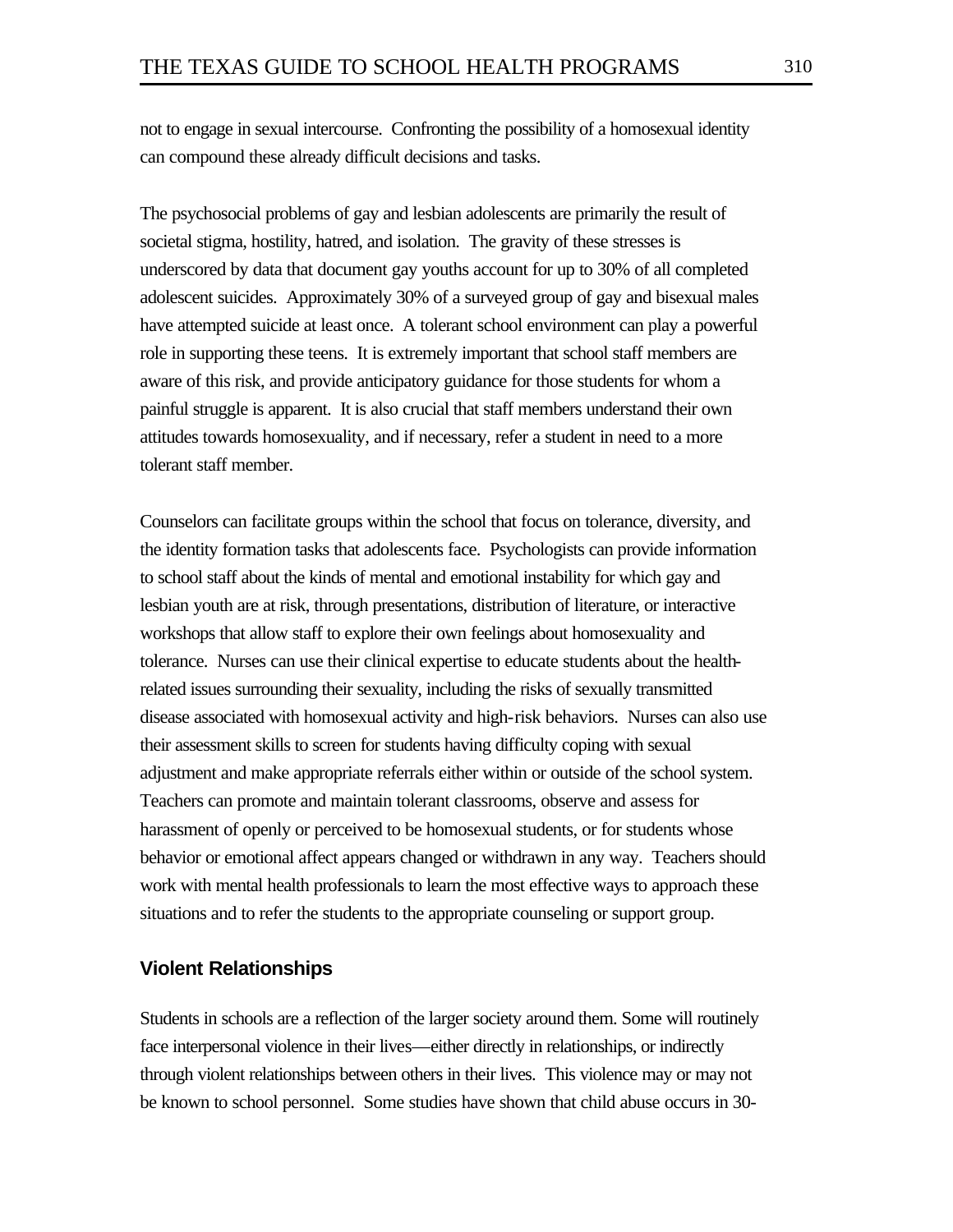not to engage in sexual intercourse. Confronting the possibility of a homosexual identity can compound these already difficult decisions and tasks.

The psychosocial problems of gay and lesbian adolescents are primarily the result of societal stigma, hostility, hatred, and isolation. The gravity of these stresses is underscored by data that document gay youths account for up to 30% of all completed adolescent suicides. Approximately 30% of a surveyed group of gay and bisexual males have attempted suicide at least once. A tolerant school environment can play a powerful role in supporting these teens. It is extremely important that school staff members are aware of this risk, and provide anticipatory guidance for those students for whom a painful struggle is apparent. It is also crucial that staff members understand their own attitudes towards homosexuality, and if necessary, refer a student in need to a more tolerant staff member.

Counselors can facilitate groups within the school that focus on tolerance, diversity, and the identity formation tasks that adolescents face. Psychologists can provide information to school staff about the kinds of mental and emotional instability for which gay and lesbian youth are at risk, through presentations, distribution of literature, or interactive workshops that allow staff to explore their own feelings about homosexuality and tolerance. Nurses can use their clinical expertise to educate students about the health-related issues surrounding their sexuality, including the risks of sexually transmitted disease associated with homosexual activity and high-risk behaviors. Nurses can also use their assessment skills to screen for students having difficulty coping with sexual adjustment and make appropriate referrals either within or outside of the school system. Teachers can promote and maintain tolerant classrooms, observe and assess for harassment of openly or perceived to be homosexual students, or for students whose behavior or emotional affect appears changed or withdrawn in any way. Teachers should work with mental health professionals to learn the most effective ways to approach these situations and to refer the students to the appropriate counseling or support group.

### Violent Relationships

Students in schools are a reflection of the larger society around them. Some will routinely face interpersonal violence in their lives—either directly in relationships, or indirectly through violent relationships between others in their lives. This violence may or may not be known to school personnel. Some studies have shown that child abuse occurs in 30-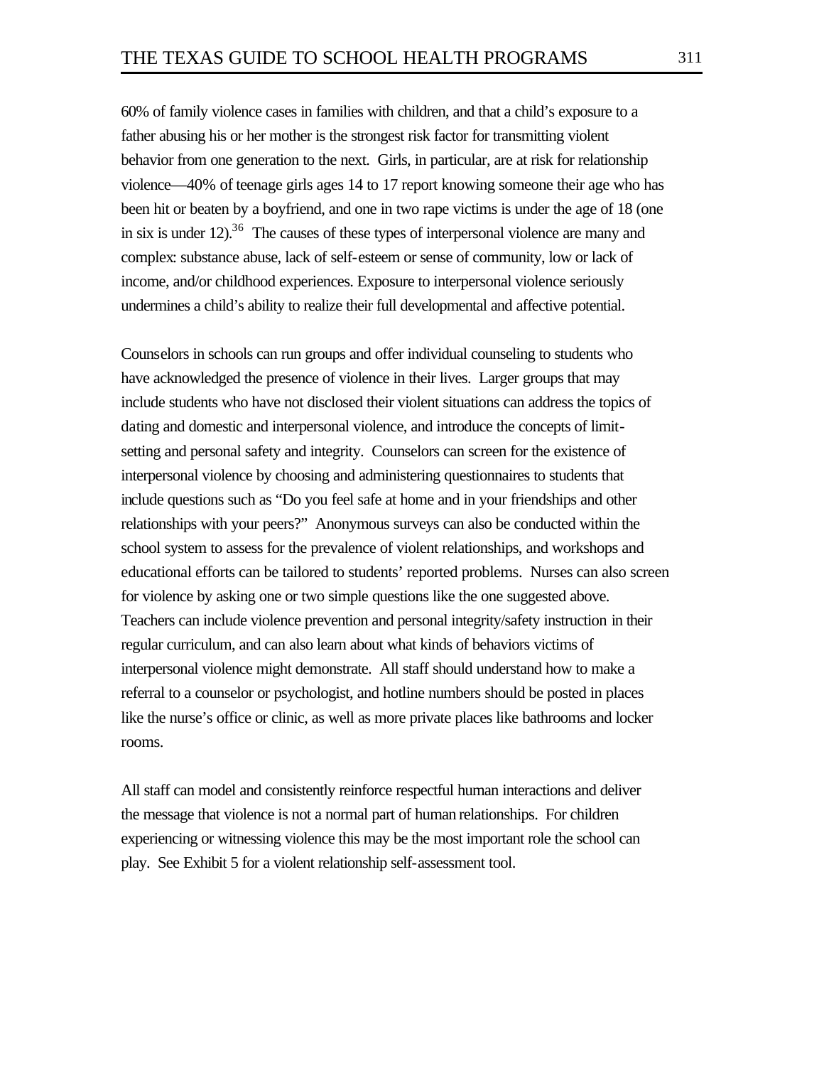60% of family violence cases in families with children, and that a child's exposure to a father abusing his or her mother is the strongest risk factor for transmitting violent behavior from one generation to the next. Girls, in particular, are at risk for relationship violence—40% of teenage girls ages 14 to 17 report knowing someone their age who has been hit or beaten by a boyfriend, and one in two rape victims is under the age of 18 (one in six is under 12).[36] The causes of these types of interpersonal violence are many and complex: substance abuse, lack of self-esteem or sense of community, low or lack of income, and/or childhood experiences. Exposure to interpersonal violence seriously undermines a child's ability to realize their full developmental and affective potential.

Counselors in schools can run groups and offer individual counseling to students who have acknowledged the presence of violence in their lives. Larger groups that may include students who have not disclosed their violent situations can address the topics of dating and domestic and interpersonal violence, and introduce the concepts of limit-setting and personal safety and integrity. Counselors can screen for the existence of interpersonal violence by choosing and administering questionnaires to students that include questions such as "Do you feel safe at home and in your friendships and other relationships with your peers?" Anonymous surveys can also be conducted within the school system to assess for the prevalence of violent relationships, and workshops and educational efforts can be tailored to students' reported problems. Nurses can also screen for violence by asking one or two simple questions like the one suggested above. Teachers can include violence prevention and personal integrity/safety instruction in their regular curriculum, and can also learn about what kinds of behaviors victims of interpersonal violence might demonstrate. All staff should understand how to make a referral to a counselor or psychologist, and hotline numbers should be posted in places like the nurse's office or clinic, as well as more private places like bathrooms and locker rooms.

All staff can model and consistently reinforce respectful human interactions and deliver the message that violence is not a normal part of human relationships. For children experiencing or witnessing violence this may be the most important role the school can play. See Exhibit 5 for a violent relationship self-assessment tool.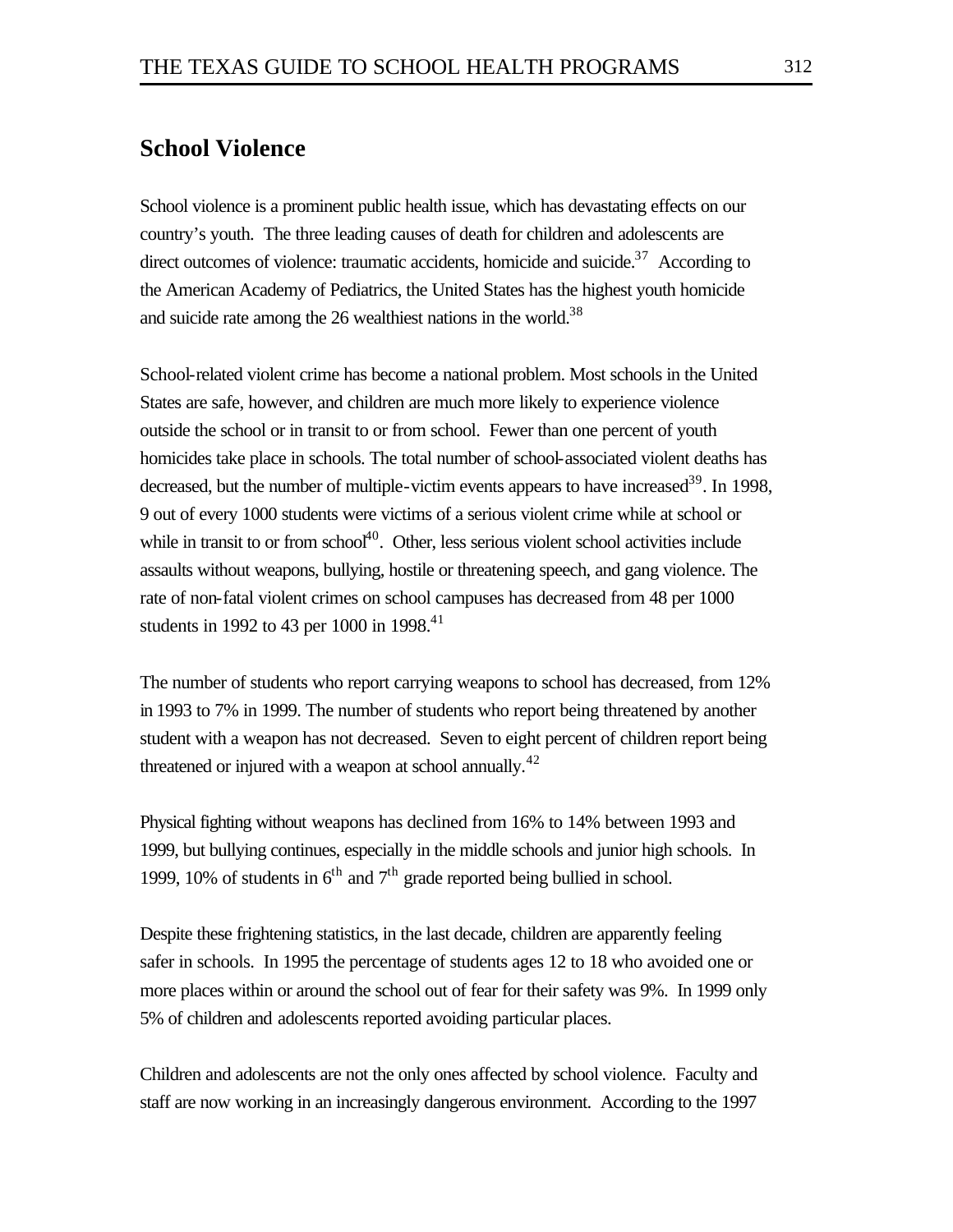## School Violence

School violence is a prominent public health issue, which has devastating effects on our country's youth. The three leading causes of death for children and adolescents are direct outcomes of violence: traumatic accidents, homicide and suicide.[37] According to the American Academy of Pediatrics, the United States has the highest youth homicide and suicide rate among the 26 wealthiest nations in the world.[38]

School-related violent crime has become a national problem. Most schools in the United States are safe, however, and children are much more likely to experience violence outside the school or in transit to or from school. Fewer than one percent of youth homicides take place in schools. The total number of school-associated violent deaths has decreased, but the number of multiple-victim events appears to have increased[39]. In 1998, 9 out of every 1000 students were victims of a serious violent crime while at school or while in transit to or from school[40]. Other, less serious violent school activities include assaults without weapons, bullying, hostile or threatening speech, and gang violence. The rate of non-fatal violent crimes on school campuses has decreased from 48 per 1000 students in 1992 to 43 per 1000 in 1998.[41]

The number of students who report carrying weapons to school has decreased, from 12% in 1993 to 7% in 1999. The number of students who report being threatened by another student with a weapon has not decreased. Seven to eight percent of children report being threatened or injured with a weapon at school annually.[42]

Physical fighting without weapons has declined from 16% to 14% between 1993 and 1999, but bullying continues, especially in the middle schools and junior high schools. In 1999, 10% of students in 6th and 7th grade reported being bullied in school.

Despite these frightening statistics, in the last decade, children are apparently feeling safer in schools. In 1995 the percentage of students ages 12 to 18 who avoided one or more places within or around the school out of fear for their safety was 9%. In 1999 only 5% of children and adolescents reported avoiding particular places.

Children and adolescents are not the only ones affected by school violence. Faculty and staff are now working in an increasingly dangerous environment. According to the 1997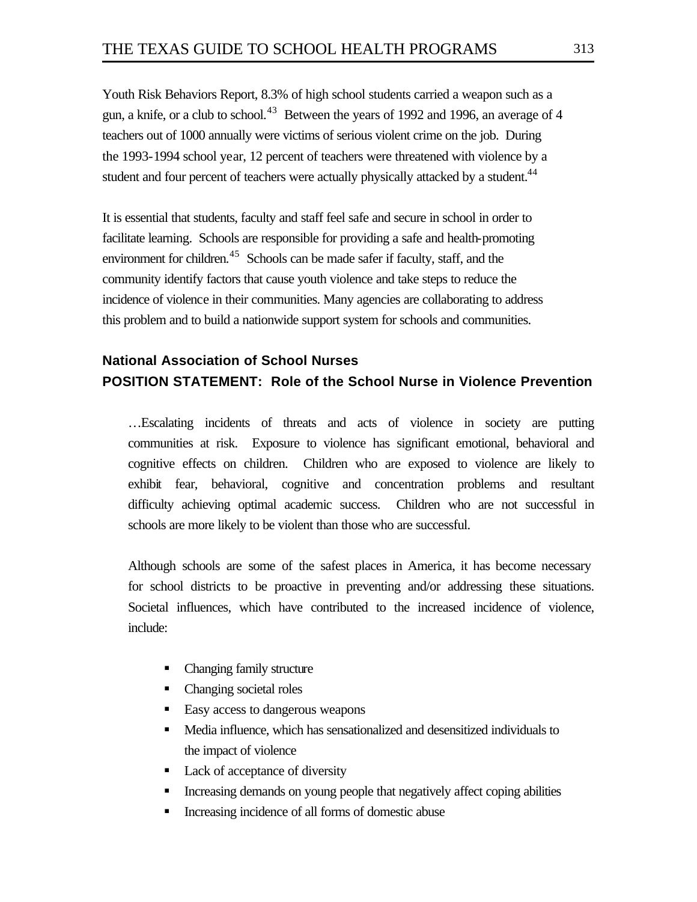Youth Risk Behaviors Report, 8.3% of high school students carried a weapon such as a gun, a knife, or a club to school.[43] Between the years of 1992 and 1996, an average of 4 teachers out of 1000 annually were victims of serious violent crime on the job. During the 1993-1994 school year, 12 percent of teachers were threatened with violence by a student and four percent of teachers were actually physically attacked by a student.[44]

It is essential that students, faculty and staff feel safe and secure in school in order to facilitate learning. Schools are responsible for providing a safe and health-promoting environment for children.[45] Schools can be made safer if faculty, staff, and the community identify factors that cause youth violence and take steps to reduce the incidence of violence in their communities. Many agencies are collaborating to address this problem and to build a nationwide support system for schools and communities.

**National Association of School Nurses**
**POSITION STATEMENT: Role of the School Nurse in Violence Prevention**

> …Escalating incidents of threats and acts of violence in society are putting communities at risk. Exposure to violence has significant emotional, behavioral and cognitive effects on children. Children who are exposed to violence are likely to exhibit fear, behavioral, cognitive and concentration problems and resultant difficulty achieving optimal academic success. Children who are not successful in schools are more likely to be violent than those who are successful.
>
> Although schools are some of the safest places in America, it has become necessary for school districts to be proactive in preventing and/or addressing these situations. Societal influences, which have contributed to the increased incidence of violence, include:
>
> - Changing family structure
> - Changing societal roles
> - Easy access to dangerous weapons
> - Media influence, which has sensationalized and desensitized individuals to the impact of violence
> - Lack of acceptance of diversity
> - Increasing demands on young people that negatively affect coping abilities
> - Increasing incidence of all forms of domestic abuse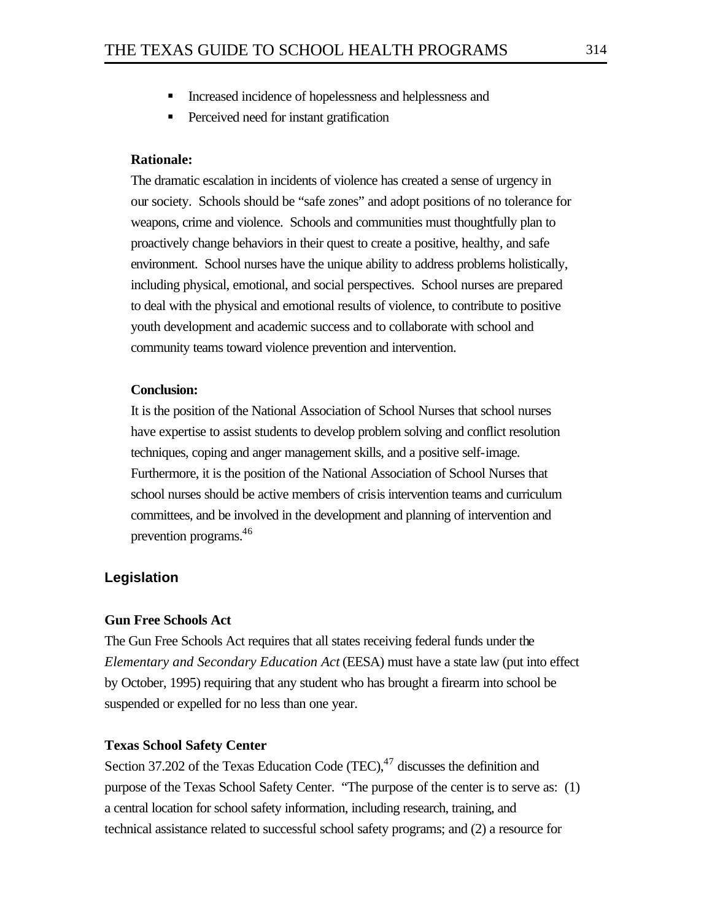- Increased incidence of hopelessness and helplessness and
- Perceived need for instant gratification

**Rationale:**

The dramatic escalation in incidents of violence has created a sense of urgency in our society. Schools should be "safe zones" and adopt positions of no tolerance for weapons, crime and violence. Schools and communities must thoughtfully plan to proactively change behaviors in their quest to create a positive, healthy, and safe environment. School nurses have the unique ability to address problems holistically, including physical, emotional, and social perspectives. School nurses are prepared to deal with the physical and emotional results of violence, to contribute to positive youth development and academic success and to collaborate with school and community teams toward violence prevention and intervention.

**Conclusion:**

It is the position of the National Association of School Nurses that school nurses have expertise to assist students to develop problem solving and conflict resolution techniques, coping and anger management skills, and a positive self-image. Furthermore, it is the position of the National Association of School Nurses that school nurses should be active members of crisis intervention teams and curriculum committees, and be involved in the development and planning of intervention and prevention programs.[46]

## Legislation

### Gun Free Schools Act

The Gun Free Schools Act requires that all states receiving federal funds under the *Elementary and Secondary Education Act* (EESA) must have a state law (put into effect by October, 1995) requiring that any student who has brought a firearm into school be suspended or expelled for no less than one year.

### Texas School Safety Center

Section 37.202 of the Texas Education Code (TEC),[47] discusses the definition and purpose of the Texas School Safety Center. "The purpose of the center is to serve as: (1) a central location for school safety information, including research, training, and technical assistance related to successful school safety programs; and (2) a resource for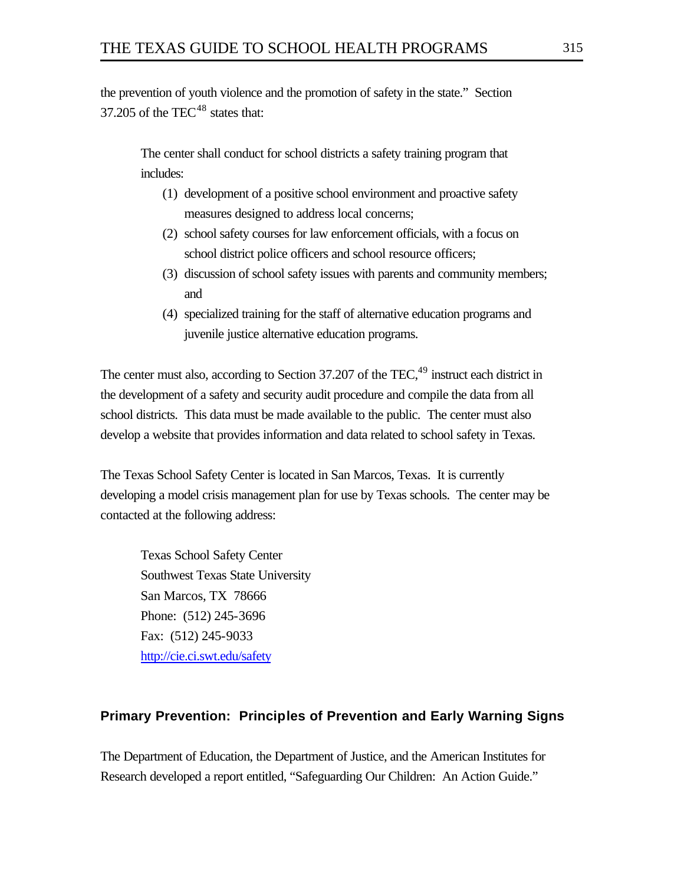the prevention of youth violence and the promotion of safety in the state." Section 37.205 of the TEC[48] states that:

> The center shall conduct for school districts a safety training program that includes:
>
> (1) development of a positive school environment and proactive safety measures designed to address local concerns;
>
> (2) school safety courses for law enforcement officials, with a focus on school district police officers and school resource officers;
>
> (3) discussion of school safety issues with parents and community members; and
>
> (4) specialized training for the staff of alternative education programs and juvenile justice alternative education programs.

The center must also, according to Section 37.207 of the TEC,[49] instruct each district in the development of a safety and security audit procedure and compile the data from all school districts. This data must be made available to the public. The center must also develop a website that provides information and data related to school safety in Texas.

The Texas School Safety Center is located in San Marcos, Texas. It is currently developing a model crisis management plan for use by Texas schools. The center may be contacted at the following address:

Texas School Safety Center
Southwest Texas State University
San Marcos, TX 78666
Phone: (512) 245-3696
Fax: (512) 245-9033
http://cie.ci.swt.edu/safety

## Primary Prevention: Principles of Prevention and Early Warning Signs

The Department of Education, the Department of Justice, and the American Institutes for Research developed a report entitled, "Safeguarding Our Children: An Action Guide."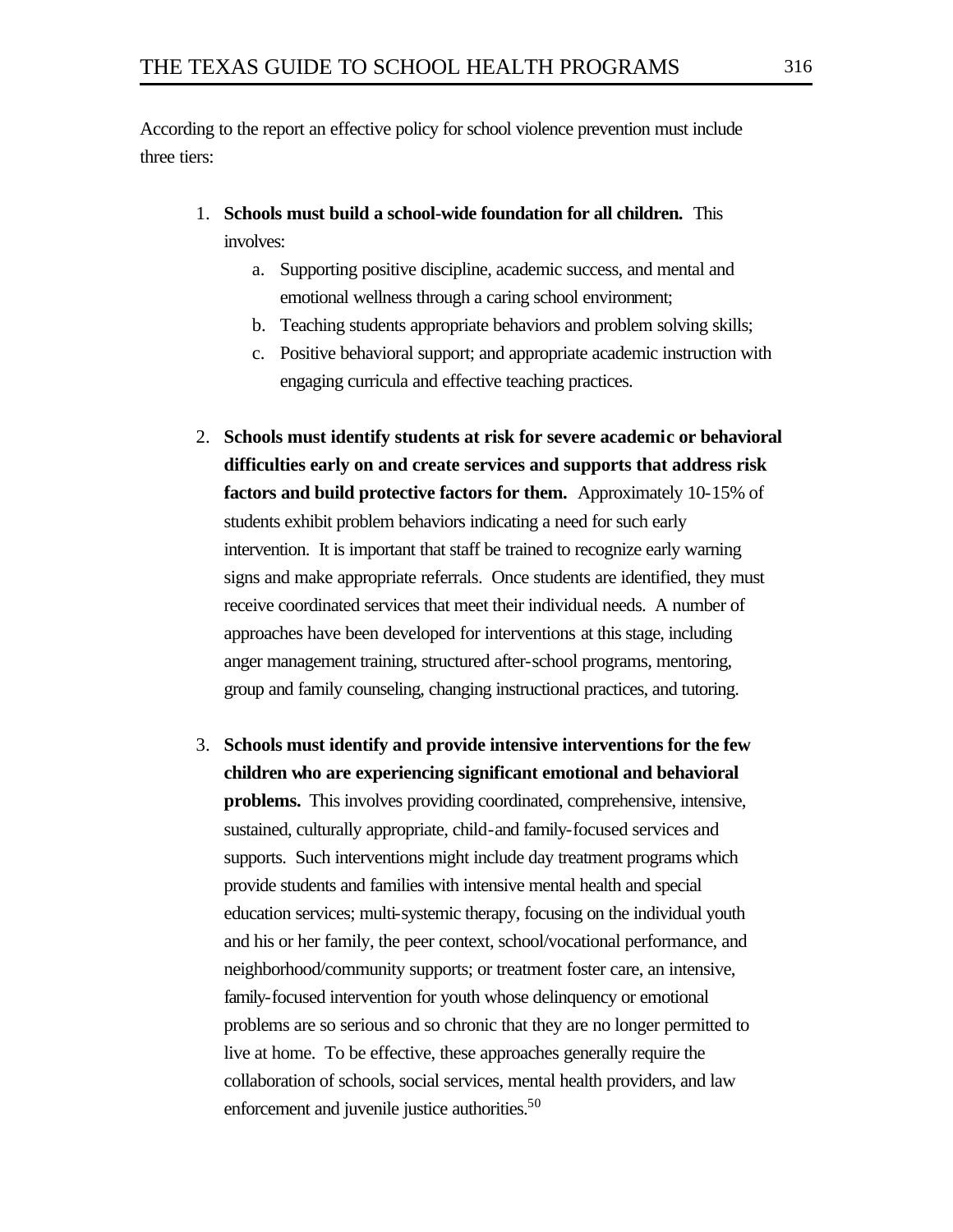According to the report an effective policy for school violence prevention must include three tiers:

1. **Schools must build a school-wide foundation for all children.** This involves:
   a. Supporting positive discipline, academic success, and mental and emotional wellness through a caring school environment;
   b. Teaching students appropriate behaviors and problem solving skills;
   c. Positive behavioral support; and appropriate academic instruction with engaging curricula and effective teaching practices.

2. **Schools must identify students at risk for severe academic or behavioral difficulties early on and create services and supports that address risk factors and build protective factors for them.** Approximately 10-15% of students exhibit problem behaviors indicating a need for such early intervention. It is important that staff be trained to recognize early warning signs and make appropriate referrals. Once students are identified, they must receive coordinated services that meet their individual needs. A number of approaches have been developed for interventions at this stage, including anger management training, structured after-school programs, mentoring, group and family counseling, changing instructional practices, and tutoring.

3. **Schools must identify and provide intensive interventions for the few children who are experiencing significant emotional and behavioral problems.** This involves providing coordinated, comprehensive, intensive, sustained, culturally appropriate, child-and family-focused services and supports. Such interventions might include day treatment programs which provide students and families with intensive mental health and special education services; multi-systemic therapy, focusing on the individual youth and his or her family, the peer context, school/vocational performance, and neighborhood/community supports; or treatment foster care, an intensive, family-focused intervention for youth whose delinquency or emotional problems are so serious and so chronic that they are no longer permitted to live at home. To be effective, these approaches generally require the collaboration of schools, social services, mental health providers, and law enforcement and juvenile justice authorities.[50]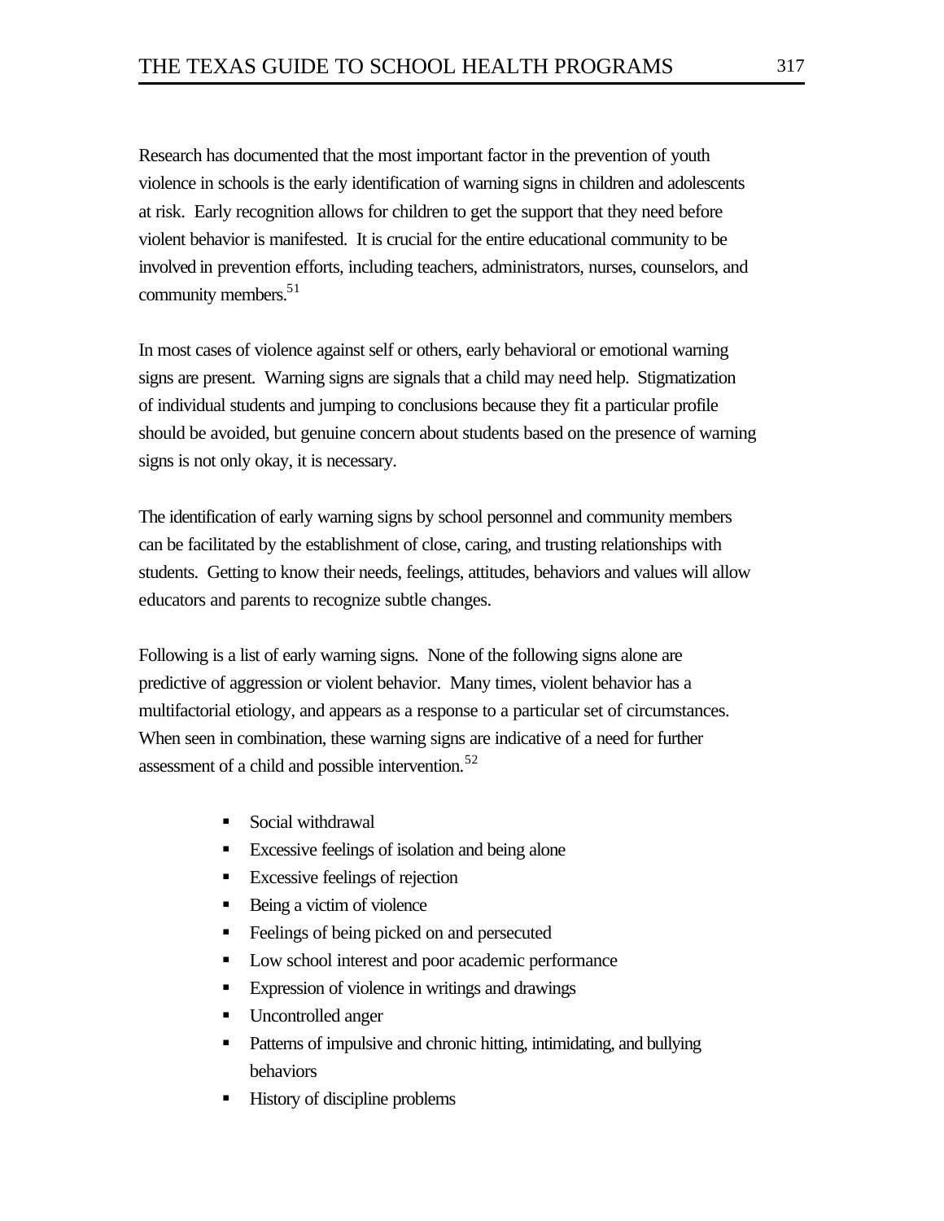Research has documented that the most important factor in the prevention of youth violence in schools is the early identification of warning signs in children and adolescents at risk. Early recognition allows for children to get the support that they need before violent behavior is manifested. It is crucial for the entire educational community to be involved in prevention efforts, including teachers, administrators, nurses, counselors, and community members.[51]

In most cases of violence against self or others, early behavioral or emotional warning signs are present. Warning signs are signals that a child may need help. Stigmatization of individual students and jumping to conclusions because they fit a particular profile should be avoided, but genuine concern about students based on the presence of warning signs is not only okay, it is necessary.

The identification of early warning signs by school personnel and community members can be facilitated by the establishment of close, caring, and trusting relationships with students. Getting to know their needs, feelings, attitudes, behaviors and values will allow educators and parents to recognize subtle changes.

Following is a list of early warning signs. None of the following signs alone are predictive of aggression or violent behavior. Many times, violent behavior has a multifactorial etiology, and appears as a response to a particular set of circumstances. When seen in combination, these warning signs are indicative of a need for further assessment of a child and possible intervention.[52]

- Social withdrawal
- Excessive feelings of isolation and being alone
- Excessive feelings of rejection
- Being a victim of violence
- Feelings of being picked on and persecuted
- Low school interest and poor academic performance
- Expression of violence in writings and drawings
- Uncontrolled anger
- Patterns of impulsive and chronic hitting, intimidating, and bullying behaviors
- History of discipline problems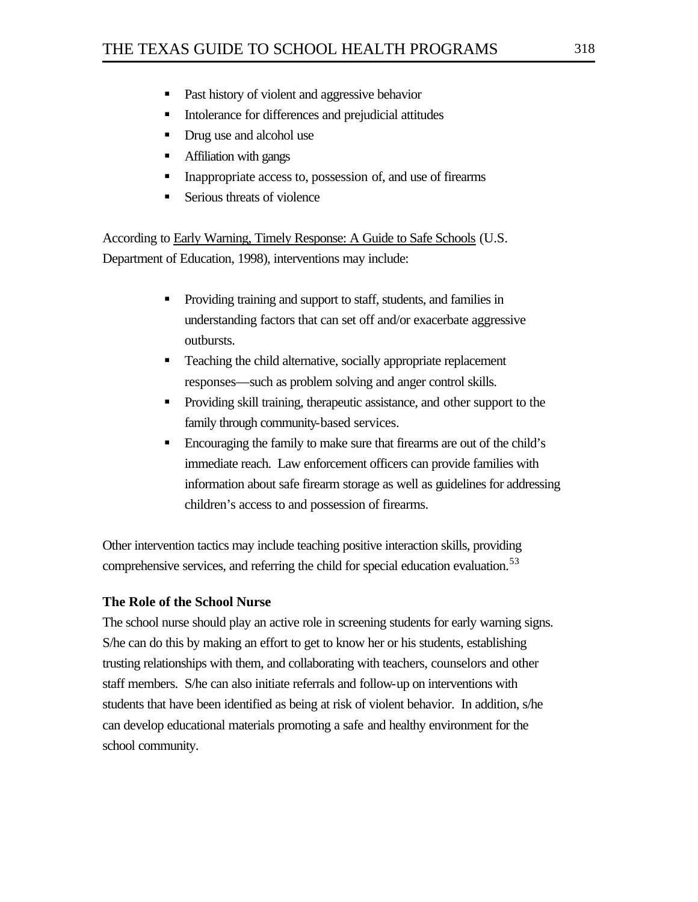- Past history of violent and aggressive behavior
- Intolerance for differences and prejudicial attitudes
- Drug use and alcohol use
- Affiliation with gangs
- Inappropriate access to, possession of, and use of firearms
- Serious threats of violence

According to Early Warning, Timely Response: A Guide to Safe Schools (U.S. Department of Education, 1998), interventions may include:

- Providing training and support to staff, students, and families in understanding factors that can set off and/or exacerbate aggressive outbursts.
- Teaching the child alternative, socially appropriate replacement responses—such as problem solving and anger control skills.
- Providing skill training, therapeutic assistance, and other support to the family through community-based services.
- Encouraging the family to make sure that firearms are out of the child's immediate reach. Law enforcement officers can provide families with information about safe firearm storage as well as guidelines for addressing children's access to and possession of firearms.

Other intervention tactics may include teaching positive interaction skills, providing comprehensive services, and referring the child for special education evaluation.[53]

**The Role of the School Nurse**

The school nurse should play an active role in screening students for early warning signs. S/he can do this by making an effort to get to know her or his students, establishing trusting relationships with them, and collaborating with teachers, counselors and other staff members. S/he can also initiate referrals and follow-up on interventions with students that have been identified as being at risk of violent behavior. In addition, s/he can develop educational materials promoting a safe and healthy environment for the school community.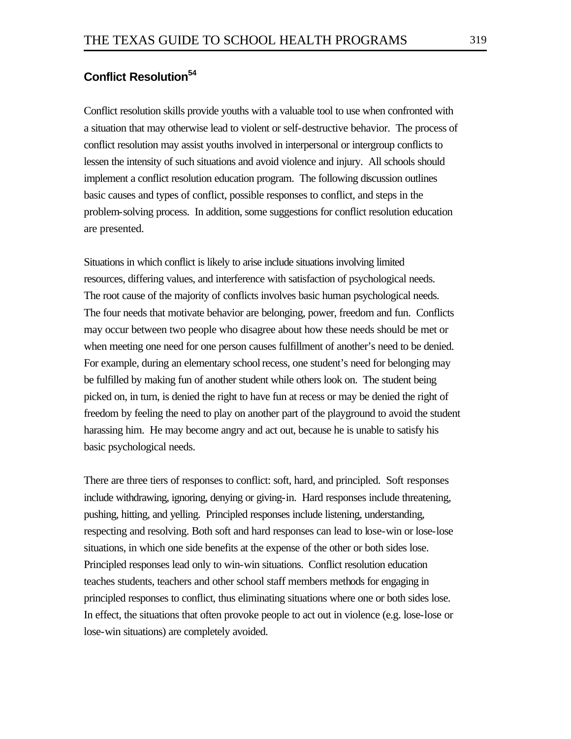## Conflict Resolution[54]

Conflict resolution skills provide youths with a valuable tool to use when confronted with a situation that may otherwise lead to violent or self-destructive behavior. The process of conflict resolution may assist youths involved in interpersonal or intergroup conflicts to lessen the intensity of such situations and avoid violence and injury. All schools should implement a conflict resolution education program. The following discussion outlines basic causes and types of conflict, possible responses to conflict, and steps in the problem-solving process. In addition, some suggestions for conflict resolution education are presented.

Situations in which conflict is likely to arise include situations involving limited resources, differing values, and interference with satisfaction of psychological needs. The root cause of the majority of conflicts involves basic human psychological needs. The four needs that motivate behavior are belonging, power, freedom and fun. Conflicts may occur between two people who disagree about how these needs should be met or when meeting one need for one person causes fulfillment of another's need to be denied. For example, during an elementary school recess, one student's need for belonging may be fulfilled by making fun of another student while others look on. The student being picked on, in turn, is denied the right to have fun at recess or may be denied the right of freedom by feeling the need to play on another part of the playground to avoid the student harassing him. He may become angry and act out, because he is unable to satisfy his basic psychological needs.

There are three tiers of responses to conflict: soft, hard, and principled. Soft responses include withdrawing, ignoring, denying or giving-in. Hard responses include threatening, pushing, hitting, and yelling. Principled responses include listening, understanding, respecting and resolving. Both soft and hard responses can lead to lose-win or lose-lose situations, in which one side benefits at the expense of the other or both sides lose. Principled responses lead only to win-win situations. Conflict resolution education teaches students, teachers and other school staff members methods for engaging in principled responses to conflict, thus eliminating situations where one or both sides lose. In effect, the situations that often provoke people to act out in violence (e.g. lose-lose or lose-win situations) are completely avoided.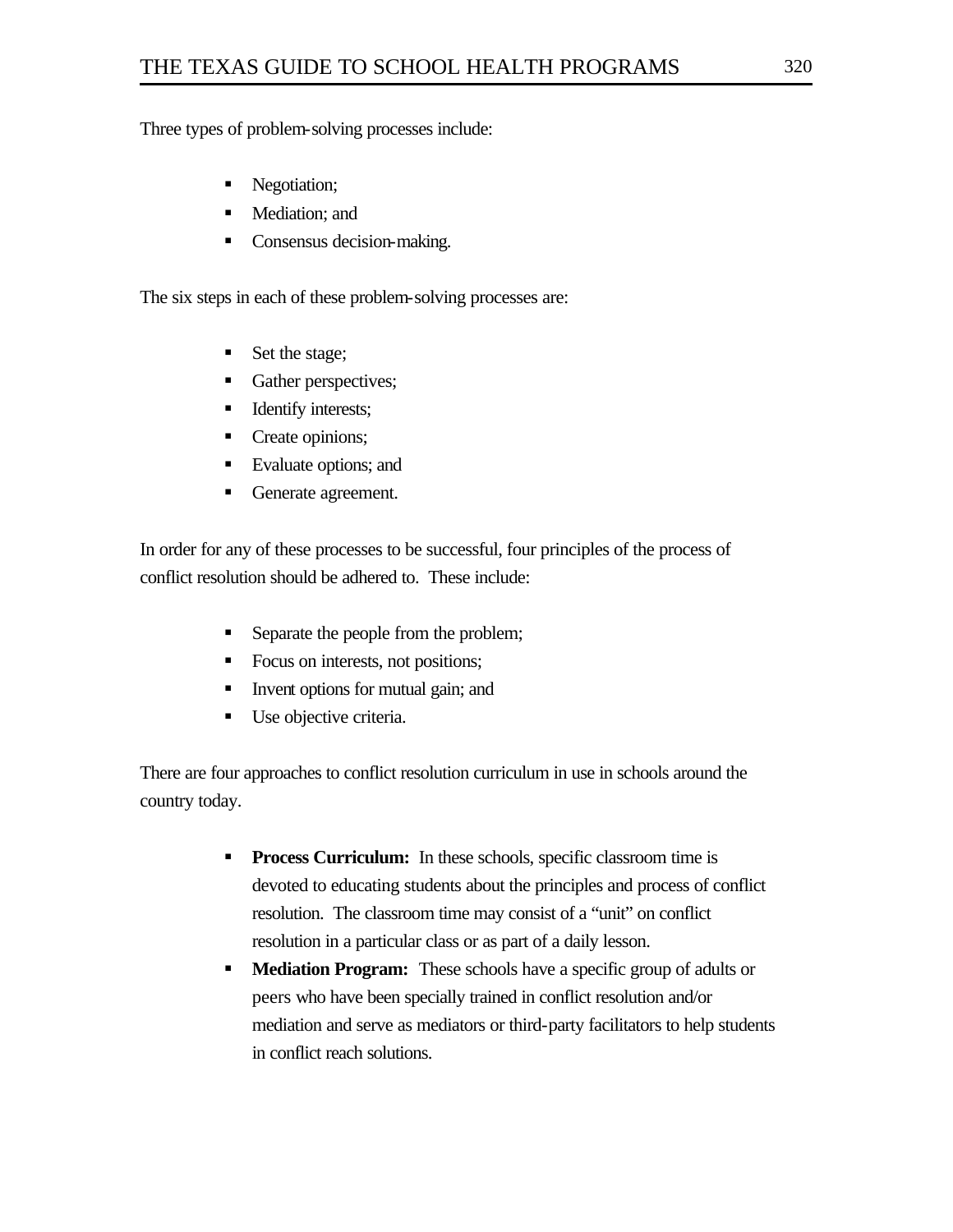Three types of problem-solving processes include:

- Negotiation;
- Mediation; and
- Consensus decision-making.

The six steps in each of these problem-solving processes are:

- Set the stage;
- Gather perspectives;
- Identify interests;
- Create opinions;
- Evaluate options; and
- Generate agreement.

In order for any of these processes to be successful, four principles of the process of conflict resolution should be adhered to. These include:

- Separate the people from the problem;
- Focus on interests, not positions;
- Invent options for mutual gain; and
- Use objective criteria.

There are four approaches to conflict resolution curriculum in use in schools around the country today.

- **Process Curriculum:** In these schools, specific classroom time is devoted to educating students about the principles and process of conflict resolution. The classroom time may consist of a "unit" on conflict resolution in a particular class or as part of a daily lesson.
- **Mediation Program:** These schools have a specific group of adults or peers who have been specially trained in conflict resolution and/or mediation and serve as mediators or third-party facilitators to help students in conflict reach solutions.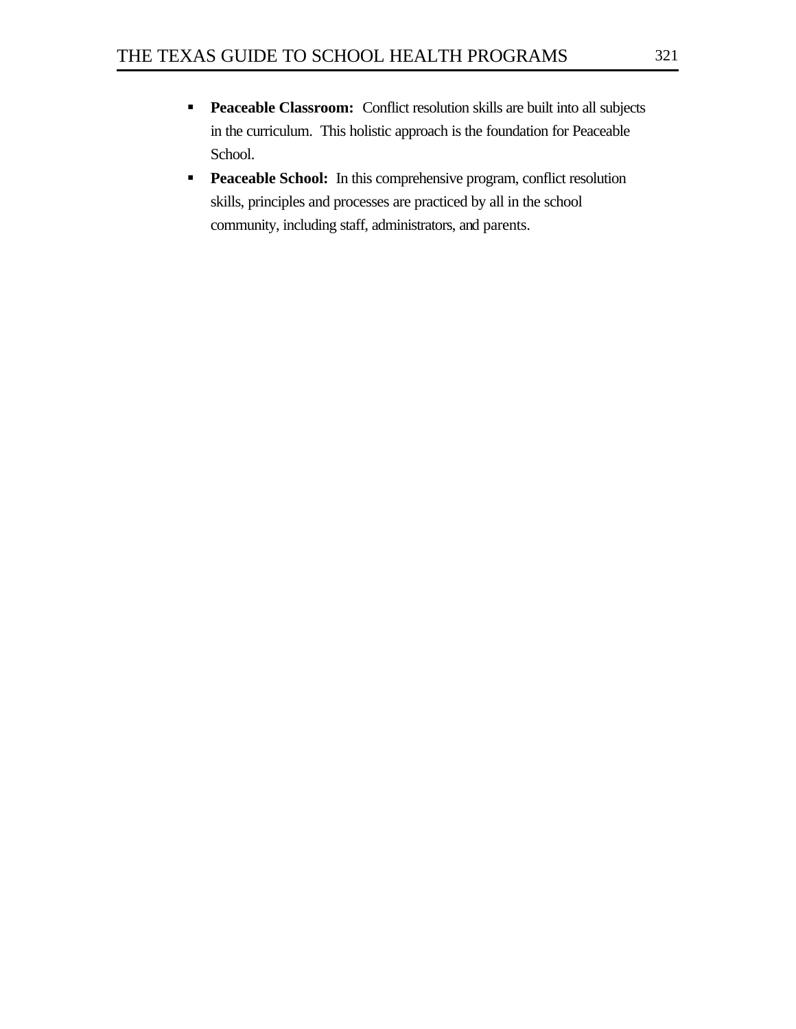- **Peaceable Classroom:** Conflict resolution skills are built into all subjects in the curriculum. This holistic approach is the foundation for Peaceable School.
- **Peaceable School:** In this comprehensive program, conflict resolution skills, principles and processes are practiced by all in the school community, including staff, administrators, and parents.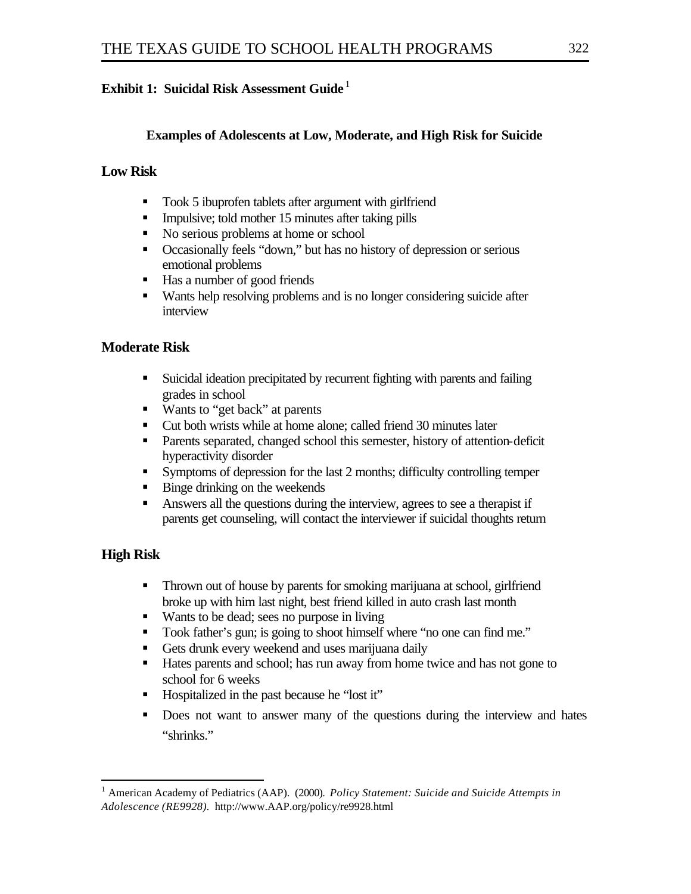**Exhibit 1: Suicidal Risk Assessment Guide** [1]

**Examples of Adolescents at Low, Moderate, and High Risk for Suicide**

**Low Risk**

- Took 5 ibuprofen tablets after argument with girlfriend
- Impulsive; told mother 15 minutes after taking pills
- No serious problems at home or school
- Occasionally feels "down," but has no history of depression or serious emotional problems
- Has a number of good friends
- Wants help resolving problems and is no longer considering suicide after interview

**Moderate Risk**

- Suicidal ideation precipitated by recurrent fighting with parents and failing grades in school
- Wants to "get back" at parents
- Cut both wrists while at home alone; called friend 30 minutes later
- Parents separated, changed school this semester, history of attention-deficit hyperactivity disorder
- Symptoms of depression for the last 2 months; difficulty controlling temper
- Binge drinking on the weekends
- Answers all the questions during the interview, agrees to see a therapist if parents get counseling, will contact the interviewer if suicidal thoughts return

**High Risk**

- Thrown out of house by parents for smoking marijuana at school, girlfriend broke up with him last night, best friend killed in auto crash last month
- Wants to be dead; sees no purpose in living
- Took father's gun; is going to shoot himself where "no one can find me."
- Gets drunk every weekend and uses marijuana daily
- Hates parents and school; has run away from home twice and has not gone to school for 6 weeks
- Hospitalized in the past because he "lost it"
- Does not want to answer many of the questions during the interview and hates "shrinks."

[1] American Academy of Pediatrics (AAP). (2000). *Policy Statement: Suicide and Suicide Attempts in Adolescence (RE9928)*. http://www.AAP.org/policy/re9928.html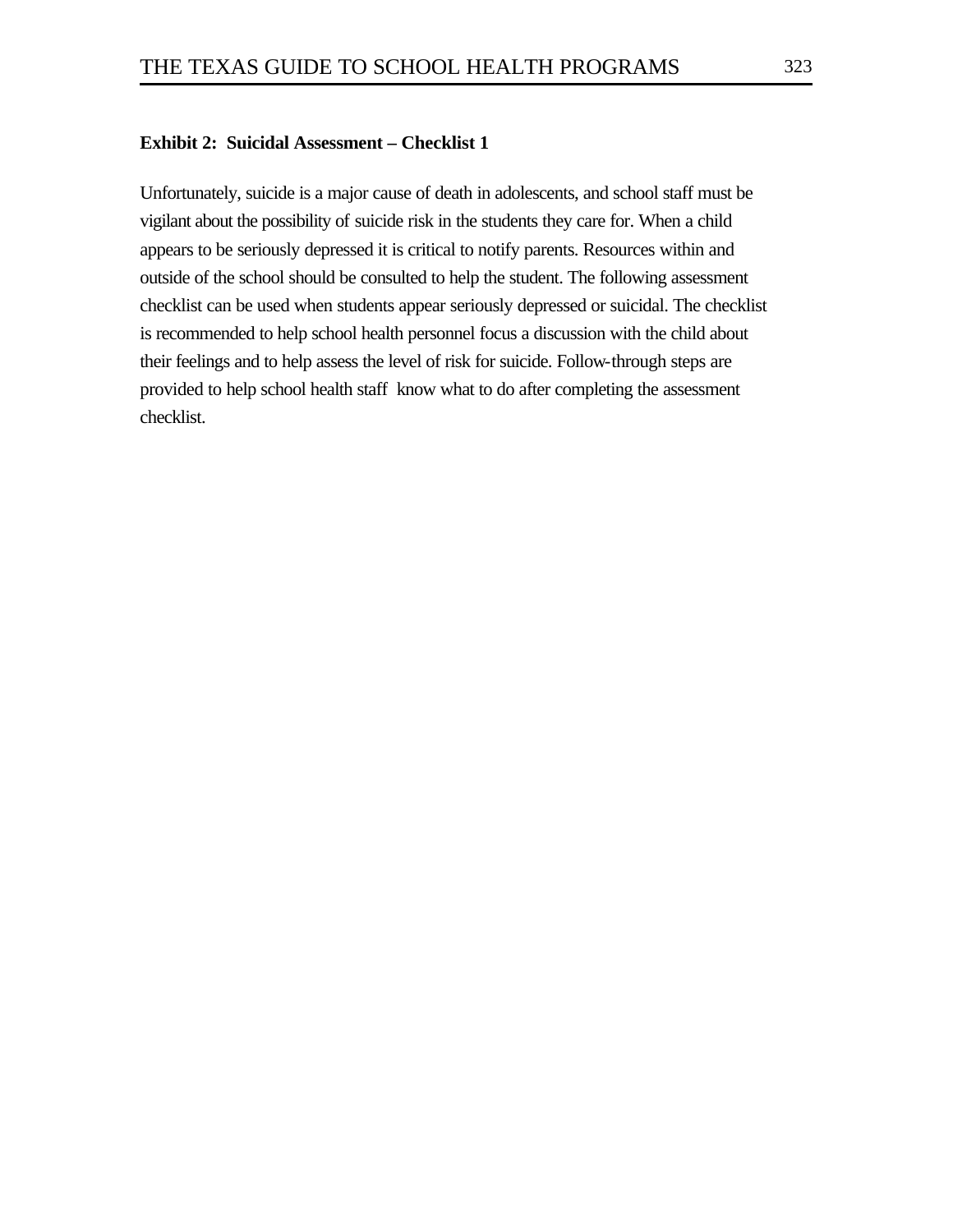**Exhibit 2: Suicidal Assessment – Checklist 1**

Unfortunately, suicide is a major cause of death in adolescents, and school staff must be vigilant about the possibility of suicide risk in the students they care for. When a child appears to be seriously depressed it is critical to notify parents. Resources within and outside of the school should be consulted to help the student. The following assessment checklist can be used when students appear seriously depressed or suicidal. The checklist is recommended to help school health personnel focus a discussion with the child about their feelings and to help assess the level of risk for suicide. Follow-through steps are provided to help school health staff know what to do after completing the assessment checklist.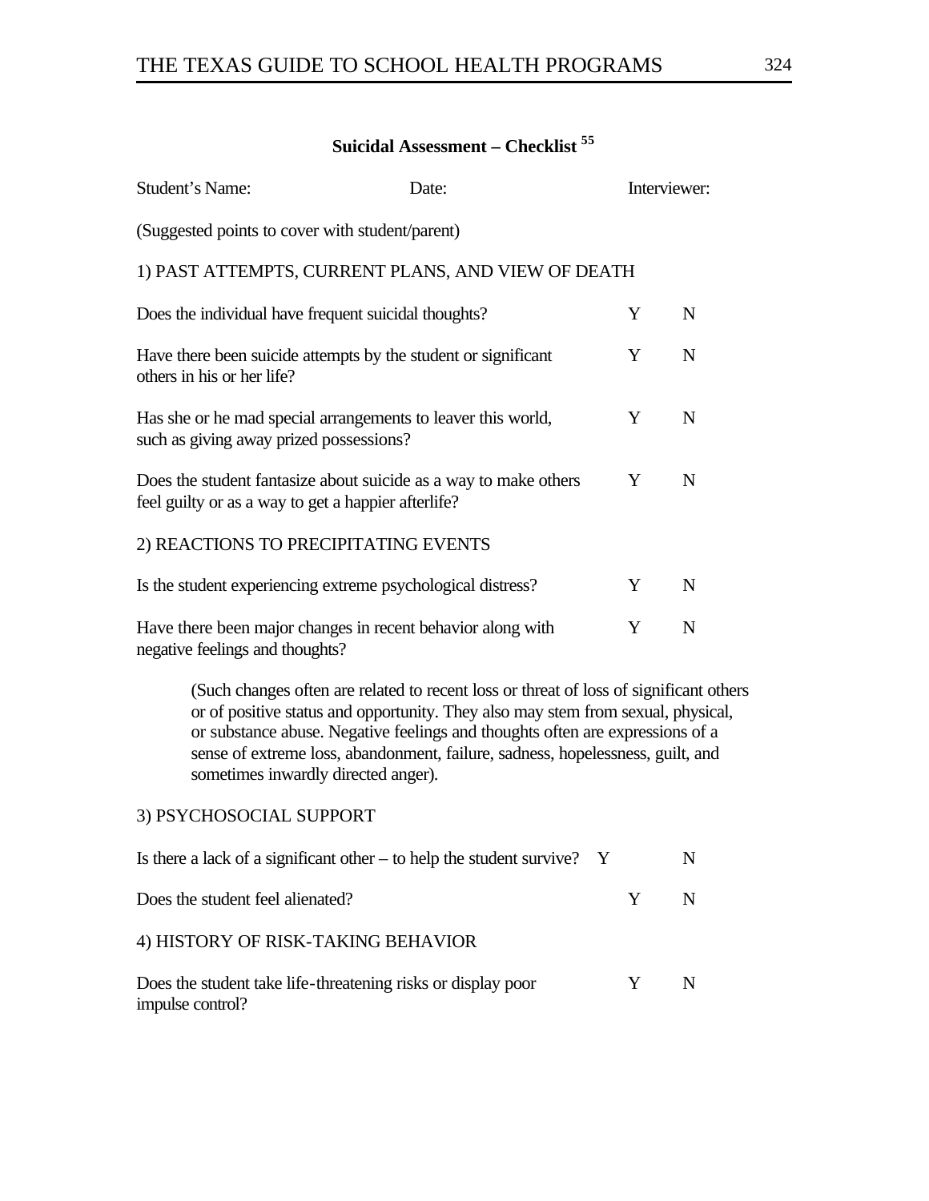## Suicidal Assessment – Checklist [55]

Student's Name: Date: Interviewer:

(Suggested points to cover with student/parent)

### 1) PAST ATTEMPTS, CURRENT PLANS, AND VIEW OF DEATH

| | | |
|---|---|---|
| Does the individual have frequent suicidal thoughts? | Y | N |
| Have there been suicide attempts by the student or significant others in his or her life? | Y | N |
| Has she or he mad special arrangements to leaver this world, such as giving away prized possessions? | Y | N |
| Does the student fantasize about suicide as a way to make others feel guilty or as a way to get a happier afterlife? | Y | N |

### 2) REACTIONS TO PRECIPITATING EVENTS

| | | |
|---|---|---|
| Is the student experiencing extreme psychological distress? | Y | N |
| Have there been major changes in recent behavior along with negative feelings and thoughts? | Y | N |

> (Such changes often are related to recent loss or threat of loss of significant others or of positive status and opportunity. They also may stem from sexual, physical, or substance abuse. Negative feelings and thoughts often are expressions of a sense of extreme loss, abandonment, failure, sadness, hopelessness, guilt, and sometimes inwardly directed anger).

### 3) PSYCHOSOCIAL SUPPORT

| | | |
|---|---|---|
| Is there a lack of a significant other – to help the student survive? | Y | N |
| Does the student feel alienated? | Y | N |

### 4) HISTORY OF RISK-TAKING BEHAVIOR

| | | |
|---|---|---|
| Does the student take life-threatening risks or display poor impulse control? | Y | N |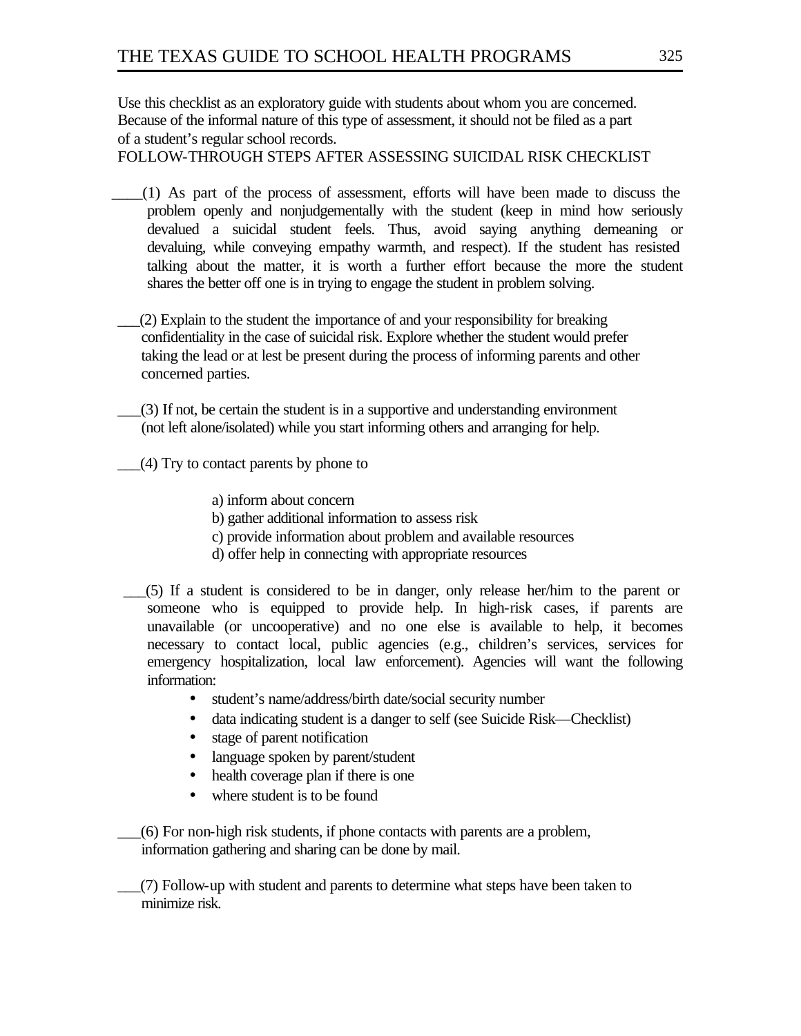Use this checklist as an exploratory guide with students about whom you are concerned. Because of the informal nature of this type of assessment, it should not be filed as a part of a student's regular school records.

FOLLOW-THROUGH STEPS AFTER ASSESSING SUICIDAL RISK CHECKLIST

____(1) As part of the process of assessment, efforts will have been made to discuss the problem openly and nonjudgementally with the student (keep in mind how seriously devalued a suicidal student feels. Thus, avoid saying anything demeaning or devaluing, while conveying empathy warmth, and respect). If the student has resisted talking about the matter, it is worth a further effort because the more the student shares the better off one is in trying to engage the student in problem solving.

___(2) Explain to the student the importance of and your responsibility for breaking confidentiality in the case of suicidal risk. Explore whether the student would prefer taking the lead or at lest be present during the process of informing parents and other concerned parties.

___(3) If not, be certain the student is in a supportive and understanding environment (not left alone/isolated) while you start informing others and arranging for help.

___(4) Try to contact parents by phone to

a) inform about concern
b) gather additional information to assess risk
c) provide information about problem and available resources
d) offer help in connecting with appropriate resources

___(5) If a student is considered to be in danger, only release her/him to the parent or someone who is equipped to provide help. In high-risk cases, if parents are unavailable (or uncooperative) and no one else is available to help, it becomes necessary to contact local, public agencies (e.g., children's services, services for emergency hospitalization, local law enforcement). Agencies will want the following information:

- student's name/address/birth date/social security number
- data indicating student is a danger to self (see Suicide Risk—Checklist)
- stage of parent notification
- language spoken by parent/student
- health coverage plan if there is one
- where student is to be found

___(6) For non-high risk students, if phone contacts with parents are a problem, information gathering and sharing can be done by mail.

___(7) Follow-up with student and parents to determine what steps have been taken to minimize risk.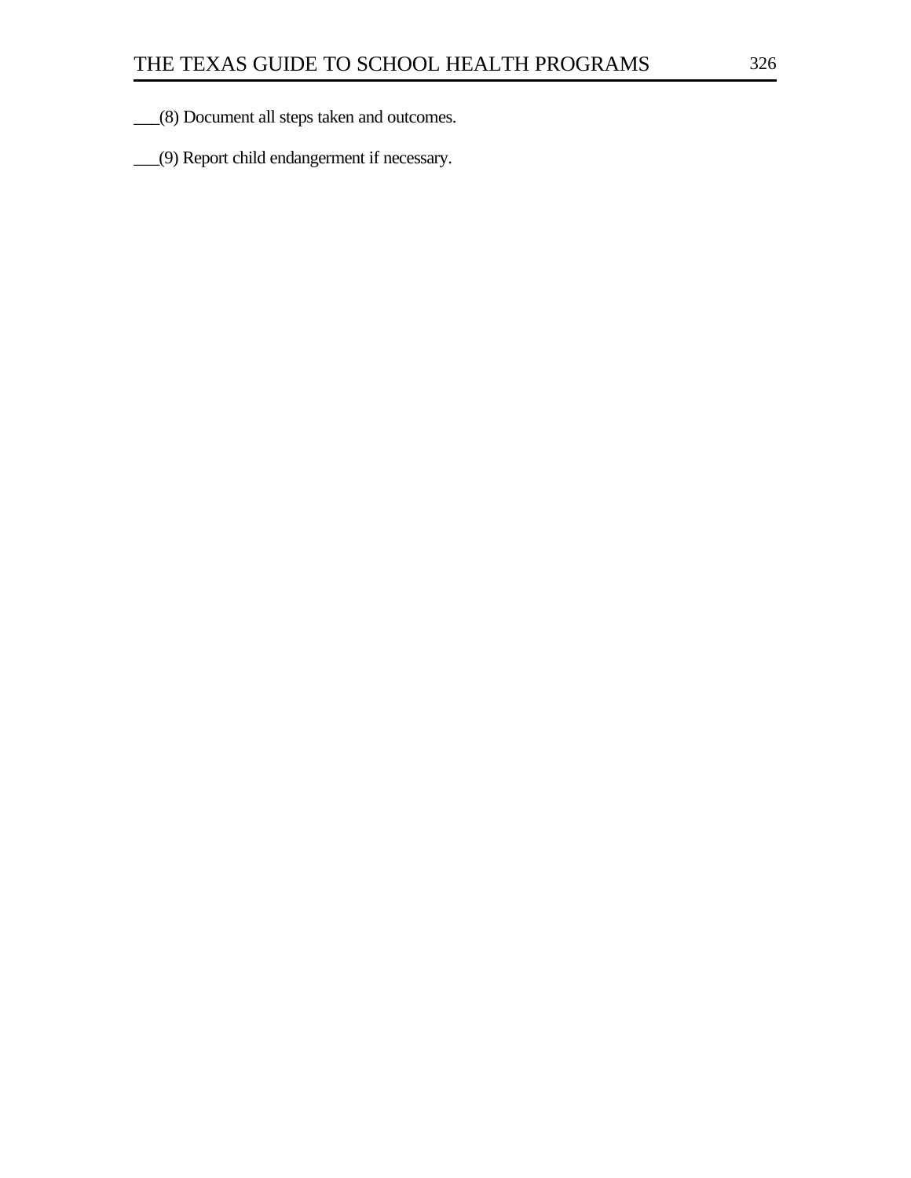___(8) Document all steps taken and outcomes.

___(9) Report child endangerment if necessary.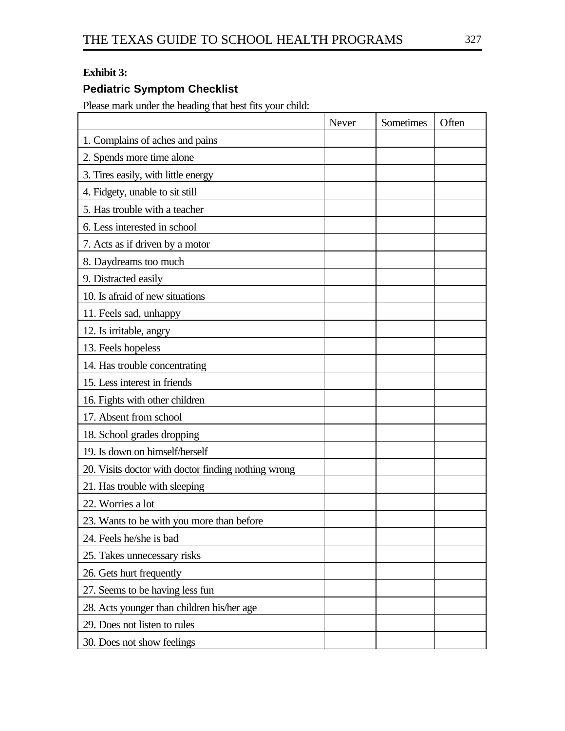**Exhibit 3:**

### Pediatric Symptom Checklist

Please mark under the heading that best fits your child:

| | Never | Sometimes | Often |
|---|---|---|---|
| 1. Complains of aches and pains | | | |
| 2. Spends more time alone | | | |
| 3. Tires easily, with little energy | | | |
| 4. Fidgety, unable to sit still | | | |
| 5. Has trouble with a teacher | | | |
| 6. Less interested in school | | | |
| 7. Acts as if driven by a motor | | | |
| 8. Daydreams too much | | | |
| 9. Distracted easily | | | |
| 10. Is afraid of new situations | | | |
| 11. Feels sad, unhappy | | | |
| 12. Is irritable, angry | | | |
| 13. Feels hopeless | | | |
| 14. Has trouble concentrating | | | |
| 15. Less interest in friends | | | |
| 16. Fights with other children | | | |
| 17. Absent from school | | | |
| 18. School grades dropping | | | |
| 19. Is down on himself/herself | | | |
| 20. Visits doctor with doctor finding nothing wrong | | | |
| 21. Has trouble with sleeping | | | |
| 22. Worries a lot | | | |
| 23. Wants to be with you more than before | | | |
| 24. Feels he/she is bad | | | |
| 25. Takes unnecessary risks | | | |
| 26. Gets hurt frequently | | | |
| 27. Seems to be having less fun | | | |
| 28. Acts younger than children his/her age | | | |
| 29. Does not listen to rules | | | |
| 30. Does not show feelings | | | |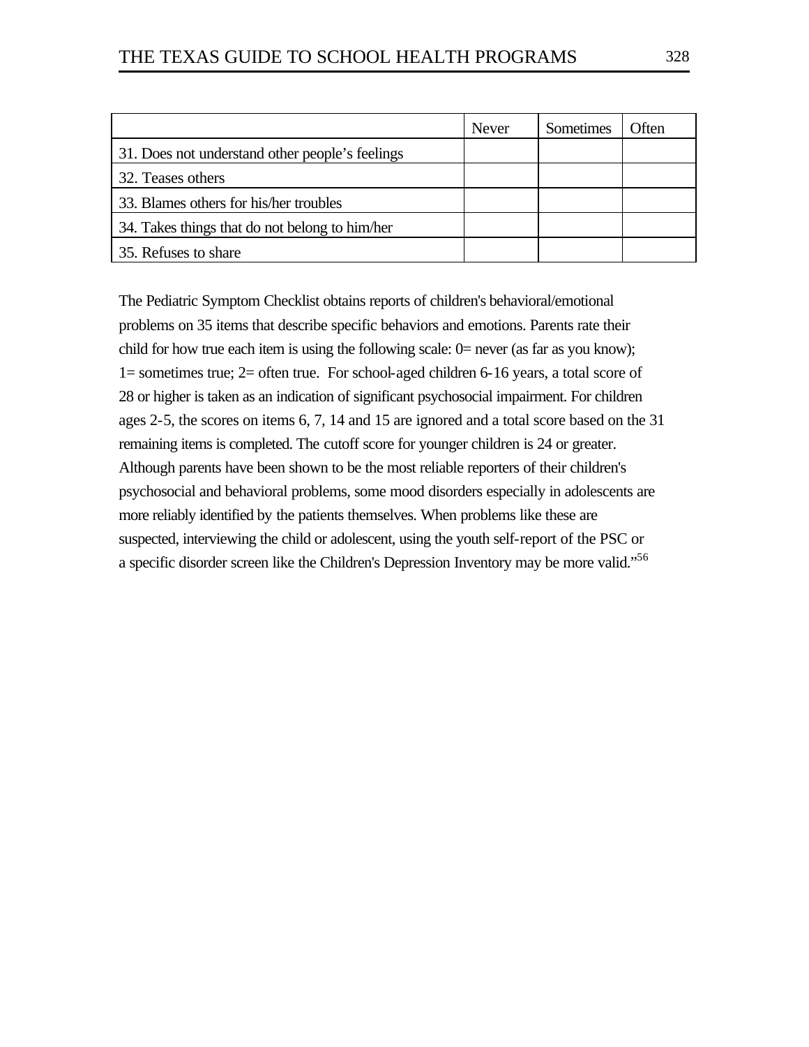| | Never | Sometimes | Often |
|---|---|---|---|
| 31. Does not understand other people's feelings | | | |
| 32. Teases others | | | |
| 33. Blames others for his/her troubles | | | |
| 34. Takes things that do not belong to him/her | | | |
| 35. Refuses to share | | | |

The Pediatric Symptom Checklist obtains reports of children's behavioral/emotional problems on 35 items that describe specific behaviors and emotions. Parents rate their child for how true each item is using the following scale: 0= never (as far as you know); 1= sometimes true; 2= often true. For school-aged children 6-16 years, a total score of 28 or higher is taken as an indication of significant psychosocial impairment. For children ages 2-5, the scores on items 6, 7, 14 and 15 are ignored and a total score based on the 31 remaining items is completed. The cutoff score for younger children is 24 or greater. Although parents have been shown to be the most reliable reporters of their children's psychosocial and behavioral problems, some mood disorders especially in adolescents are more reliably identified by the patients themselves. When problems like these are suspected, interviewing the child or adolescent, using the youth self-report of the PSC or a specific disorder screen like the Children's Depression Inventory may be more valid."[56]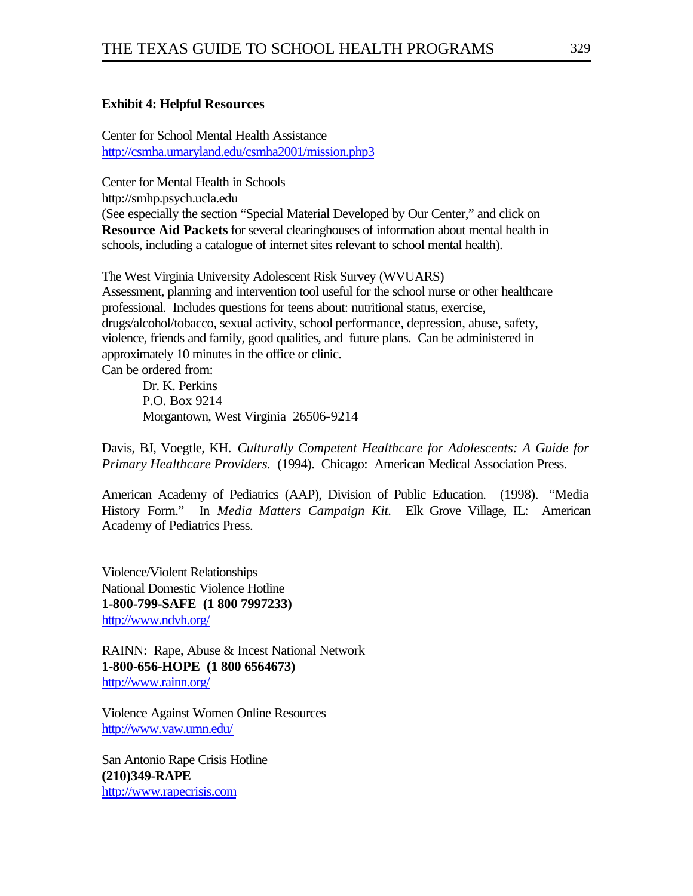**Exhibit 4: Helpful Resources**

Center for School Mental Health Assistance
http://csmha.umaryland.edu/csmha2001/mission.php3

Center for Mental Health in Schools
http://smhp.psych.ucla.edu
(See especially the section "Special Material Developed by Our Center," and click on **Resource Aid Packets** for several clearinghouses of information about mental health in schools, including a catalogue of internet sites relevant to school mental health).

The West Virginia University Adolescent Risk Survey (WVUARS)
Assessment, planning and intervention tool useful for the school nurse or other healthcare professional. Includes questions for teens about: nutritional status, exercise, drugs/alcohol/tobacco, sexual activity, school performance, depression, abuse, safety, violence, friends and family, good qualities, and future plans. Can be administered in approximately 10 minutes in the office or clinic.
Can be ordered from:

Dr. K. Perkins
P.O. Box 9214
Morgantown, West Virginia 26506-9214

Davis, BJ, Voegtle, KH. *Culturally Competent Healthcare for Adolescents: A Guide for Primary Healthcare Providers.* (1994). Chicago: American Medical Association Press.

American Academy of Pediatrics (AAP), Division of Public Education. (1998). "Media History Form." In *Media Matters Campaign Kit.* Elk Grove Village, IL: American Academy of Pediatrics Press.

Violence/Violent Relationships
National Domestic Violence Hotline
**1-800-799-SAFE (1 800 7997233)**
http://www.ndvh.org/

RAINN: Rape, Abuse & Incest National Network
**1-800-656-HOPE (1 800 6564673)**
http://www.rainn.org/

Violence Against Women Online Resources
http://www.vaw.umn.edu/

San Antonio Rape Crisis Hotline
**(210)349-RAPE**
http://www.rapecrisis.com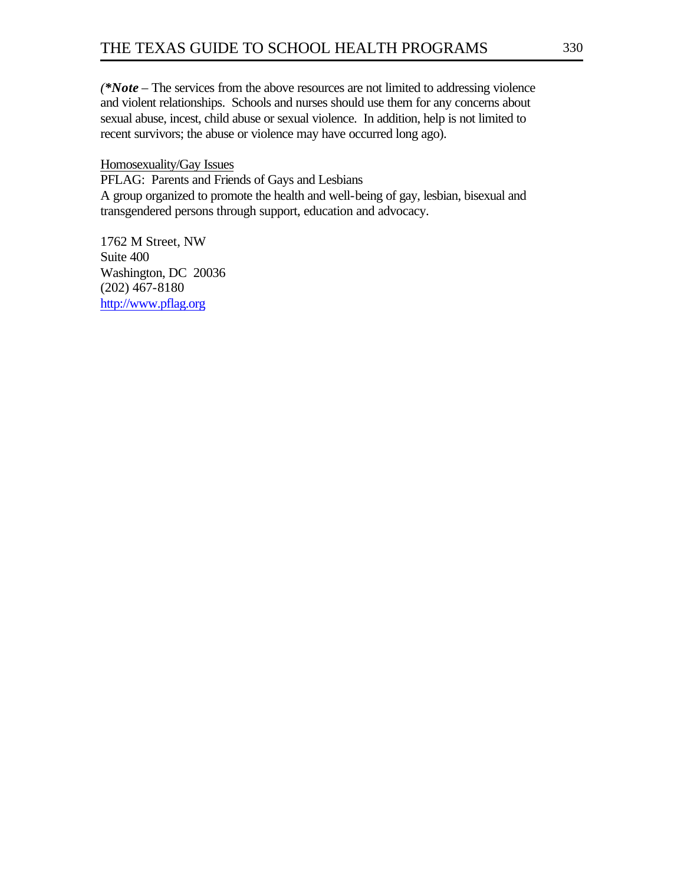(***Note** – The services from the above resources are not limited to addressing violence and violent relationships. Schools and nurses should use them for any concerns about sexual abuse, incest, child abuse or sexual violence. In addition, help is not limited to recent survivors; the abuse or violence may have occurred long ago).

<u>Homosexuality/Gay Issues</u>
PFLAG: Parents and Friends of Gays and Lesbians
A group organized to promote the health and well-being of gay, lesbian, bisexual and transgendered persons through support, education and advocacy.

1762 M Street, NW
Suite 400
Washington, DC 20036
(202) 467-8180
http://www.pflag.org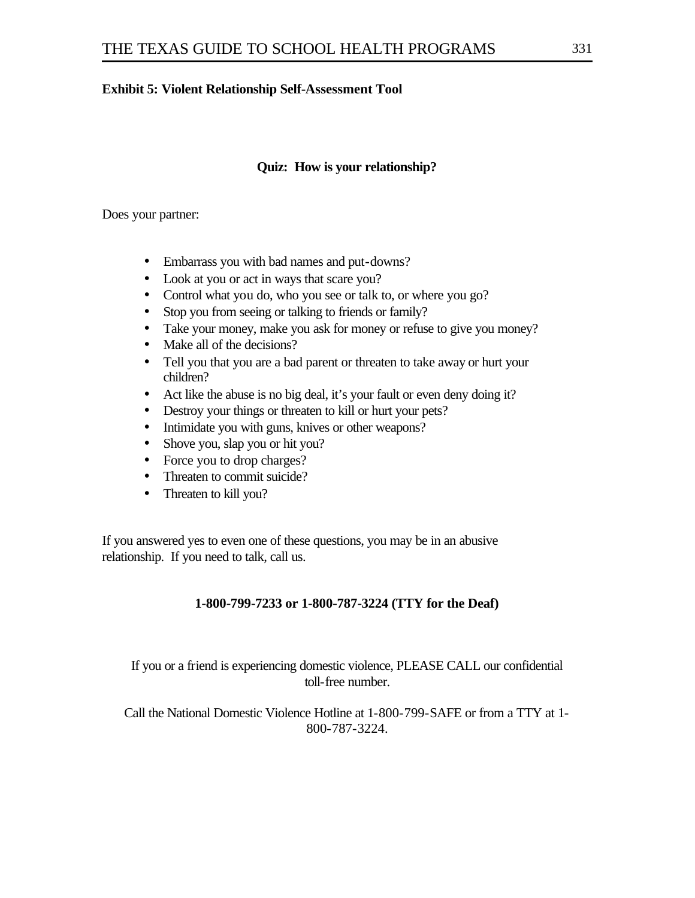**Exhibit 5: Violent Relationship Self-Assessment Tool**

**Quiz: How is your relationship?**

Does your partner:

- Embarrass you with bad names and put-downs?
- Look at you or act in ways that scare you?
- Control what you do, who you see or talk to, or where you go?
- Stop you from seeing or talking to friends or family?
- Take your money, make you ask for money or refuse to give you money?
- Make all of the decisions?
- Tell you that you are a bad parent or threaten to take away or hurt your children?
- Act like the abuse is no big deal, it's your fault or even deny doing it?
- Destroy your things or threaten to kill or hurt your pets?
- Intimidate you with guns, knives or other weapons?
- Shove you, slap you or hit you?
- Force you to drop charges?
- Threaten to commit suicide?
- Threaten to kill you?

If you answered yes to even one of these questions, you may be in an abusive relationship. If you need to talk, call us.

**1-800-799-7233 or 1-800-787-3224 (TTY for the Deaf)**

If you or a friend is experiencing domestic violence, PLEASE CALL our confidential toll-free number.

Call the National Domestic Violence Hotline at 1-800-799-SAFE or from a TTY at 1-800-787-3224.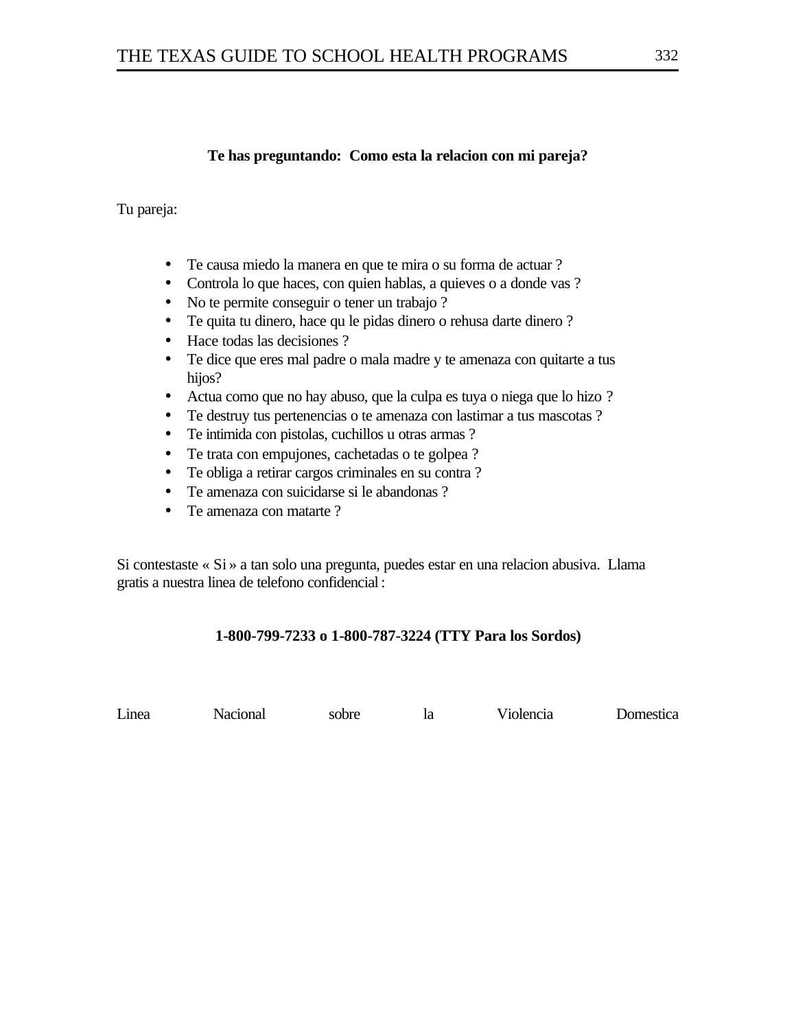**Te has preguntando: Como esta la relacion con mi pareja?**

Tu pareja:

- Te causa miedo la manera en que te mira o su forma de actuar ?
- Controla lo que haces, con quien hablas, a quieves o a donde vas ?
- No te permite conseguir o tener un trabajo ?
- Te quita tu dinero, hace qu le pidas dinero o rehusa darte dinero ?
- Hace todas las decisiones ?
- Te dice que eres mal padre o mala madre y te amenaza con quitarte a tus hijos?
- Actua como que no hay abuso, que la culpa es tuya o niega que lo hizo ?
- Te destruy tus pertenencias o te amenaza con lastimar a tus mascotas ?
- Te intimida con pistolas, cuchillos u otras armas ?
- Te trata con empujones, cachetadas o te golpea ?
- Te obliga a retirar cargos criminales en su contra ?
- Te amenaza con suicidarse si le abandonas ?
- Te amenaza con matarte ?

Si contestaste « Si » a tan solo una pregunta, puedes estar en una relacion abusiva. Llama gratis a nuestra linea de telefono confidencial :

**1-800-799-7233 o 1-800-787-3224 (TTY Para los Sordos)**

Linea Nacional sobre la Violencia Domestica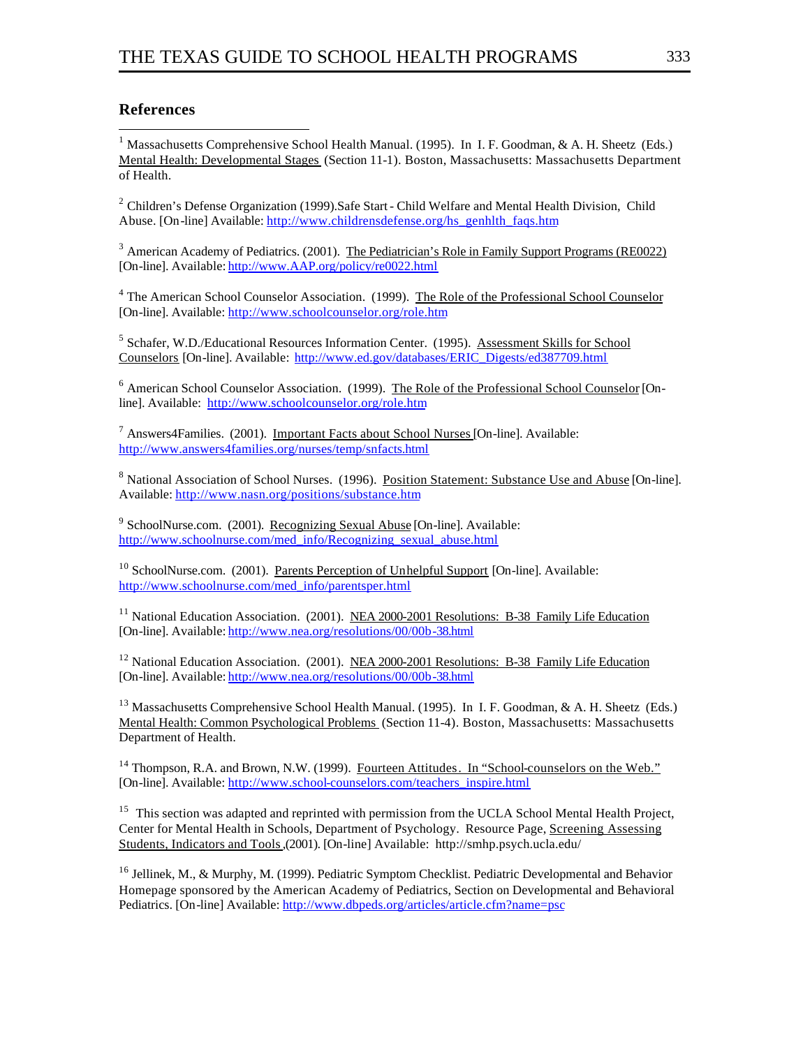## References

[1] Massachusetts Comprehensive School Health Manual. (1995). In I. F. Goodman, & A. H. Sheetz (Eds.) Mental Health: Developmental Stages (Section 11-1). Boston, Massachusetts: Massachusetts Department of Health.

[2] Children's Defense Organization (1999).Safe Start - Child Welfare and Mental Health Division, Child Abuse. [On-line] Available: http://www.childrensdefense.org/hs_genhlth_faqs.htm

[3] American Academy of Pediatrics. (2001). The Pediatrician's Role in Family Support Programs (RE0022) [On-line]. Available: http://www.AAP.org/policy/re0022.html

[4] The American School Counselor Association. (1999). The Role of the Professional School Counselor [On-line]. Available: http://www.schoolcounselor.org/role.htm

[5] Schafer, W.D./Educational Resources Information Center. (1995). Assessment Skills for School Counselors [On-line]. Available: http://www.ed.gov/databases/ERIC_Digests/ed387709.html

[6] American School Counselor Association. (1999). The Role of the Professional School Counselor [On-line]. Available: http://www.schoolcounselor.org/role.htm

[7] Answers4Families. (2001). Important Facts about School Nurses [On-line]. Available: http://www.answers4families.org/nurses/temp/snfacts.html

[8] National Association of School Nurses. (1996). Position Statement: Substance Use and Abuse [On-line]. Available: http://www.nasn.org/positions/substance.htm

[9] SchoolNurse.com. (2001). Recognizing Sexual Abuse [On-line]. Available: http://www.schoolnurse.com/med_info/Recognizing_sexual_abuse.html

[10] SchoolNurse.com. (2001). Parents Perception of Unhelpful Support [On-line]. Available: http://www.schoolnurse.com/med_info/parentsper.html

[11] National Education Association. (2001). NEA 2000-2001 Resolutions: B-38 Family Life Education [On-line]. Available: http://www.nea.org/resolutions/00/00b-38.html

[12] National Education Association. (2001). NEA 2000-2001 Resolutions: B-38 Family Life Education [On-line]. Available: http://www.nea.org/resolutions/00/00b-38.html

[13] Massachusetts Comprehensive School Health Manual. (1995). In I. F. Goodman, & A. H. Sheetz (Eds.) Mental Health: Common Psychological Problems (Section 11-4). Boston, Massachusetts: Massachusetts Department of Health.

[14] Thompson, R.A. and Brown, N.W. (1999). Fourteen Attitudes. In "School-counselors on the Web." [On-line]. Available: http://www.school-counselors.com/teachers_inspire.html

[15] This section was adapted and reprinted with permission from the UCLA School Mental Health Project, Center for Mental Health in Schools, Department of Psychology. Resource Page, Screening Assessing Students, Indicators and Tools ,(2001). [On-line] Available: http://smhp.psych.ucla.edu/

[16] Jellinek, M., & Murphy, M. (1999). Pediatric Symptom Checklist. Pediatric Developmental and Behavior Homepage sponsored by the American Academy of Pediatrics, Section on Developmental and Behavioral Pediatrics. [On-line] Available: http://www.dbpeds.org/articles/article.cfm?name=psc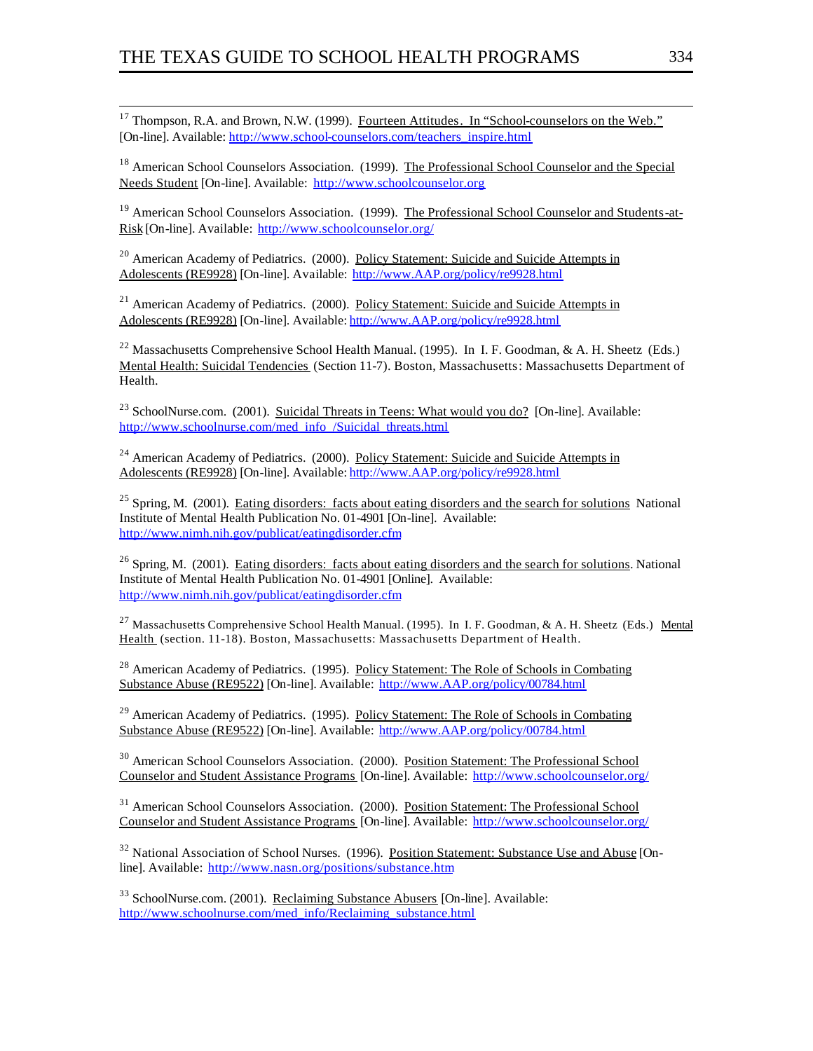[17] Thompson, R.A. and Brown, N.W. (1999). Fourteen Attitudes. In "School-counselors on the Web." [On-line]. Available: http://www.school-counselors.com/teachers_inspire.html

[18] American School Counselors Association. (1999). The Professional School Counselor and the Special Needs Student [On-line]. Available: http://www.schoolcounselor.org

[19] American School Counselors Association. (1999). The Professional School Counselor and Students-at-Risk [On-line]. Available: http://www.schoolcounselor.org/

[20] American Academy of Pediatrics. (2000). Policy Statement: Suicide and Suicide Attempts in Adolescents (RE9928) [On-line]. Available: http://www.AAP.org/policy/re9928.html

[21] American Academy of Pediatrics. (2000). Policy Statement: Suicide and Suicide Attempts in Adolescents (RE9928) [On-line]. Available: http://www.AAP.org/policy/re9928.html

[22] Massachusetts Comprehensive School Health Manual. (1995). In I. F. Goodman, & A. H. Sheetz (Eds.) Mental Health: Suicidal Tendencies (Section 11-7). Boston, Massachusetts: Massachusetts Department of Health.

[23] SchoolNurse.com. (2001). Suicidal Threats in Teens: What would you do? [On-line]. Available: http://www.schoolnurse.com/med_info_/Suicidal_threats.html

[24] American Academy of Pediatrics. (2000). Policy Statement: Suicide and Suicide Attempts in Adolescents (RE9928) [On-line]. Available: http://www.AAP.org/policy/re9928.html

[25] Spring, M. (2001). Eating disorders: facts about eating disorders and the search for solutions National Institute of Mental Health Publication No. 01-4901 [On-line]. Available: http://www.nimh.nih.gov/publicat/eatingdisorder.cfm

[26] Spring, M. (2001). Eating disorders: facts about eating disorders and the search for solutions. National Institute of Mental Health Publication No. 01-4901 [Online]. Available: http://www.nimh.nih.gov/publicat/eatingdisorder.cfm

[27] Massachusetts Comprehensive School Health Manual. (1995). In I. F. Goodman, & A. H. Sheetz (Eds.) Mental Health (section. 11-18). Boston, Massachusetts: Massachusetts Department of Health.

[28] American Academy of Pediatrics. (1995). Policy Statement: The Role of Schools in Combating Substance Abuse (RE9522) [On-line]. Available: http://www.AAP.org/policy/00784.html

[29] American Academy of Pediatrics. (1995). Policy Statement: The Role of Schools in Combating Substance Abuse (RE9522) [On-line]. Available: http://www.AAP.org/policy/00784.html

[30] American School Counselors Association. (2000). Position Statement: The Professional School Counselor and Student Assistance Programs [On-line]. Available: http://www.schoolcounselor.org/

[31] American School Counselors Association. (2000). Position Statement: The Professional School Counselor and Student Assistance Programs [On-line]. Available: http://www.schoolcounselor.org/

[32] National Association of School Nurses. (1996). Position Statement: Substance Use and Abuse [On-line]. Available: http://www.nasn.org/positions/substance.htm

[33] SchoolNurse.com. (2001). Reclaiming Substance Abusers [On-line]. Available: http://www.schoolnurse.com/med_info/Reclaiming_substance.html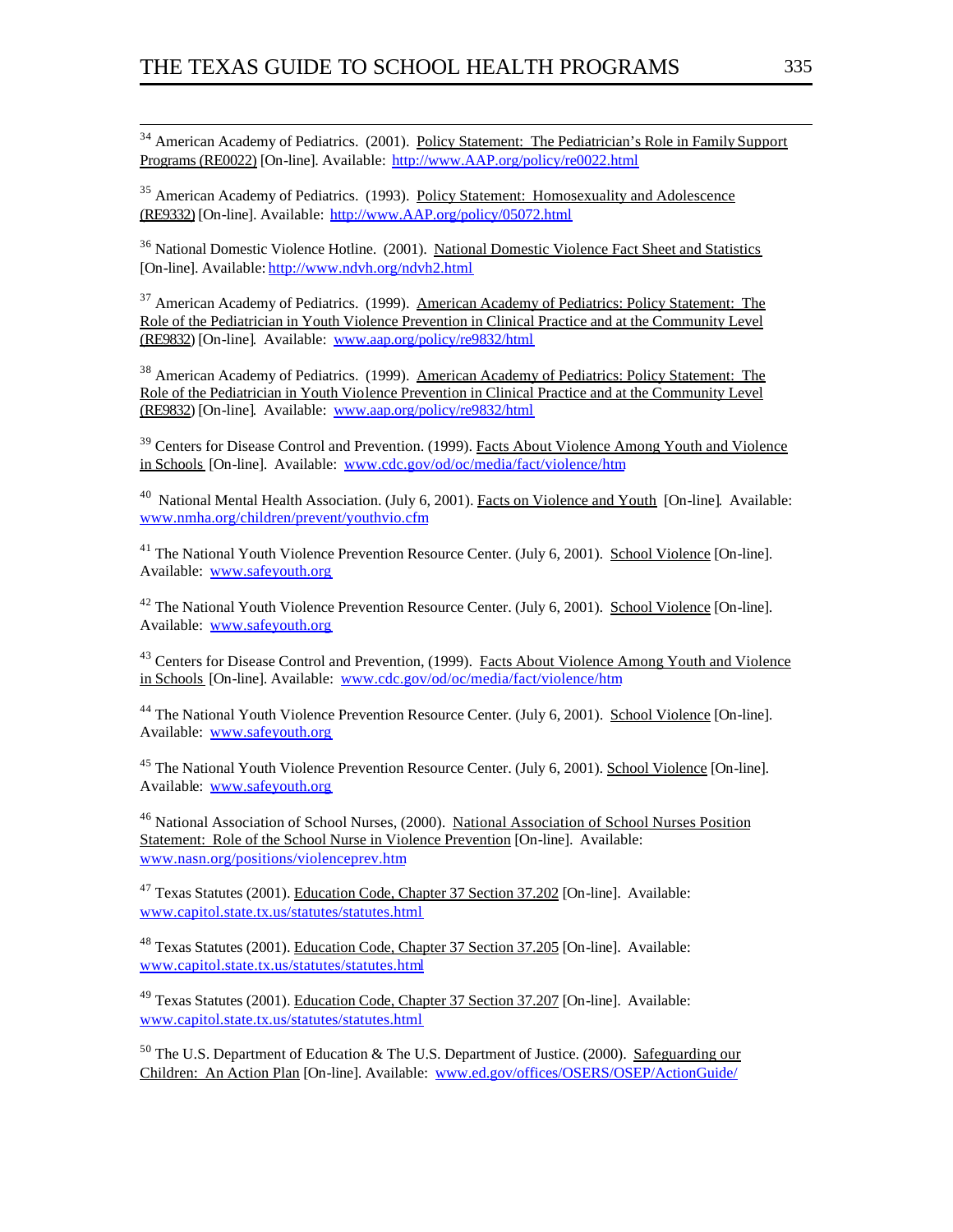[34] American Academy of Pediatrics. (2001). Policy Statement: The Pediatrician's Role in Family Support Programs (RE0022) [On-line]. Available: http://www.AAP.org/policy/re0022.html

[35] American Academy of Pediatrics. (1993). Policy Statement: Homosexuality and Adolescence (RE9332) [On-line]. Available: http://www.AAP.org/policy/05072.html

[36] National Domestic Violence Hotline. (2001). National Domestic Violence Fact Sheet and Statistics [On-line]. Available: http://www.ndvh.org/ndvh2.html

[37] American Academy of Pediatrics. (1999). American Academy of Pediatrics: Policy Statement: The Role of the Pediatrician in Youth Violence Prevention in Clinical Practice and at the Community Level (RE9832) [On-line]. Available: www.aap.org/policy/re9832/html

[38] American Academy of Pediatrics. (1999). American Academy of Pediatrics: Policy Statement: The Role of the Pediatrician in Youth Violence Prevention in Clinical Practice and at the Community Level (RE9832) [On-line]. Available: www.aap.org/policy/re9832/html

[39] Centers for Disease Control and Prevention. (1999). Facts About Violence Among Youth and Violence in Schools [On-line]. Available: www.cdc.gov/od/oc/media/fact/violence/htm

[40] National Mental Health Association. (July 6, 2001). Facts on Violence and Youth [On-line]. Available: www.nmha.org/children/prevent/youthvio.cfm

[41] The National Youth Violence Prevention Resource Center. (July 6, 2001). School Violence [On-line]. Available: www.safeyouth.org

[42] The National Youth Violence Prevention Resource Center. (July 6, 2001). School Violence [On-line]. Available: www.safeyouth.org

[43] Centers for Disease Control and Prevention, (1999). Facts About Violence Among Youth and Violence in Schools [On-line]. Available: www.cdc.gov/od/oc/media/fact/violence/htm

[44] The National Youth Violence Prevention Resource Center. (July 6, 2001). School Violence [On-line]. Available: www.safeyouth.org

[45] The National Youth Violence Prevention Resource Center. (July 6, 2001). School Violence [On-line]. Available: www.safeyouth.org

[46] National Association of School Nurses, (2000). National Association of School Nurses Position Statement: Role of the School Nurse in Violence Prevention [On-line]. Available: www.nasn.org/positions/violenceprev.htm

[47] Texas Statutes (2001). Education Code, Chapter 37 Section 37.202 [On-line]. Available: www.capitol.state.tx.us/statutes/statutes.html

[48] Texas Statutes (2001). Education Code, Chapter 37 Section 37.205 [On-line]. Available: www.capitol.state.tx.us/statutes/statutes.html

[49] Texas Statutes (2001). Education Code, Chapter 37 Section 37.207 [On-line]. Available: www.capitol.state.tx.us/statutes/statutes.html

[50] The U.S. Department of Education & The U.S. Department of Justice. (2000). Safeguarding our Children: An Action Plan [On-line]. Available: www.ed.gov/offices/OSERS/OSEP/ActionGuide/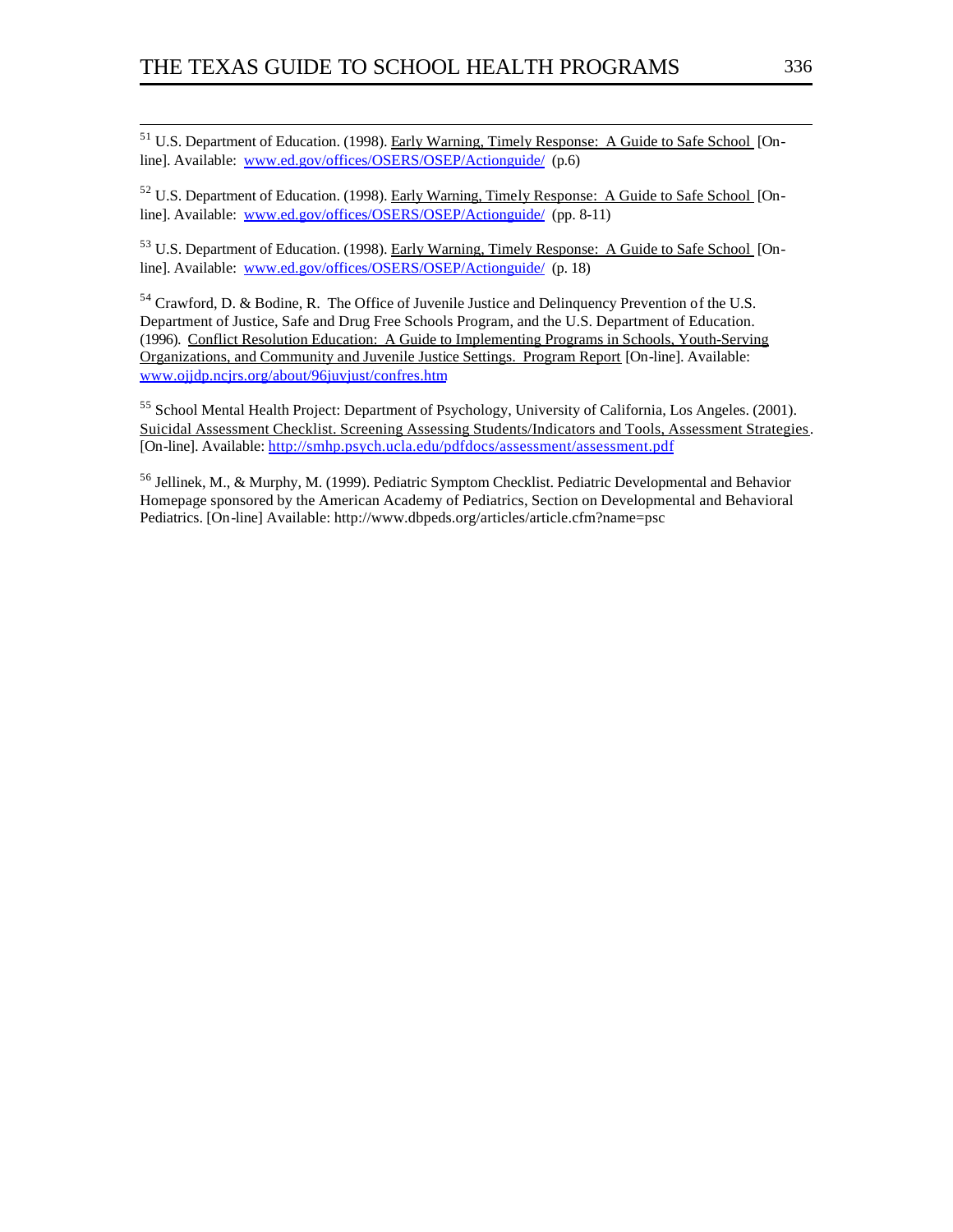[51] U.S. Department of Education. (1998). Early Warning, Timely Response: A Guide to Safe School [On-line]. Available: www.ed.gov/offices/OSERS/OSEP/Actionguide/ (p.6)

[52] U.S. Department of Education. (1998). Early Warning, Timely Response: A Guide to Safe School [On-line]. Available: www.ed.gov/offices/OSERS/OSEP/Actionguide/ (pp. 8-11)

[53] U.S. Department of Education. (1998). Early Warning, Timely Response: A Guide to Safe School [On-line]. Available: www.ed.gov/offices/OSERS/OSEP/Actionguide/ (p. 18)

[54] Crawford, D. & Bodine, R. The Office of Juvenile Justice and Delinquency Prevention of the U.S. Department of Justice, Safe and Drug Free Schools Program, and the U.S. Department of Education. (1996). Conflict Resolution Education: A Guide to Implementing Programs in Schools, Youth-Serving Organizations, and Community and Juvenile Justice Settings. Program Report [On-line]. Available: www.ojjdp.ncjrs.org/about/96juvjust/confres.htm

[55] School Mental Health Project: Department of Psychology, University of California, Los Angeles. (2001). Suicidal Assessment Checklist. Screening Assessing Students/Indicators and Tools, Assessment Strategies. [On-line]. Available: http://smhp.psych.ucla.edu/pdfdocs/assessment/assessment.pdf

[56] Jellinek, M., & Murphy, M. (1999). Pediatric Symptom Checklist. Pediatric Developmental and Behavior Homepage sponsored by the American Academy of Pediatrics, Section on Developmental and Behavioral Pediatrics. [On-line] Available: http://www.dbpeds.org/articles/article.cfm?name=psc